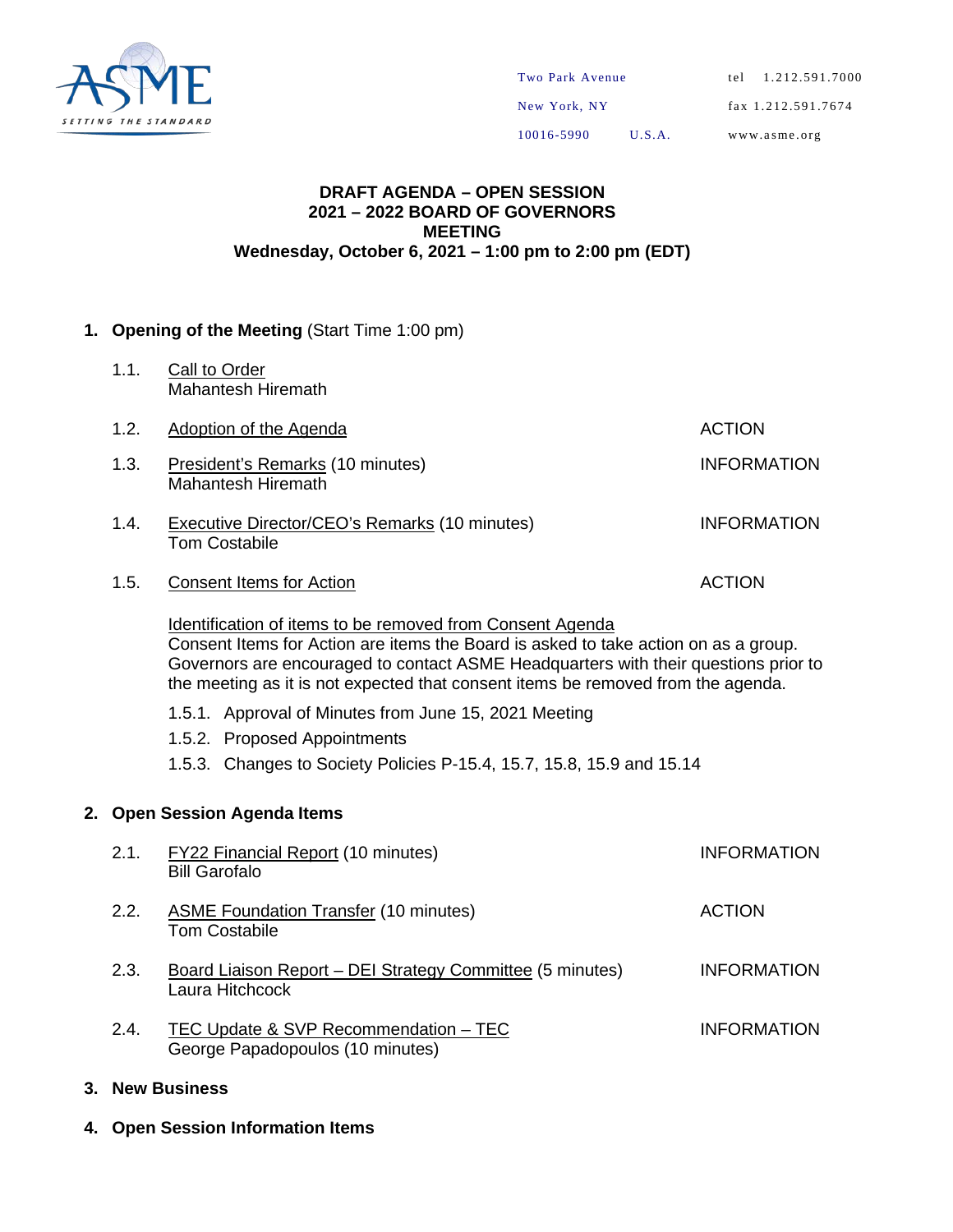Two Park Avenue
New York, NY
10016-5990 U.S.A.

tel 1.212.591.7000
fax 1.212.591.7674
www.asme.org

# DRAFT AGENDA – OPEN SESSION
# 2021 – 2022 BOARD OF GOVERNORS MEETING
## Wednesday, October 6, 2021 – 1:00 pm to 2:00 pm (EDT)

**1. Opening of the Meeting** (Start Time 1:00 pm)

| | | |
|---|---|---|
| 1.1. | Call to Order<br>Mahantesh Hiremath | |
| 1.2. | Adoption of the Agenda | ACTION |
| 1.3. | President's Remarks (10 minutes)<br>Mahantesh Hiremath | INFORMATION |
| 1.4. | Executive Director/CEO's Remarks (10 minutes)<br>Tom Costabile | INFORMATION |
| 1.5. | Consent Items for Action | ACTION |

Identification of items to be removed from Consent Agenda
Consent Items for Action are items the Board is asked to take action on as a group. Governors are encouraged to contact ASME Headquarters with their questions prior to the meeting as it is not expected that consent items be removed from the agenda.

- 1.5.1. Approval of Minutes from June 15, 2021 Meeting
- 1.5.2. Proposed Appointments
- 1.5.3. Changes to Society Policies P-15.4, 15.7, 15.8, 15.9 and 15.14

**2. Open Session Agenda Items**

| | | |
|---|---|---|
| 2.1. | FY22 Financial Report (10 minutes)<br>Bill Garofalo | INFORMATION |
| 2.2. | ASME Foundation Transfer (10 minutes)<br>Tom Costabile | ACTION |
| 2.3. | Board Liaison Report – DEI Strategy Committee (5 minutes)<br>Laura Hitchcock | INFORMATION |
| 2.4. | TEC Update & SVP Recommendation – TEC<br>George Papadopoulos (10 minutes) | INFORMATION |

**3. New Business**

**4. Open Session Information Items**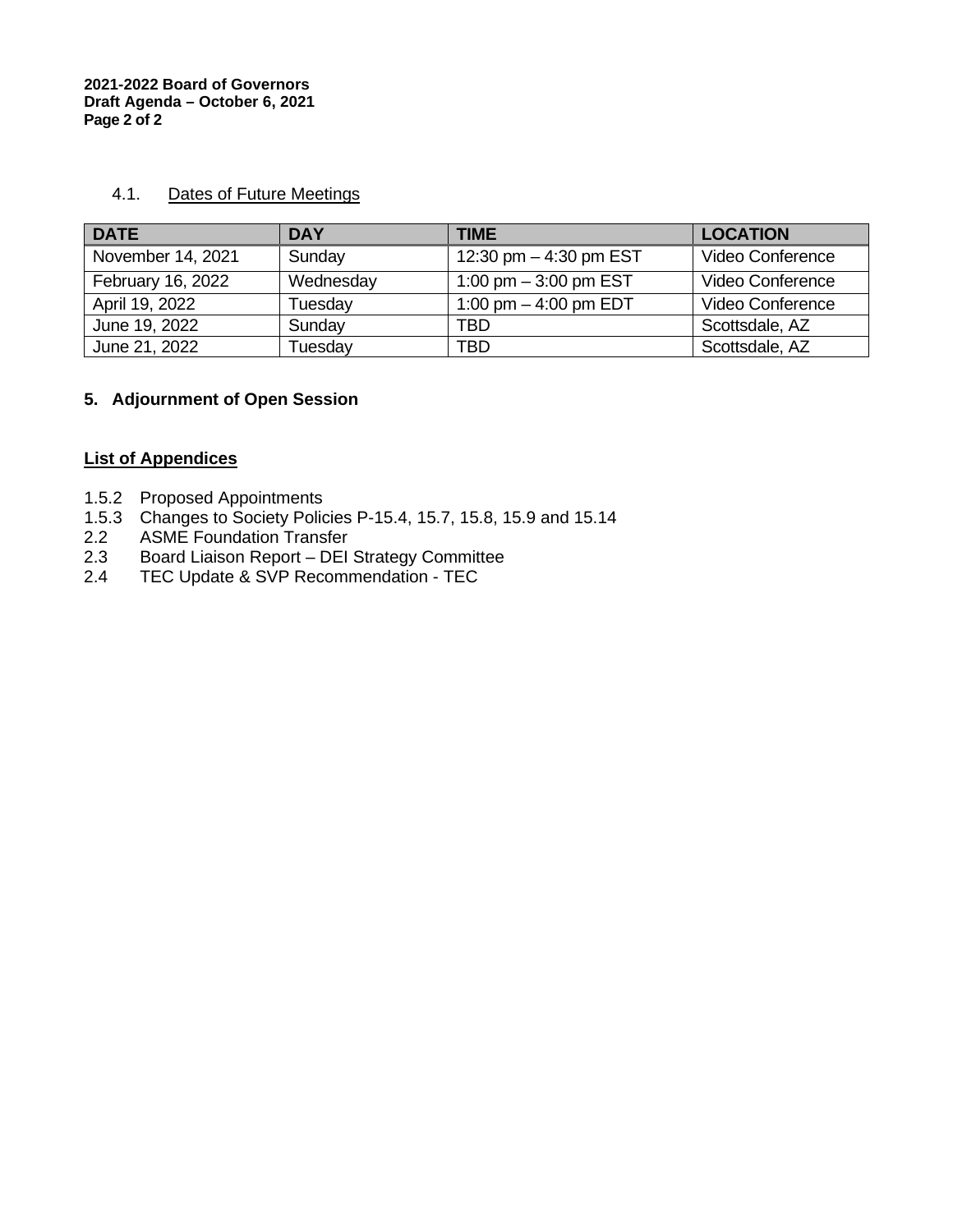### 4.1. Dates of Future Meetings

| DATE | DAY | TIME | LOCATION |
|---|---|---|---|
| November 14, 2021 | Sunday | 12:30 pm – 4:30 pm EST | Video Conference |
| February 16, 2022 | Wednesday | 1:00 pm – 3:00 pm EST | Video Conference |
| April 19, 2022 | Tuesday | 1:00 pm – 4:00 pm EDT | Video Conference |
| June 19, 2022 | Sunday | TBD | Scottsdale, AZ |
| June 21, 2022 | Tuesday | TBD | Scottsdale, AZ |

## 5. Adjournment of Open Session

## List of Appendices

- 1.5.2 Proposed Appointments
- 1.5.3 Changes to Society Policies P-15.4, 15.7, 15.8, 15.9 and 15.14
- 2.2 ASME Foundation Transfer
- 2.3 Board Liaison Report – DEI Strategy Committee
- 2.4 TEC Update & SVP Recommendation - TEC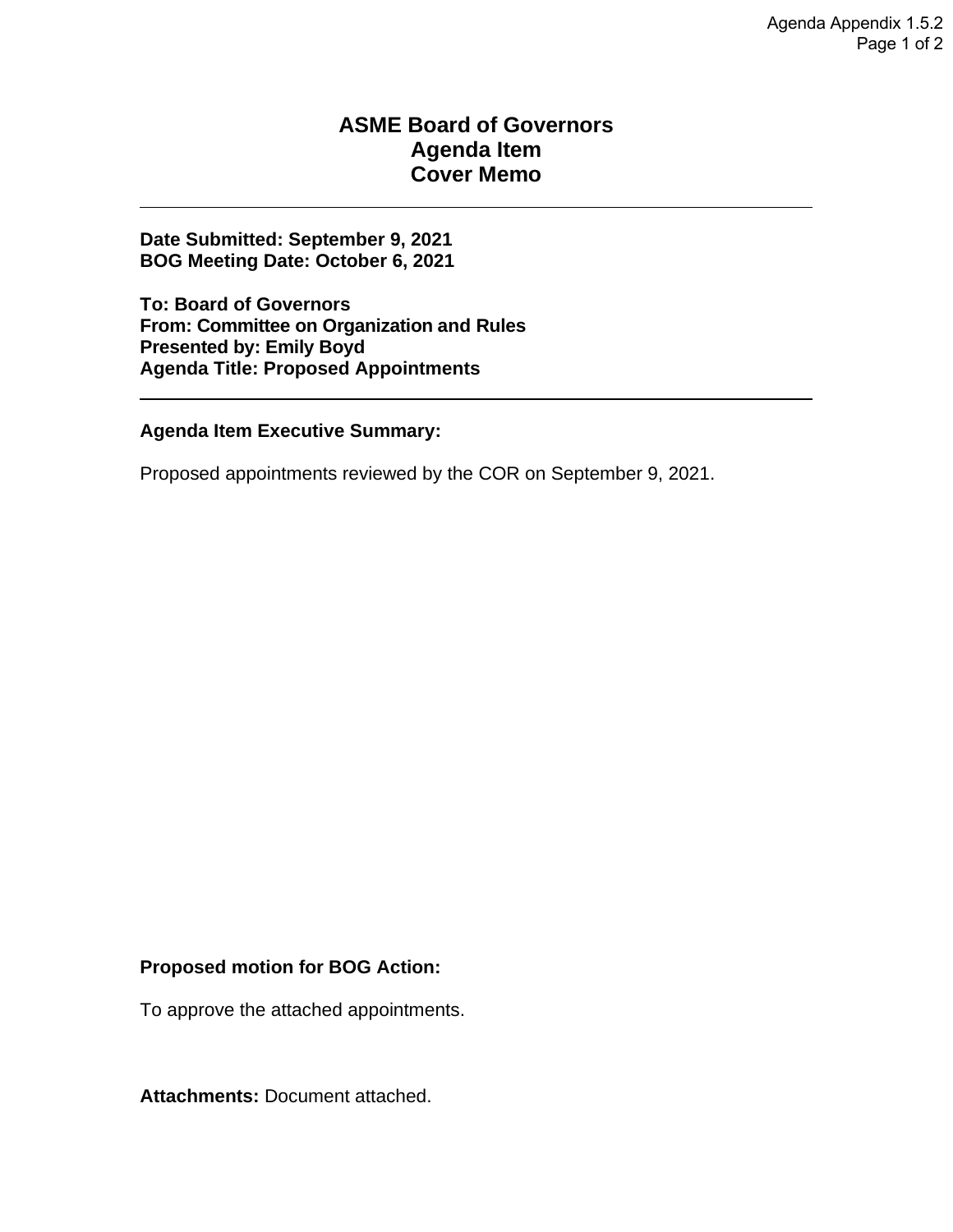# ASME Board of Governors
# Agenda Item
# Cover Memo

---

**Date Submitted: September 9, 2021**
**BOG Meeting Date: October 6, 2021**

**To: Board of Governors**
**From: Committee on Organization and Rules**
**Presented by: Emily Boyd**
**Agenda Title: Proposed Appointments**

---

**Agenda Item Executive Summary:**

Proposed appointments reviewed by the COR on September 9, 2021.

**Proposed motion for BOG Action:**

To approve the attached appointments.

**Attachments:** Document attached.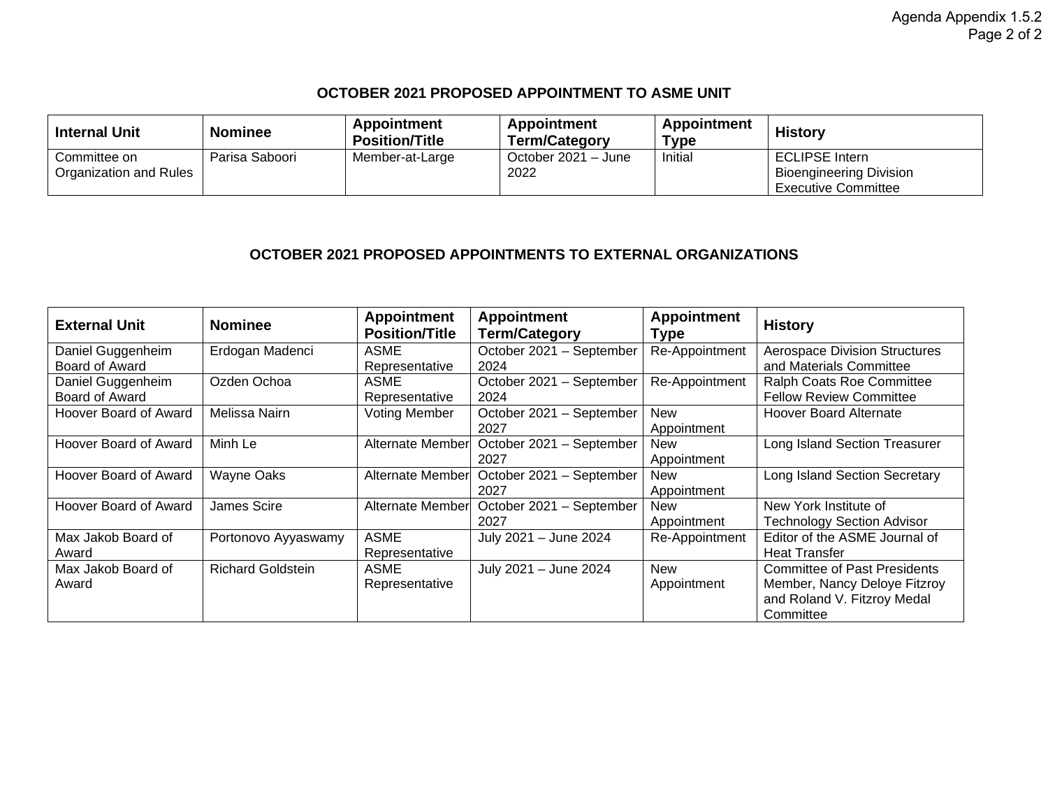## OCTOBER 2021 PROPOSED APPOINTMENT TO ASME UNIT

| Internal Unit | Nominee | Appointment Position/Title | Appointment Term/Category | Appointment Type | History |
|---|---|---|---|---|---|
| Committee on Organization and Rules | Parisa Saboori | Member-at-Large | October 2021 – June 2022 | Initial | ECLIPSE Intern Bioengineering Division Executive Committee |

## OCTOBER 2021 PROPOSED APPOINTMENTS TO EXTERNAL ORGANIZATIONS

| External Unit | Nominee | Appointment Position/Title | Appointment Term/Category | Appointment Type | History |
|---|---|---|---|---|---|
| Daniel Guggenheim Board of Award | Erdogan Madenci | ASME Representative | October 2021 – September 2024 | Re-Appointment | Aerospace Division Structures and Materials Committee |
| Daniel Guggenheim Board of Award | Ozden Ochoa | ASME Representative | October 2021 – September 2024 | Re-Appointment | Ralph Coats Roe Committee Fellow Review Committee |
| Hoover Board of Award | Melissa Nairn | Voting Member | October 2021 – September 2027 | New Appointment | Hoover Board Alternate |
| Hoover Board of Award | Minh Le | Alternate Member | October 2021 – September 2027 | New Appointment | Long Island Section Treasurer |
| Hoover Board of Award | Wayne Oaks | Alternate Member | October 2021 – September 2027 | New Appointment | Long Island Section Secretary |
| Hoover Board of Award | James Scire | Alternate Member | October 2021 – September 2027 | New Appointment | New York Institute of Technology Section Advisor |
| Max Jakob Board of Award | Portonovo Ayyaswamy | ASME Representative | July 2021 – June 2024 | Re-Appointment | Editor of the ASME Journal of Heat Transfer |
| Max Jakob Board of Award | Richard Goldstein | ASME Representative | July 2021 – June 2024 | New Appointment | Committee of Past Presidents Member, Nancy Deloye Fitzroy and Roland V. Fitzroy Medal Committee |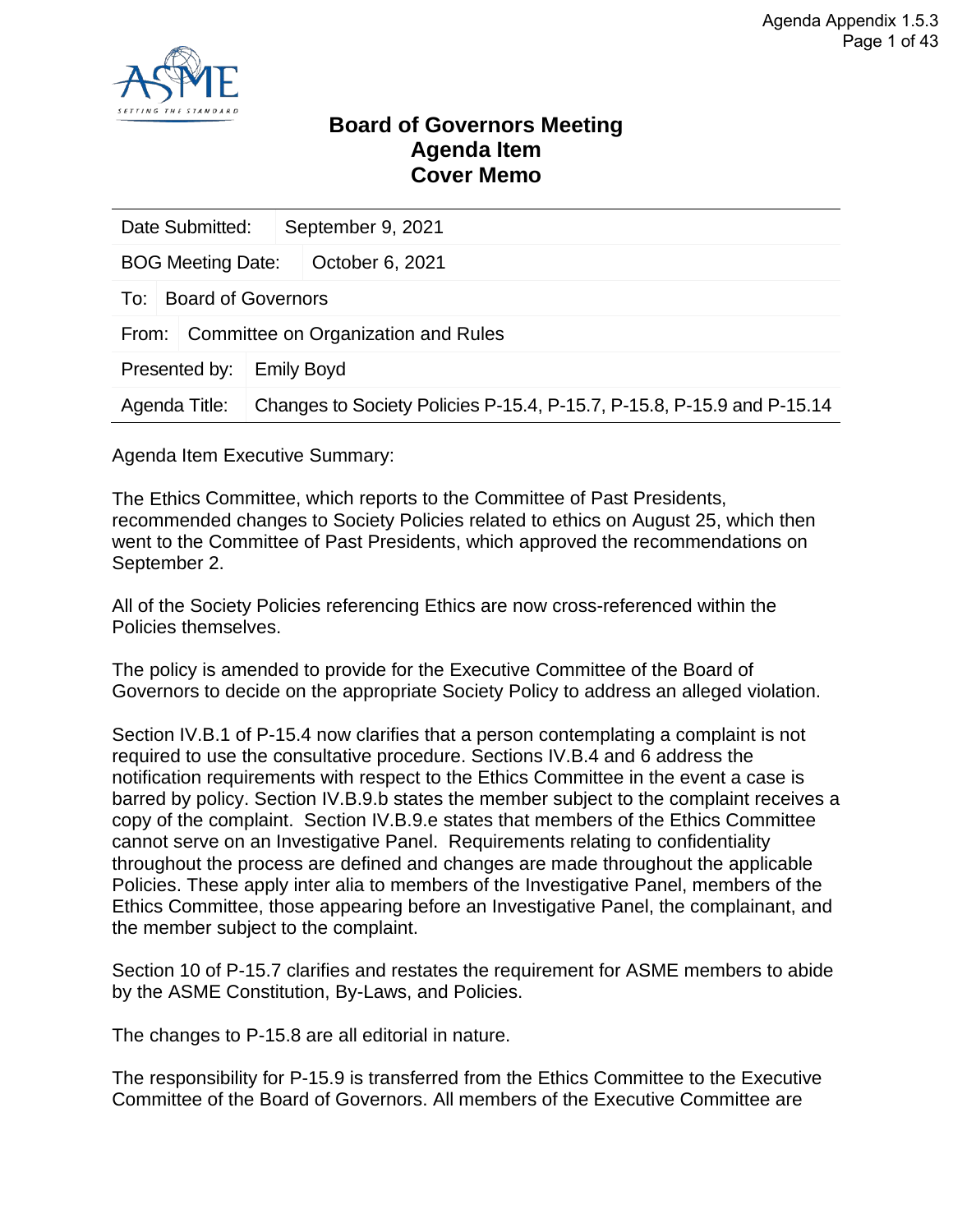# Board of Governors Meeting
# Agenda Item
# Cover Memo

| | |
|---|---|
| Date Submitted: | September 9, 2021 |
| BOG Meeting Date: | October 6, 2021 |
| To: | Board of Governors |
| From: | Committee on Organization and Rules |
| Presented by: | Emily Boyd |
| Agenda Title: | Changes to Society Policies P-15.4, P-15.7, P-15.8, P-15.9 and P-15.14 |

Agenda Item Executive Summary:

The Ethics Committee, which reports to the Committee of Past Presidents, recommended changes to Society Policies related to ethics on August 25, which then went to the Committee of Past Presidents, which approved the recommendations on September 2.

All of the Society Policies referencing Ethics are now cross-referenced within the Policies themselves.

The policy is amended to provide for the Executive Committee of the Board of Governors to decide on the appropriate Society Policy to address an alleged violation.

Section IV.B.1 of P-15.4 now clarifies that a person contemplating a complaint is not required to use the consultative procedure. Sections IV.B.4 and 6 address the notification requirements with respect to the Ethics Committee in the event a case is barred by policy. Section IV.B.9.b states the member subject to the complaint receives a copy of the complaint. Section IV.B.9.e states that members of the Ethics Committee cannot serve on an Investigative Panel. Requirements relating to confidentiality throughout the process are defined and changes are made throughout the applicable Policies. These apply inter alia to members of the Investigative Panel, members of the Ethics Committee, those appearing before an Investigative Panel, the complainant, and the member subject to the complaint.

Section 10 of P-15.7 clarifies and restates the requirement for ASME members to abide by the ASME Constitution, By-Laws, and Policies.

The changes to P-15.8 are all editorial in nature.

The responsibility for P-15.9 is transferred from the Ethics Committee to the Executive Committee of the Board of Governors. All members of the Executive Committee are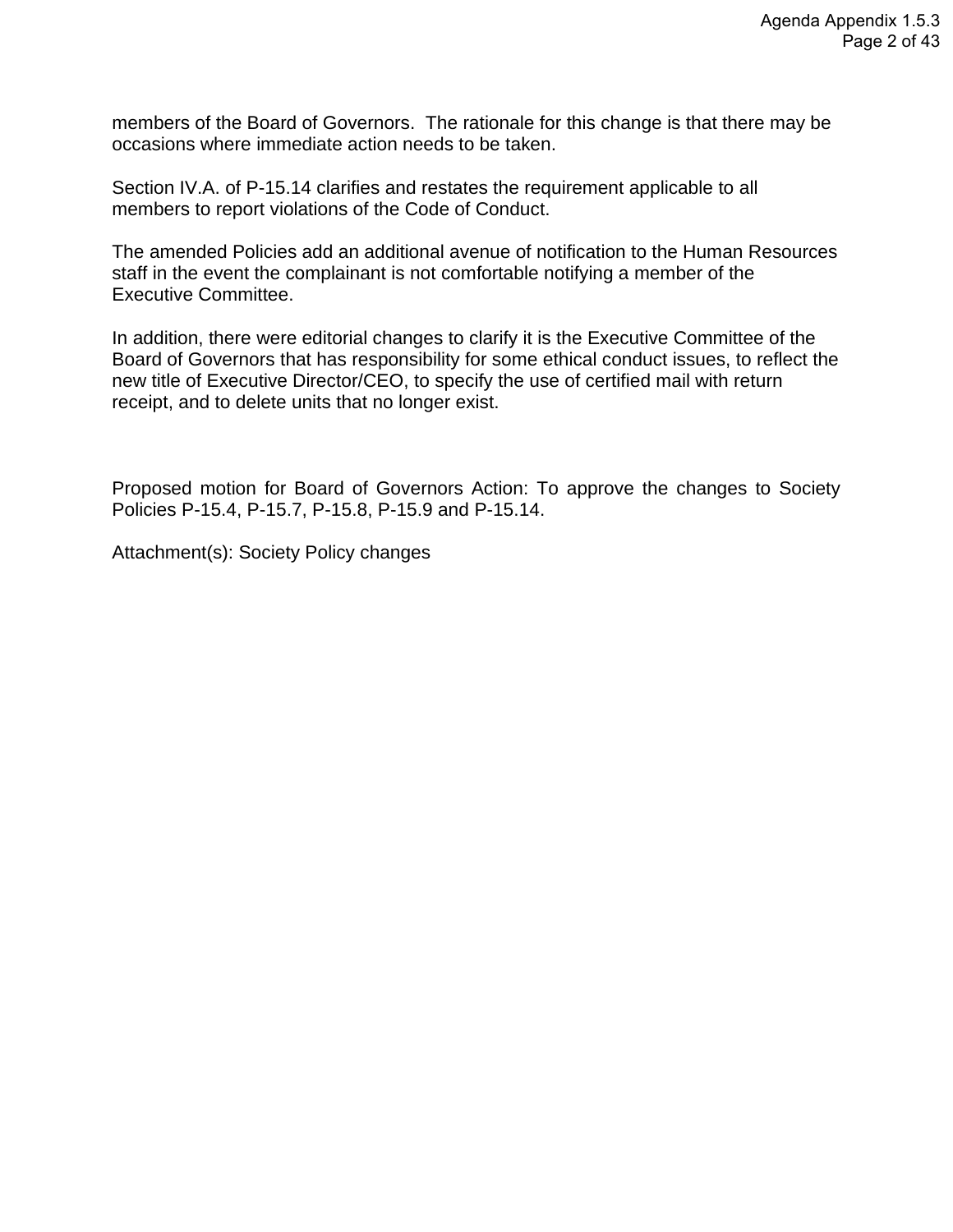members of the Board of Governors. The rationale for this change is that there may be occasions where immediate action needs to be taken.

Section IV.A. of P-15.14 clarifies and restates the requirement applicable to all members to report violations of the Code of Conduct.

The amended Policies add an additional avenue of notification to the Human Resources staff in the event the complainant is not comfortable notifying a member of the Executive Committee.

In addition, there were editorial changes to clarify it is the Executive Committee of the Board of Governors that has responsibility for some ethical conduct issues, to reflect the new title of Executive Director/CEO, to specify the use of certified mail with return receipt, and to delete units that no longer exist.

Proposed motion for Board of Governors Action: To approve the changes to Society Policies P-15.4, P-15.7, P-15.8, P-15.9 and P-15.14.

Attachment(s): Society Policy changes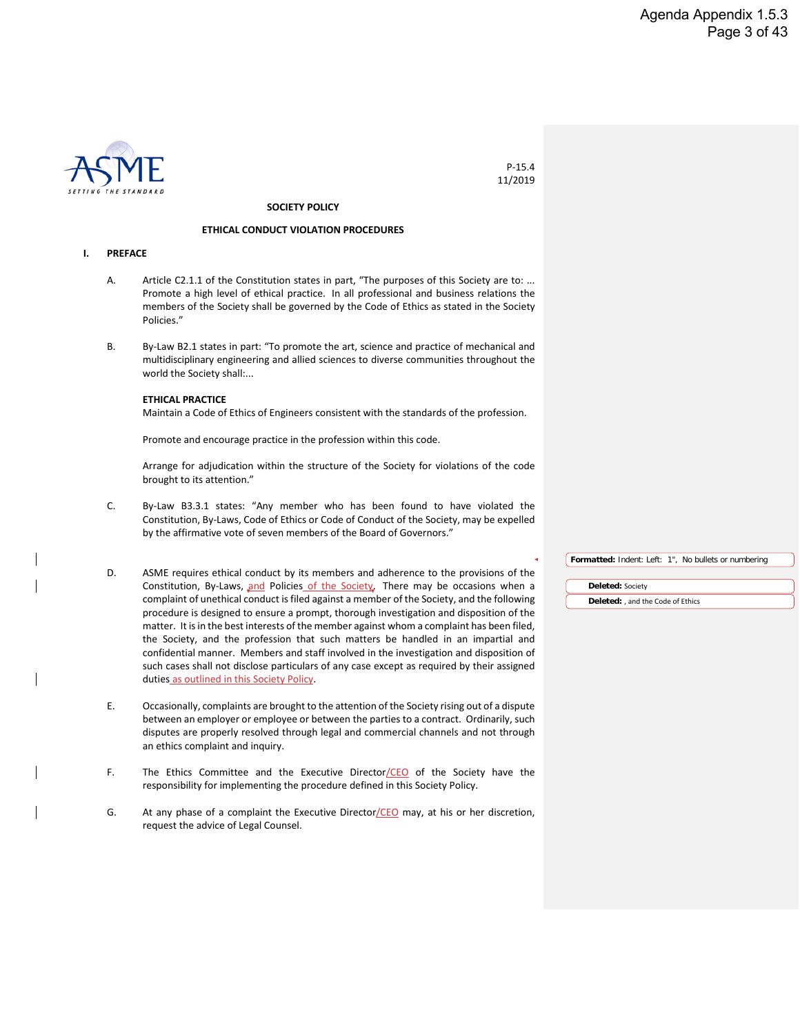P-15.4
11/2019

**SOCIETY POLICY**

**ETHICAL CONDUCT VIOLATION PROCEDURES**

## I. PREFACE

A. Article C2.1.1 of the Constitution states in part, "The purposes of this Society are to: ... Promote a high level of ethical practice. In all professional and business relations the members of the Society shall be governed by the Code of Ethics as stated in the Society Policies."

B. By-Law B2.1 states in part: "To promote the art, science and practice of mechanical and multidisciplinary engineering and allied sciences to diverse communities throughout the world the Society shall:...

**ETHICAL PRACTICE**

Maintain a Code of Ethics of Engineers consistent with the standards of the profession.

Promote and encourage practice in the profession within this code.

Arrange for adjudication within the structure of the Society for violations of the code brought to its attention."

C. By-Law B3.3.1 states: "Any member who has been found to have violated the Constitution, By-Laws, Code of Ethics or Code of Conduct of the Society, may be expelled by the affirmative vote of seven members of the Board of Governors."

D. ASME requires ethical conduct by its members and adherence to the provisions of the Constitution, By-Laws, and Policies of the Society. There may be occasions when a complaint of unethical conduct is filed against a member of the Society, and the following procedure is designed to ensure a prompt, thorough investigation and disposition of the matter. It is in the best interests of the member against whom a complaint has been filed, the Society, and the profession that such matters be handled in an impartial and confidential manner. Members and staff involved in the investigation and disposition of such cases shall not disclose particulars of any case except as required by their assigned duties as outlined in this Society Policy.

E. Occasionally, complaints are brought to the attention of the Society rising out of a dispute between an employer or employee or between the parties to a contract. Ordinarily, such disputes are properly resolved through legal and commercial channels and not through an ethics complaint and inquiry.

F. The Ethics Committee and the Executive Director/CEO of the Society have the responsibility for implementing the procedure defined in this Society Policy.

G. At any phase of a complaint the Executive Director/CEO may, at his or her discretion, request the advice of Legal Counsel.

**Formatted:** Indent: Left: 1", No bullets or numbering

**Deleted:** Society

**Deleted:** , and the Code of Ethics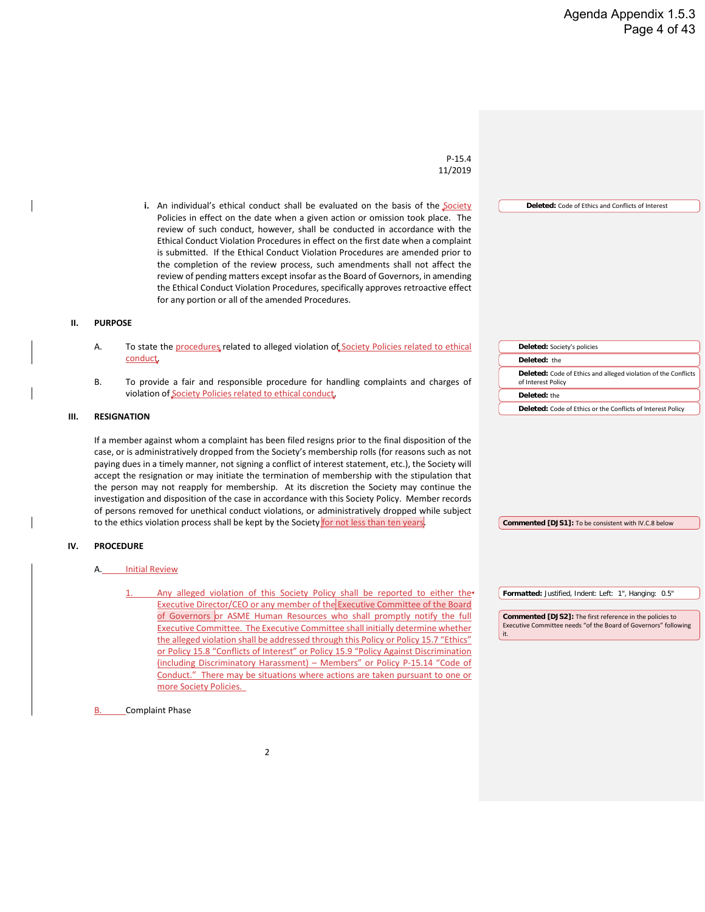P-15.4
11/2019

i. An individual's ethical conduct shall be evaluated on the basis of the Society Policies in effect on the date when a given action or omission took place. The review of such conduct, however, shall be conducted in accordance with the Ethical Conduct Violation Procedures in effect on the first date when a complaint is submitted. If the Ethical Conduct Violation Procedures are amended prior to the completion of the review process, such amendments shall not affect the review of pending matters except insofar as the Board of Governors, in amending the Ethical Conduct Violation Procedures, specifically approves retroactive effect for any portion or all of the amended Procedures.

**Deleted:** Code of Ethics and Conflicts of Interest

## II. PURPOSE

A. To state the procedures related to alleged violation of Society Policies related to ethical conduct.

B. To provide a fair and responsible procedure for handling complaints and charges of violation of Society Policies related to ethical conduct.

**Deleted:** Society's policies

**Deleted:** the

**Deleted:** Code of Ethics and alleged violation of the Conflicts of Interest Policy

**Deleted:** the

**Deleted:** Code of Ethics or the Conflicts of Interest Policy

## III. RESIGNATION

If a member against whom a complaint has been filed resigns prior to the final disposition of the case, or is administratively dropped from the Society's membership rolls (for reasons such as not paying dues in a timely manner, not signing a conflict of interest statement, etc.), the Society will accept the resignation or may initiate the termination of membership with the stipulation that the person may not reapply for membership. At its discretion the Society may continue the investigation and disposition of the case in accordance with this Society Policy. Member records of persons removed for unethical conduct violations, or administratively dropped while subject to the ethics violation process shall be kept by the Society for not less than ten years.

**Commented [DJS1]:** To be consistent with IV.C.8 below

## IV. PROCEDURE

A. Initial Review

1. Any alleged violation of this Society Policy shall be reported to either the Executive Director/CEO or any member of the Executive Committee of the Board of Governors or ASME Human Resources who shall promptly notify the full Executive Committee. The Executive Committee shall initially determine whether the alleged violation shall be addressed through this Policy or Policy 15.7 "Ethics" or Policy 15.8 "Conflicts of Interest" or Policy 15.9 "Policy Against Discrimination (including Discriminatory Harassment) – Members" or Policy P-15.14 "Code of Conduct." There may be situations where actions are taken pursuant to one or more Society Policies.

**Formatted:** Justified, Indent: Left: 1", Hanging: 0.5"

**Commented [DJS2]:** The first reference in the policies to Executive Committee needs "of the Board of Governors" following it.

B. Complaint Phase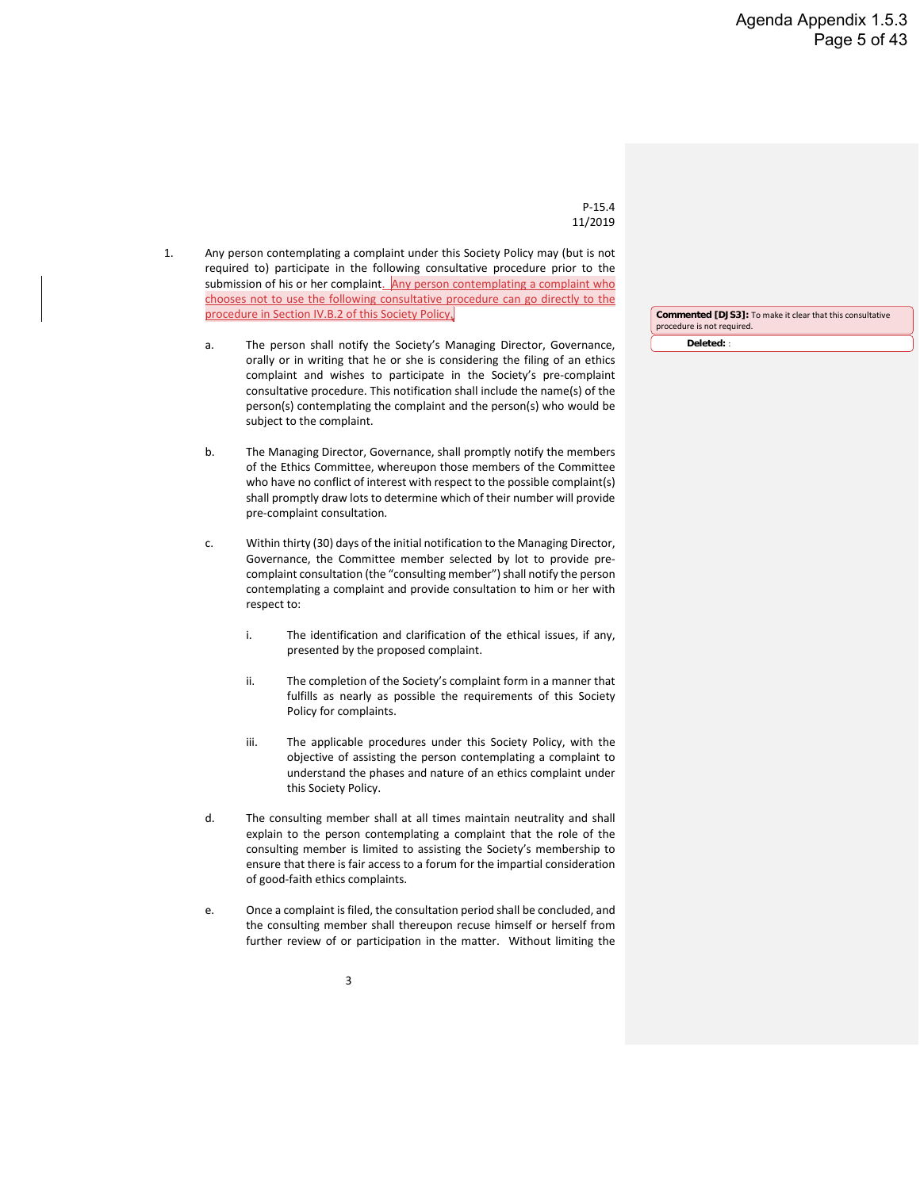1. Any person contemplating a complaint under this Society Policy may (but is not required to) participate in the following consultative procedure prior to the submission of his or her complaint. Any person contemplating a complaint who chooses not to use the following consultative procedure can go directly to the procedure in Section IV.B.2 of this Society Policy.

   **Commented [DJS3]:** To make it clear that this consultative procedure is not required.

   **Deleted:** :

   a. The person shall notify the Society's Managing Director, Governance, orally or in writing that he or she is considering the filing of an ethics complaint and wishes to participate in the Society's pre-complaint consultative procedure. This notification shall include the name(s) of the person(s) contemplating the complaint and the person(s) who would be subject to the complaint.

   b. The Managing Director, Governance, shall promptly notify the members of the Ethics Committee, whereupon those members of the Committee who have no conflict of interest with respect to the possible complaint(s) shall promptly draw lots to determine which of their number will provide pre-complaint consultation.

   c. Within thirty (30) days of the initial notification to the Managing Director, Governance, the Committee member selected by lot to provide pre-complaint consultation (the "consulting member") shall notify the person contemplating a complaint and provide consultation to him or her with respect to:

      i. The identification and clarification of the ethical issues, if any, presented by the proposed complaint.

      ii. The completion of the Society's complaint form in a manner that fulfills as nearly as possible the requirements of this Society Policy for complaints.

      iii. The applicable procedures under this Society Policy, with the objective of assisting the person contemplating a complaint to understand the phases and nature of an ethics complaint under this Society Policy.

   d. The consulting member shall at all times maintain neutrality and shall explain to the person contemplating a complaint that the role of the consulting member is limited to assisting the Society's membership to ensure that there is fair access to a forum for the impartial consideration of good-faith ethics complaints.

   e. Once a complaint is filed, the consultation period shall be concluded, and the consulting member shall thereupon recuse himself or herself from further review of or participation in the matter. Without limiting the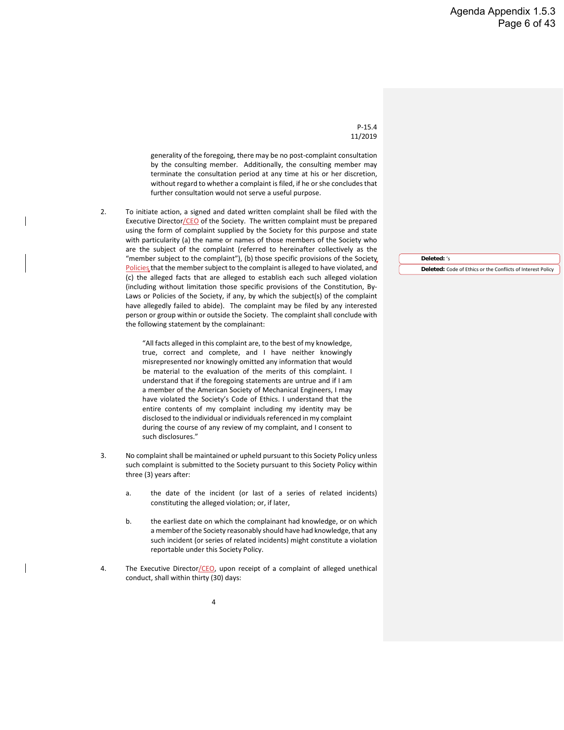P-15.4
11/2019

generality of the foregoing, there may be no post-complaint consultation by the consulting member. Additionally, the consulting member may terminate the consultation period at any time at his or her discretion, without regard to whether a complaint is filed, if he or she concludes that further consultation would not serve a useful purpose.

2. To initiate action, a signed and dated written complaint shall be filed with the Executive Director/CEO of the Society. The written complaint must be prepared using the form of complaint supplied by the Society for this purpose and state with particularity (a) the name or names of those members of the Society who are the subject of the complaint (referred to hereinafter collectively as the "member subject to the complaint"), (b) those specific provisions of the Society Policies that the member subject to the complaint is alleged to have violated, and (c) the alleged facts that are alleged to establish each such alleged violation (including without limitation those specific provisions of the Constitution, By-Laws or Policies of the Society, if any, by which the subject(s) of the complaint have allegedly failed to abide). The complaint may be filed by any interested person or group within or outside the Society. The complaint shall conclude with the following statement by the complainant:

   "All facts alleged in this complaint are, to the best of my knowledge, true, correct and complete, and I have neither knowingly misrepresented nor knowingly omitted any information that would be material to the evaluation of the merits of this complaint. I understand that if the foregoing statements are untrue and if I am a member of the American Society of Mechanical Engineers, I may have violated the Society's Code of Ethics. I understand that the entire contents of my complaint including my identity may be disclosed to the individual or individuals referenced in my complaint during the course of any review of my complaint, and I consent to such disclosures."

3. No complaint shall be maintained or upheld pursuant to this Society Policy unless such complaint is submitted to the Society pursuant to this Society Policy within three (3) years after:

   a. the date of the incident (or last of a series of related incidents) constituting the alleged violation; or, if later,

   b. the earliest date on which the complainant had knowledge, or on which a member of the Society reasonably should have had knowledge, that any such incident (or series of related incidents) might constitute a violation reportable under this Society Policy.

4. The Executive Director/CEO, upon receipt of a complaint of alleged unethical conduct, shall within thirty (30) days:

**Deleted:** 's

**Deleted:** Code of Ethics or the Conflicts of Interest Policy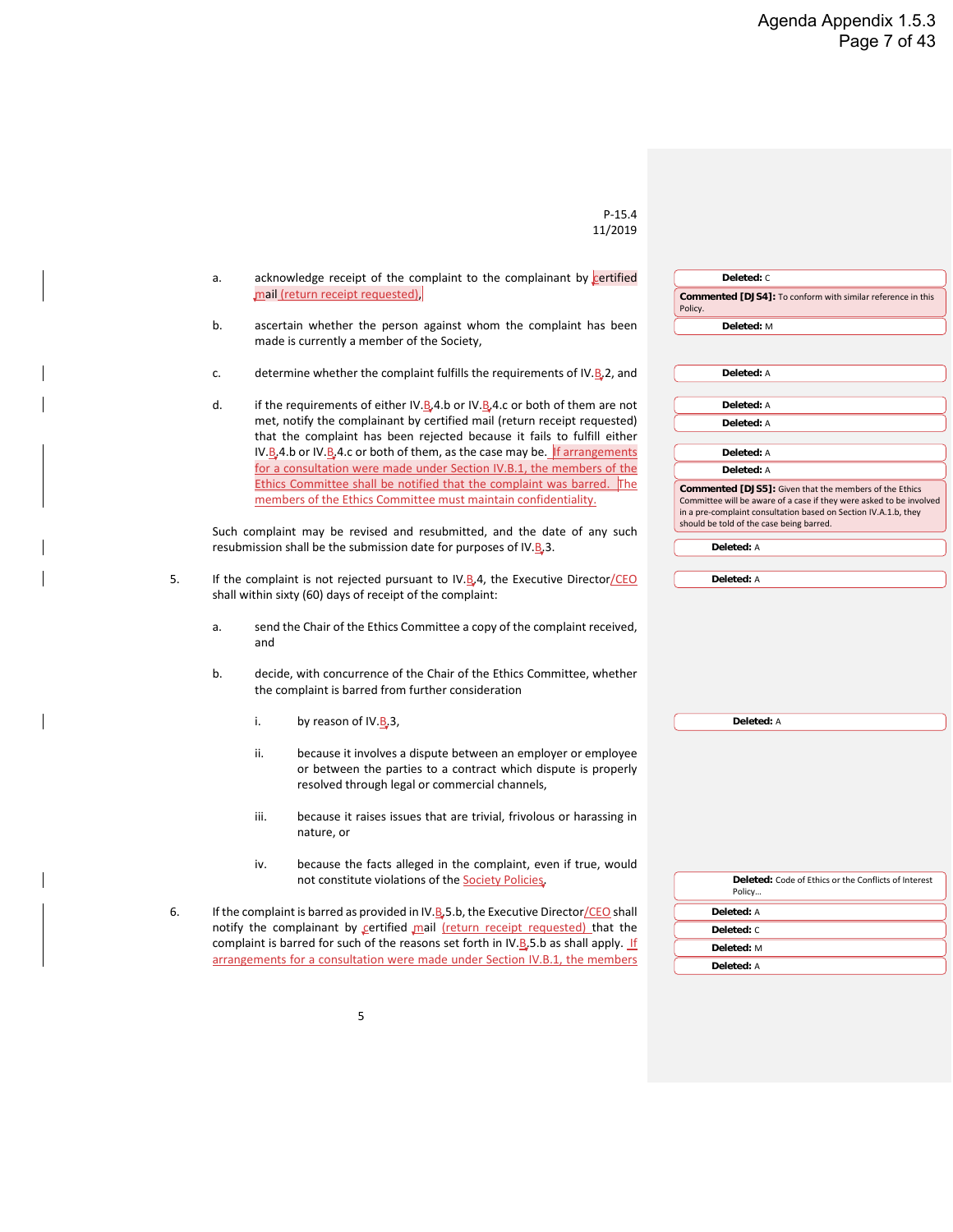P-15.4
11/2019

a. acknowledge receipt of the complaint to the complainant by certified mail (return receipt requested),

b. ascertain whether the person against whom the complaint has been made is currently a member of the Society,

c. determine whether the complaint fulfills the requirements of IV.B.2, and

d. if the requirements of either IV.B.4.b or IV.B.4.c or both of them are not met, notify the complainant by certified mail (return receipt requested) that the complaint has been rejected because it fails to fulfill either IV.B.4.b or IV.B.4.c or both of them, as the case may be. If arrangements for a consultation were made under Section IV.B.1, the members of the Ethics Committee shall be notified that the complaint was barred. The members of the Ethics Committee must maintain confidentiality.

Such complaint may be revised and resubmitted, and the date of any such resubmission shall be the submission date for purposes of IV.B.3.

5. If the complaint is not rejected pursuant to IV.B.4, the Executive Director/CEO shall within sixty (60) days of receipt of the complaint:

   a. send the Chair of the Ethics Committee a copy of the complaint received, and

   b. decide, with concurrence of the Chair of the Ethics Committee, whether the complaint is barred from further consideration

      i. by reason of IV.B.3,

      ii. because it involves a dispute between an employer or employee or between the parties to a contract which dispute is properly resolved through legal or commercial channels,

      iii. because it raises issues that are trivial, frivolous or harassing in nature, or

      iv. because the facts alleged in the complaint, even if true, would not constitute violations of the Society Policies.

6. If the complaint is barred as provided in IV.B.5.b, the Executive Director/CEO shall notify the complainant by certified mail (return receipt requested) that the complaint is barred for such of the reasons set forth in IV.B.5.b as shall apply. If arrangements for a consultation were made under Section IV.B.1, the members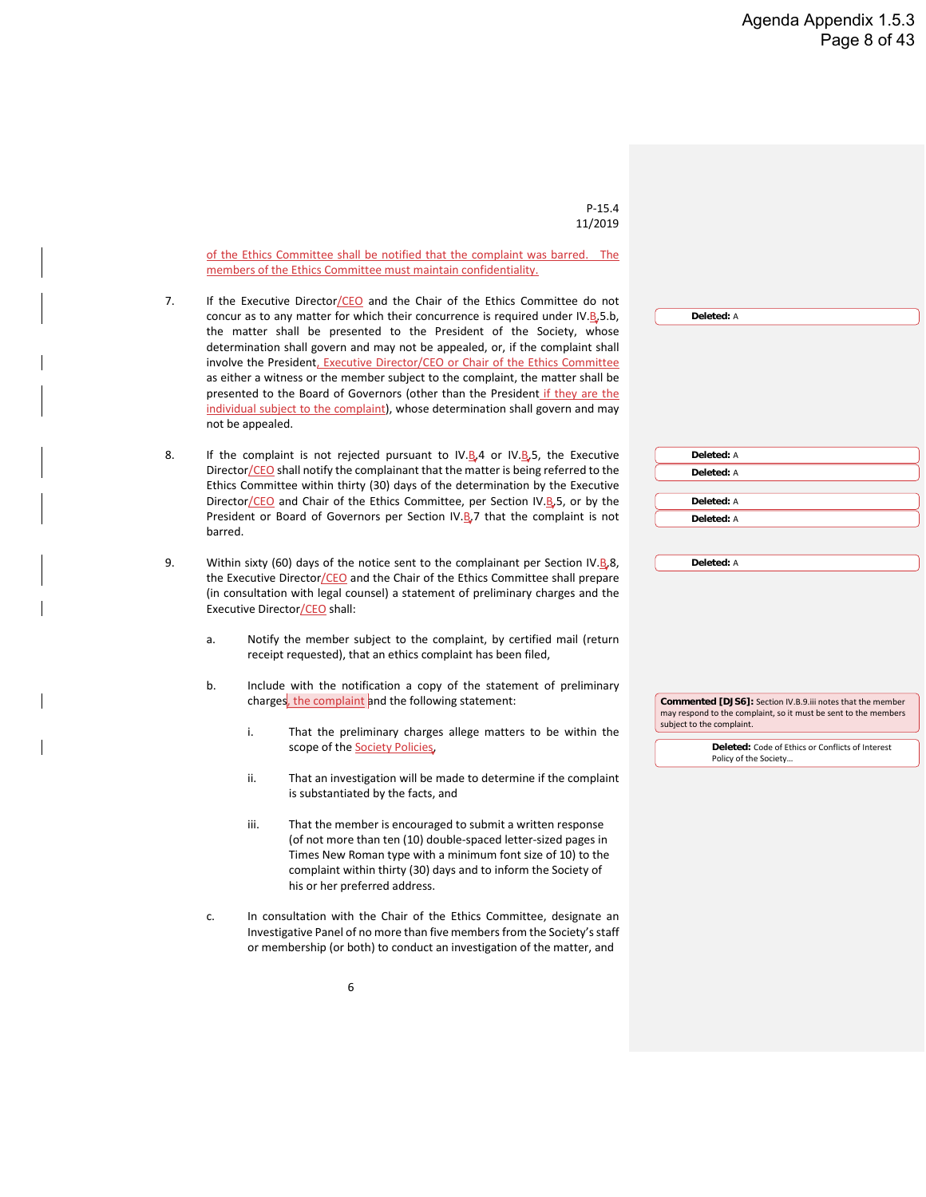P-15.4
11/2019

of the Ethics Committee shall be notified that the complaint was barred. The members of the Ethics Committee must maintain confidentiality.

7. If the Executive Director/CEO and the Chair of the Ethics Committee do not concur as to any matter for which their concurrence is required under IV.B.5.b, the matter shall be presented to the President of the Society, whose determination shall govern and may not be appealed, or, if the complaint shall involve the President, Executive Director/CEO or Chair of the Ethics Committee as either a witness or the member subject to the complaint, the matter shall be presented to the Board of Governors (other than the President if they are the individual subject to the complaint), whose determination shall govern and may not be appealed.

8. If the complaint is not rejected pursuant to IV.B.4 or IV.B.5, the Executive Director/CEO shall notify the complainant that the matter is being referred to the Ethics Committee within thirty (30) days of the determination by the Executive Director/CEO and Chair of the Ethics Committee, per Section IV.B.5, or by the President or Board of Governors per Section IV.B.7 that the complaint is not barred.

9. Within sixty (60) days of the notice sent to the complainant per Section IV.B.8, the Executive Director/CEO and the Chair of the Ethics Committee shall prepare (in consultation with legal counsel) a statement of preliminary charges and the Executive Director/CEO shall:

   a. Notify the member subject to the complaint, by certified mail (return receipt requested), that an ethics complaint has been filed,

   b. Include with the notification a copy of the statement of preliminary charges, the complaint and the following statement:

      i. That the preliminary charges allege matters to be within the scope of the Society Policies,

      ii. That an investigation will be made to determine if the complaint is substantiated by the facts, and

      iii. That the member is encouraged to submit a written response (of not more than ten (10) double-spaced letter-sized pages in Times New Roman type with a minimum font size of 10) to the complaint within thirty (30) days and to inform the Society of his or her preferred address.

   c. In consultation with the Chair of the Ethics Committee, designate an Investigative Panel of no more than five members from the Society's staff or membership (or both) to conduct an investigation of the matter, and

Deleted: A

Deleted: A

Deleted: A

Deleted: A

Deleted: A

Deleted: A

**Commented [DJ S6]:** Section IV.B.9.iii notes that the member may respond to the complaint, so it must be sent to the members subject to the complaint.

**Deleted:** Code of Ethics or Conflicts of Interest Policy of the Society...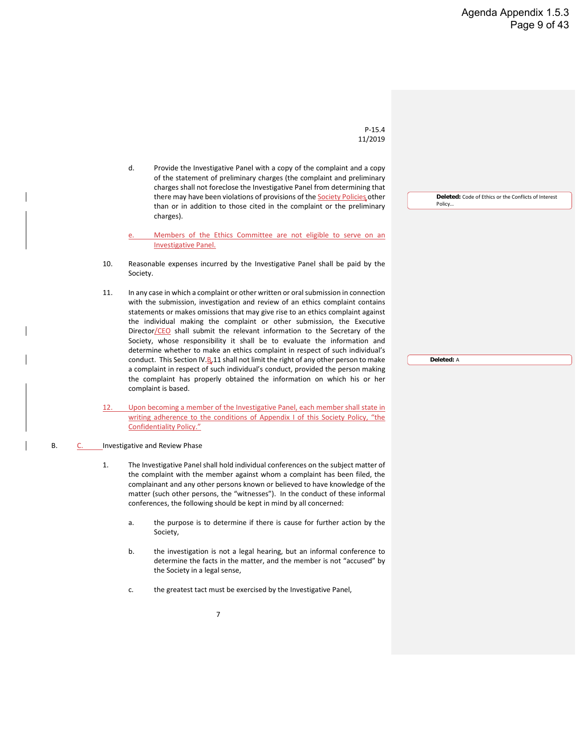P-15.4
11/2019

d. Provide the Investigative Panel with a copy of the complaint and a copy of the statement of preliminary charges (the complaint and preliminary charges shall not foreclose the Investigative Panel from determining that there may have been violations of provisions of the Society Policies other than or in addition to those cited in the complaint or the preliminary charges).

e. Members of the Ethics Committee are not eligible to serve on an Investigative Panel.

10. Reasonable expenses incurred by the Investigative Panel shall be paid by the Society.

11. In any case in which a complaint or other written or oral submission in connection with the submission, investigation and review of an ethics complaint contains statements or makes omissions that may give rise to an ethics complaint against the individual making the complaint or other submission, the Executive Director/CEO shall submit the relevant information to the Secretary of the Society, whose responsibility it shall be to evaluate the information and determine whether to make an ethics complaint in respect of such individual's conduct. This Section IV.B.11 shall not limit the right of any other person to make a complaint in respect of such individual's conduct, provided the person making the complaint has properly obtained the information on which his or her complaint is based.

12. Upon becoming a member of the Investigative Panel, each member shall state in writing adherence to the conditions of Appendix I of this Society Policy, "the Confidentiality Policy."

B. C. Investigative and Review Phase

1. The Investigative Panel shall hold individual conferences on the subject matter of the complaint with the member against whom a complaint has been filed, the complainant and any other persons known or believed to have knowledge of the matter (such other persons, the "witnesses"). In the conduct of these informal conferences, the following should be kept in mind by all concerned:

   a. the purpose is to determine if there is cause for further action by the Society,

   b. the investigation is not a legal hearing, but an informal conference to determine the facts in the matter, and the member is not "accused" by the Society in a legal sense,

   c. the greatest tact must be exercised by the Investigative Panel,

Deleted: Code of Ethics or the Conflicts of Interest Policy...

Deleted: A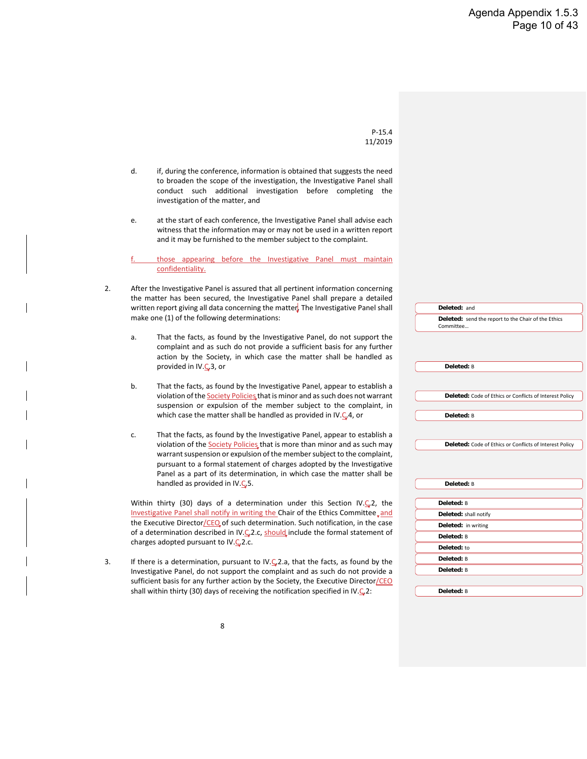P-15.4
11/2019

d. if, during the conference, information is obtained that suggests the need to broaden the scope of the investigation, the Investigative Panel shall conduct such additional investigation before completing the investigation of the matter, and

e. at the start of each conference, the Investigative Panel shall advise each witness that the information may or may not be used in a written report and it may be furnished to the member subject to the complaint.

f. those appearing before the Investigative Panel must maintain confidentiality.

2. After the Investigative Panel is assured that all pertinent information concerning the matter has been secured, the Investigative Panel shall prepare a detailed written report giving all data concerning the matter. The Investigative Panel shall make one (1) of the following determinations:

   a. That the facts, as found by the Investigative Panel, do not support the complaint and as such do not provide a sufficient basis for any further action by the Society, in which case the matter shall be handled as provided in IV.C.3, or

   b. That the facts, as found by the Investigative Panel, appear to establish a violation of the Society Policies that is minor and as such does not warrant suspension or expulsion of the member subject to the complaint, in which case the matter shall be handled as provided in IV.C.4, or

   c. That the facts, as found by the Investigative Panel, appear to establish a violation of the Society Policies that is more than minor and as such may warrant suspension or expulsion of the member subject to the complaint, pursuant to a formal statement of charges adopted by the Investigative Panel as a part of its determination, in which case the matter shall be handled as provided in IV.C.5.

   Within thirty (30) days of a determination under this Section IV.C.2, the Investigative Panel shall notify in writing the Chair of the Ethics Committee and the Executive Director/CEO of such determination. Such notification, in the case of a determination described in IV.C.2.c, should include the formal statement of charges adopted pursuant to IV.C.2.c.

3. If there is a determination, pursuant to IV.C.2.a, that the facts, as found by the Investigative Panel, do not support the complaint and as such do not provide a sufficient basis for any further action by the Society, the Executive Director/CEO shall within thirty (30) days of receiving the notification specified in IV.C.2:

Deleted: and
Deleted: send the report to the Chair of the Ethics Committee…
Deleted: B
Deleted: Code of Ethics or Conflicts of Interest Policy
Deleted: B
Deleted: Code of Ethics or Conflicts of Interest Policy
Deleted: B
Deleted: B
Deleted: shall notify
Deleted: in writing
Deleted: B
Deleted: to
Deleted: B
Deleted: B
Deleted: B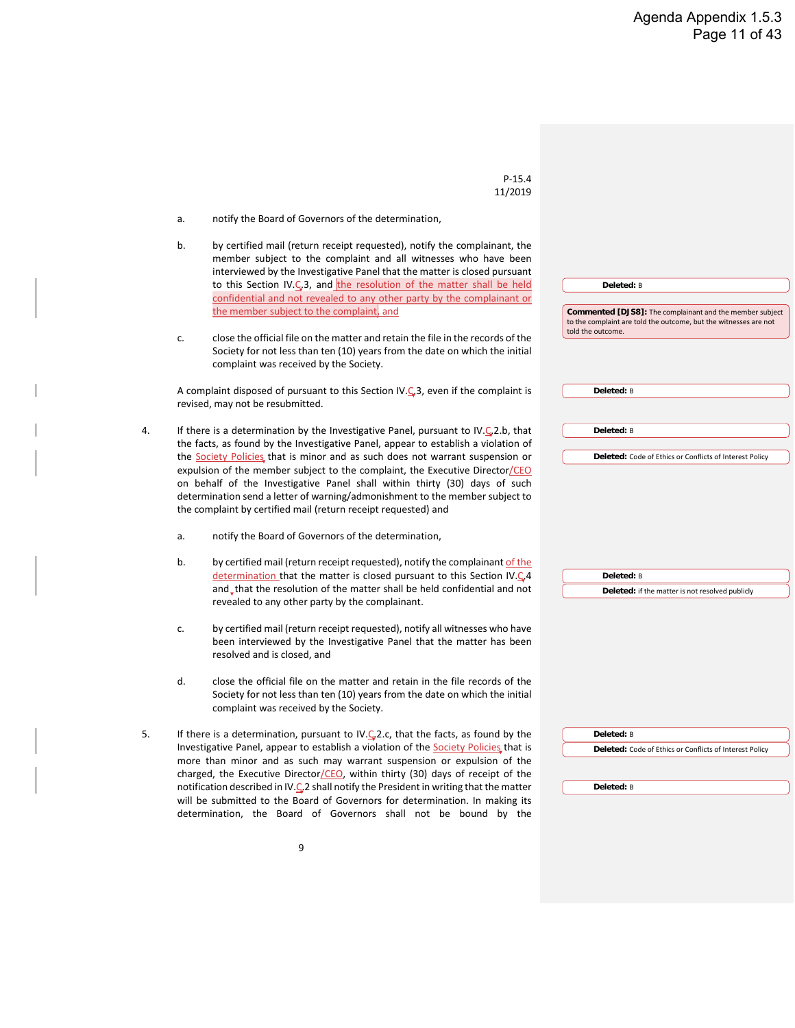P-15.4
11/2019

a. notify the Board of Governors of the determination,

b. by certified mail (return receipt requested), notify the complainant, the member subject to the complaint and all witnesses who have been interviewed by the Investigative Panel that the matter is closed pursuant to this Section IV.C.3, and the resolution of the matter shall be held confidential and not revealed to any other party by the complainant or the member subject to the complaint, and

c. close the official file on the matter and retain the file in the records of the Society for not less than ten (10) years from the date on which the initial complaint was received by the Society.

A complaint disposed of pursuant to this Section IV.C.3, even if the complaint is revised, may not be resubmitted.

4. If there is a determination by the Investigative Panel, pursuant to IV.C.2.b, that the facts, as found by the Investigative Panel, appear to establish a violation of the Society Policies that is minor and as such does not warrant suspension or expulsion of the member subject to the complaint, the Executive Director/CEO on behalf of the Investigative Panel shall within thirty (30) days of such determination send a letter of warning/admonishment to the member subject to the complaint by certified mail (return receipt requested) and

a. notify the Board of Governors of the determination,

b. by certified mail (return receipt requested), notify the complainant of the determination that the matter is closed pursuant to this Section IV.C.4 and that the resolution of the matter shall be held confidential and not revealed to any other party by the complainant.

c. by certified mail (return receipt requested), notify all witnesses who have been interviewed by the Investigative Panel that the matter has been resolved and is closed, and

d. close the official file on the matter and retain in the file records of the Society for not less than ten (10) years from the date on which the initial complaint was received by the Society.

5. If there is a determination, pursuant to IV.C.2.c, that the facts, as found by the Investigative Panel, appear to establish a violation of the Society Policies that is more than minor and as such may warrant suspension or expulsion of the charged, the Executive Director/CEO, within thirty (30) days of receipt of the notification described in IV.C.2 shall notify the President in writing that the matter will be submitted to the Board of Governors for determination. In making its determination, the Board of Governors shall not be bound by the

Deleted: B

Commented [DJ S8]: The complainant and the member subject to the complaint are told the outcome, but the witnesses are not told the outcome.

Deleted: B

Deleted: B

Deleted: Code of Ethics or Conflicts of Interest Policy

Deleted: B

Deleted: if the matter is not resolved publicly

Deleted: B

Deleted: Code of Ethics or Conflicts of Interest Policy

Deleted: B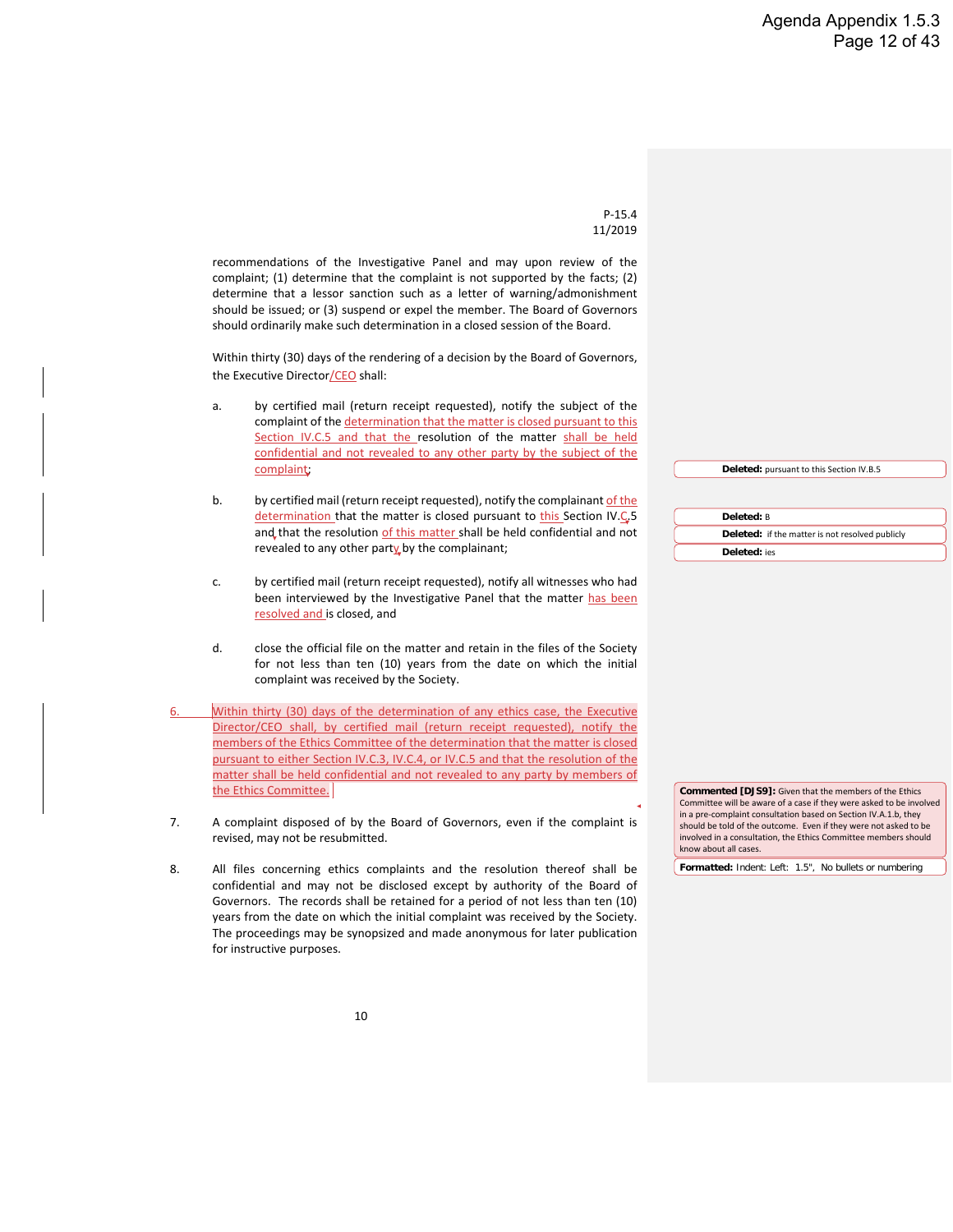P-15.4
11/2019

recommendations of the Investigative Panel and may upon review of the complaint; (1) determine that the complaint is not supported by the facts; (2) determine that a lessor sanction such as a letter of warning/admonishment should be issued; or (3) suspend or expel the member. The Board of Governors should ordinarily make such determination in a closed session of the Board.

Within thirty (30) days of the rendering of a decision by the Board of Governors, the Executive Director/CEO shall:

a. by certified mail (return receipt requested), notify the subject of the complaint of the determination that the matter is closed pursuant to this Section IV.C.5 and that the resolution of the matter shall be held confidential and not revealed to any other party by the subject of the complaint;

b. by certified mail (return receipt requested), notify the complainant of the determination that the matter is closed pursuant to this Section IV.C.5 and that the resolution of this matter shall be held confidential and not revealed to any other party by the complainant;

c. by certified mail (return receipt requested), notify all witnesses who had been interviewed by the Investigative Panel that the matter has been resolved and is closed, and

d. close the official file on the matter and retain in the files of the Society for not less than ten (10) years from the date on which the initial complaint was received by the Society.

6. Within thirty (30) days of the determination of any ethics case, the Executive Director/CEO shall, by certified mail (return receipt requested), notify the members of the Ethics Committee of the determination that the matter is closed pursuant to either Section IV.C.3, IV.C.4, or IV.C.5 and that the resolution of the matter shall be held confidential and not revealed to any party by members of the Ethics Committee.

7. A complaint disposed of by the Board of Governors, even if the complaint is revised, may not be resubmitted.

8. All files concerning ethics complaints and the resolution thereof shall be confidential and may not be disclosed except by authority of the Board of Governors. The records shall be retained for a period of not less than ten (10) years from the date on which the initial complaint was received by the Society. The proceedings may be synopsized and made anonymous for later publication for instructive purposes.

**Deleted:** pursuant to this Section IV.B.5

**Deleted:** B

**Deleted:** if the matter is not resolved publicly

**Deleted:** ies

**Commented [DJS9]:** Given that the members of the Ethics Committee will be aware of a case if they were asked to be involved in a pre-complaint consultation based on Section IV.A.1.b, they should be told of the outcome. Even if they were not asked to be involved in a consultation, the Ethics Committee members should know about all cases.

**Formatted:** Indent: Left: 1.5", No bullets or numbering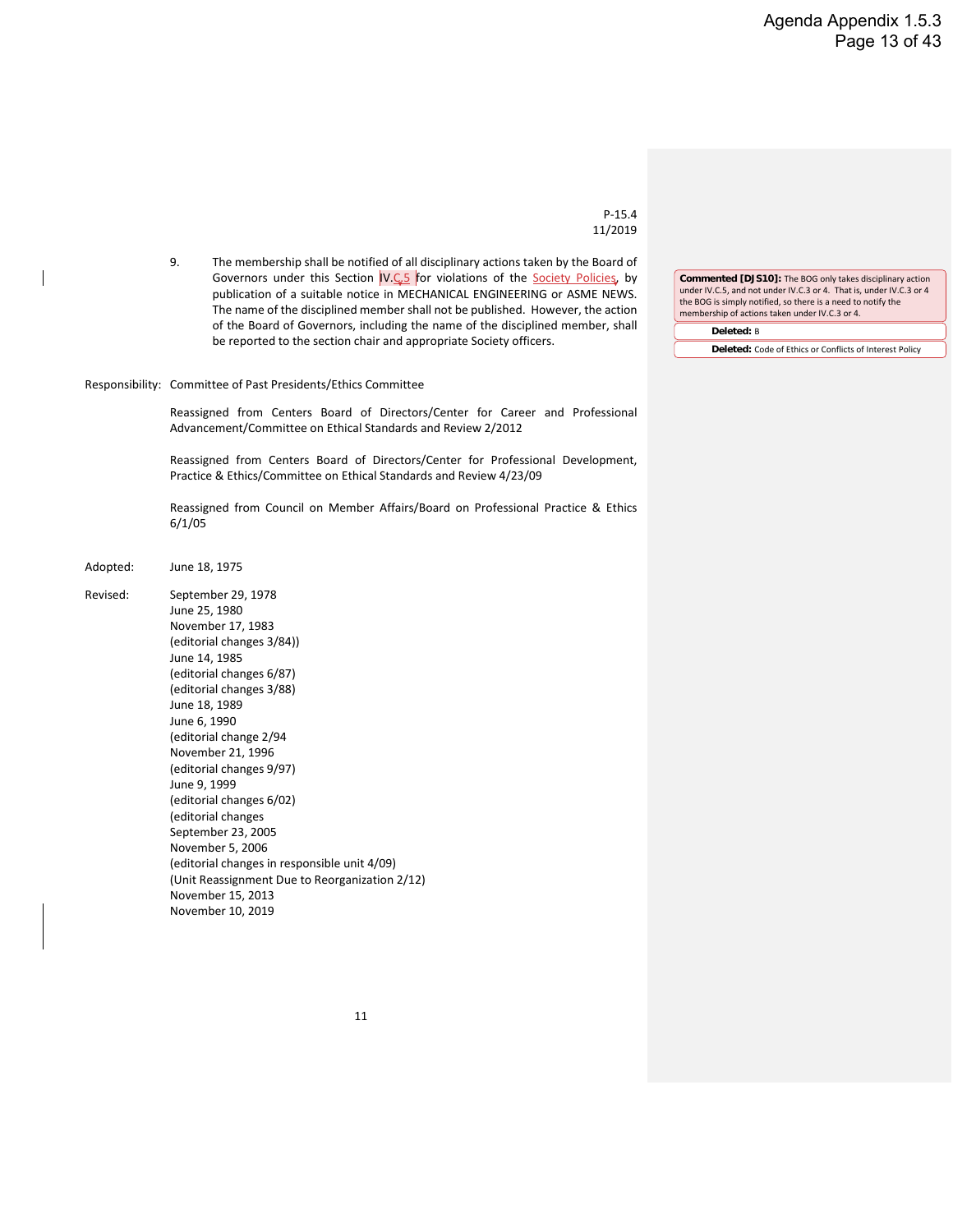P-15.4
11/2019

9. The membership shall be notified of all disciplinary actions taken by the Board of Governors under this Section IV.C.5 for violations of the Society Policies, by publication of a suitable notice in MECHANICAL ENGINEERING or ASME NEWS. The name of the disciplined member shall not be published. However, the action of the Board of Governors, including the name of the disciplined member, shall be reported to the section chair and appropriate Society officers.

**Commented [DJS10]:** The BOG only takes disciplinary action under IV.C.5, and not under IV.C.3 or 4. That is, under IV.C.3 or 4 the BOG is simply notified, so there is a need to notify the membership of actions taken under IV.C.3 or 4.

**Deleted:** B

**Deleted:** Code of Ethics or Conflicts of Interest Policy

Responsibility: Committee of Past Presidents/Ethics Committee

Reassigned from Centers Board of Directors/Center for Career and Professional Advancement/Committee on Ethical Standards and Review 2/2012

Reassigned from Centers Board of Directors/Center for Professional Development, Practice & Ethics/Committee on Ethical Standards and Review 4/23/09

Reassigned from Council on Member Affairs/Board on Professional Practice & Ethics 6/1/05

Adopted: June 18, 1975

Revised:
September 29, 1978
June 25, 1980
November 17, 1983
(editorial changes 3/84))
June 14, 1985
(editorial changes 6/87)
(editorial changes 3/88)
June 18, 1989
June 6, 1990
(editorial change 2/94
November 21, 1996
(editorial changes 9/97)
June 9, 1999
(editorial changes 6/02)
(editorial changes
September 23, 2005
November 5, 2006
(editorial changes in responsible unit 4/09)
(Unit Reassignment Due to Reorganization 2/12)
November 15, 2013
November 10, 2019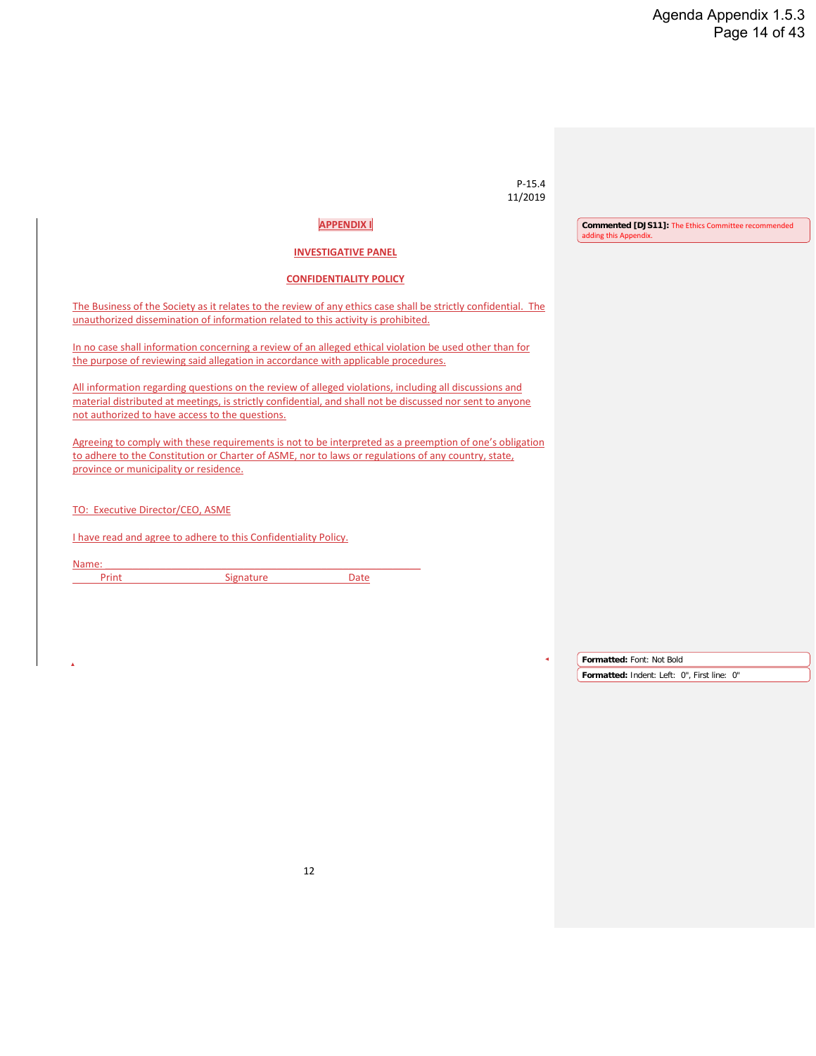P-15.4
11/2019

**APPENDIX I**

**INVESTIGATIVE PANEL**

**CONFIDENTIALITY POLICY**

The Business of the Society as it relates to the review of any ethics case shall be strictly confidential. The unauthorized dissemination of information related to this activity is prohibited.

In no case shall information concerning a review of an alleged ethical violation be used other than for the purpose of reviewing said allegation in accordance with applicable procedures.

All information regarding questions on the review of alleged violations, including all discussions and material distributed at meetings, is strictly confidential, and shall not be discussed nor sent to anyone not authorized to have access to the questions.

Agreeing to comply with these requirements is not to be interpreted as a preemption of one's obligation to adhere to the Constitution or Charter of ASME, nor to laws or regulations of any country, state, province or municipality or residence.

TO: Executive Director/CEO, ASME

I have read and agree to adhere to this Confidentiality Policy.

Name: ____________________________________________

Print                    Signature                    Date

**Commented [DJS11]:** The Ethics Committee recommended adding this Appendix.

**Formatted:** Font: Not Bold

**Formatted:** Indent: Left: 0", First line: 0"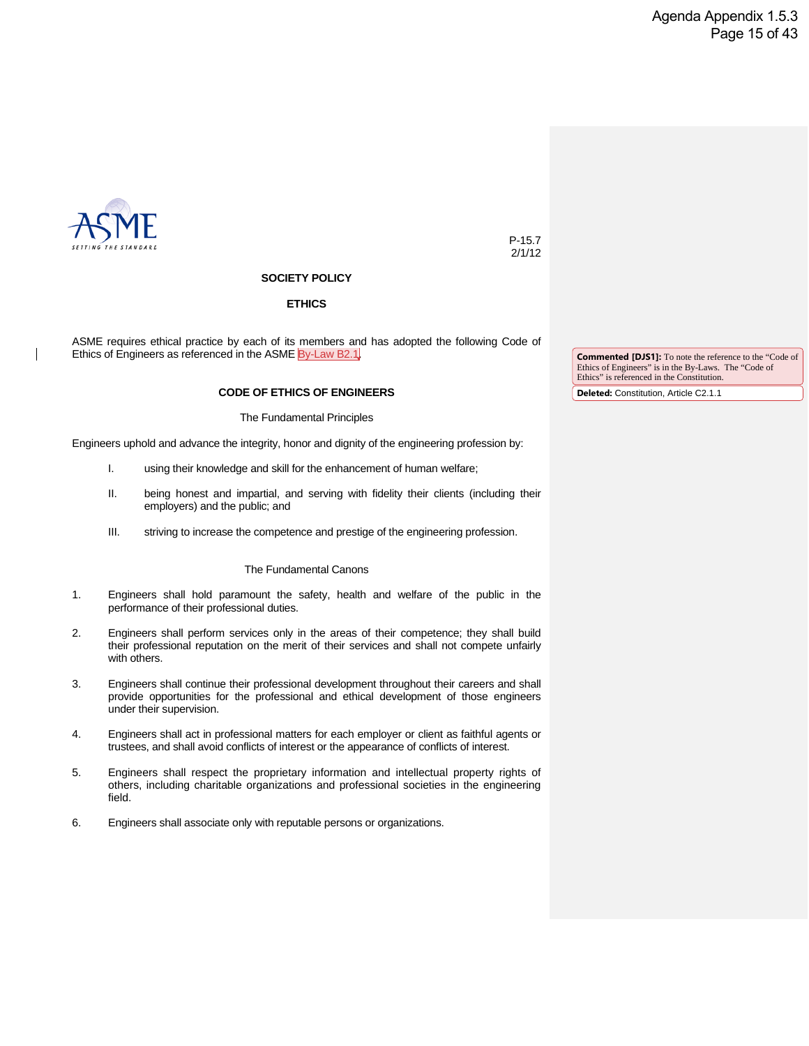P-15.7
2/1/12

## SOCIETY POLICY

## ETHICS

ASME requires ethical practice by each of its members and has adopted the following Code of Ethics of Engineers as referenced in the ASME By-Law B2.1.

> **Commented [DJS1]:** To note the reference to the "Code of Ethics of Engineers" is in the By-Laws. The "Code of Ethics" is referenced in the Constitution.

> **Deleted:** Constitution, Article C2.1.1

## CODE OF ETHICS OF ENGINEERS

### The Fundamental Principles

Engineers uphold and advance the integrity, honor and dignity of the engineering profession by:

I. using their knowledge and skill for the enhancement of human welfare;

II. being honest and impartial, and serving with fidelity their clients (including their employers) and the public; and

III. striving to increase the competence and prestige of the engineering profession.

### The Fundamental Canons

1. Engineers shall hold paramount the safety, health and welfare of the public in the performance of their professional duties.

2. Engineers shall perform services only in the areas of their competence; they shall build their professional reputation on the merit of their services and shall not compete unfairly with others.

3. Engineers shall continue their professional development throughout their careers and shall provide opportunities for the professional and ethical development of those engineers under their supervision.

4. Engineers shall act in professional matters for each employer or client as faithful agents or trustees, and shall avoid conflicts of interest or the appearance of conflicts of interest.

5. Engineers shall respect the proprietary information and intellectual property rights of others, including charitable organizations and professional societies in the engineering field.

6. Engineers shall associate only with reputable persons or organizations.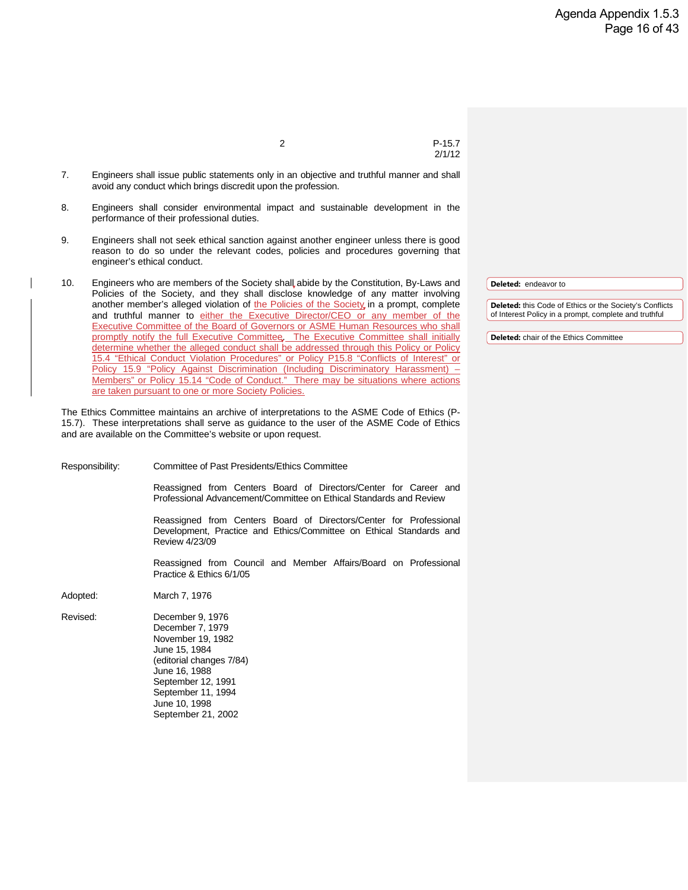7. Engineers shall issue public statements only in an objective and truthful manner and shall avoid any conduct which brings discredit upon the profession.

8. Engineers shall consider environmental impact and sustainable development in the performance of their professional duties.

9. Engineers shall not seek ethical sanction against another engineer unless there is good reason to do so under the relevant codes, policies and procedures governing that engineer's ethical conduct.

10. Engineers who are members of the Society shall abide by the Constitution, By-Laws and Policies of the Society, and they shall disclose knowledge of any matter involving another member's alleged violation of the Policies of the Society in a prompt, complete and truthful manner to either the Executive Director/CEO or any member of the Executive Committee of the Board of Governors or ASME Human Resources who shall promptly notify the full Executive Committee. The Executive Committee shall initially determine whether the alleged conduct shall be addressed through this Policy or Policy 15.4 "Ethical Conduct Violation Procedures" or Policy P15.8 "Conflicts of Interest" or Policy 15.9 "Policy Against Discrimination (Including Discriminatory Harassment) – Members" or Policy 15.14 "Code of Conduct." There may be situations where actions are taken pursuant to one or more Society Policies.

**Deleted:** endeavor to

**Deleted:** this Code of Ethics or the Society's Conflicts of Interest Policy in a prompt, complete and truthful

**Deleted:** chair of the Ethics Committee

The Ethics Committee maintains an archive of interpretations to the ASME Code of Ethics (P-15.7). These interpretations shall serve as guidance to the user of the ASME Code of Ethics and are available on the Committee's website or upon request.

Responsibility: Committee of Past Presidents/Ethics Committee

Reassigned from Centers Board of Directors/Center for Career and Professional Advancement/Committee on Ethical Standards and Review

Reassigned from Centers Board of Directors/Center for Professional Development, Practice and Ethics/Committee on Ethical Standards and Review 4/23/09

Reassigned from Council and Member Affairs/Board on Professional Practice & Ethics 6/1/05

Adopted: March 7, 1976

Revised:
December 9, 1976
December 7, 1979
November 19, 1982
June 15, 1984
(editorial changes 7/84)
June 16, 1988
September 12, 1991
September 11, 1994
June 10, 1998
September 21, 2002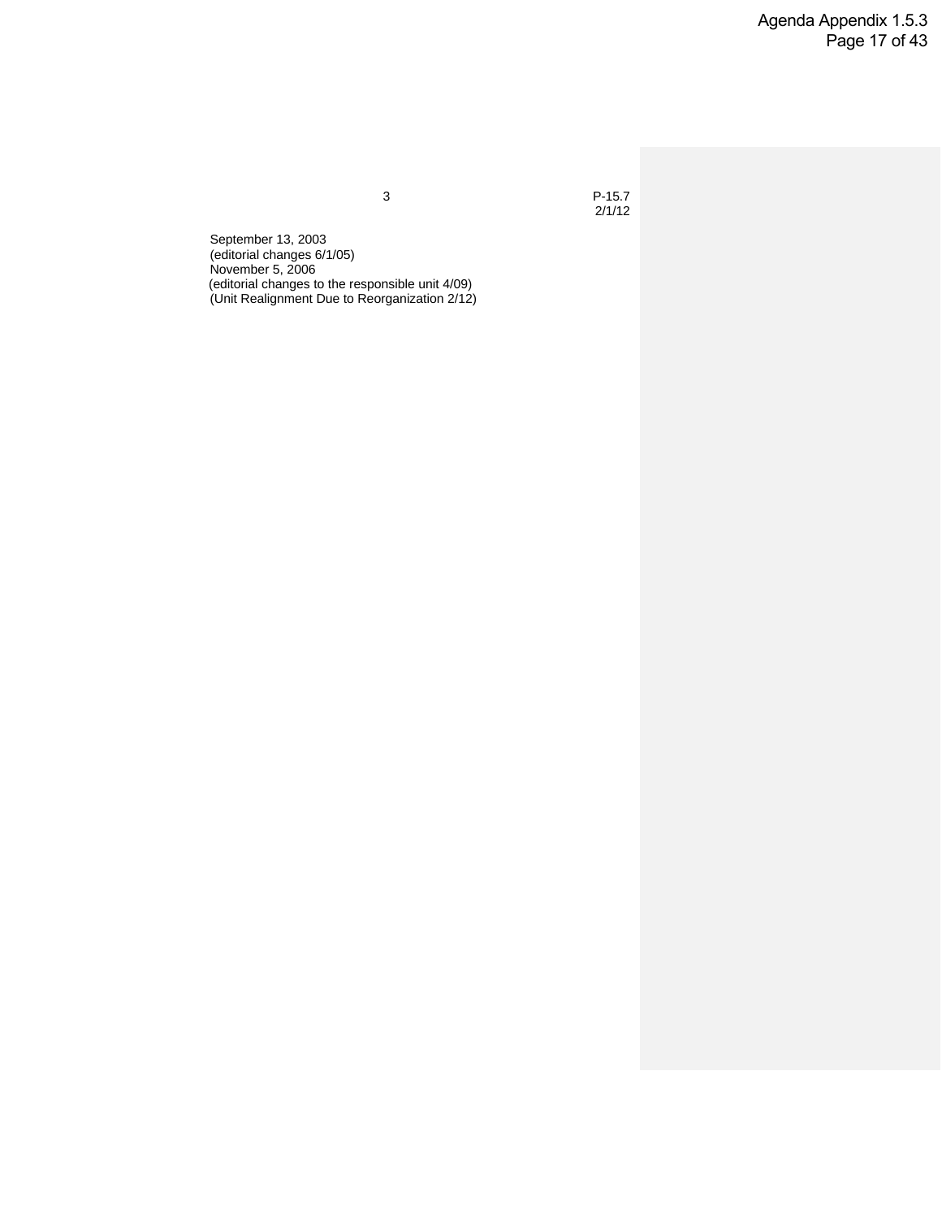September 13, 2003
(editorial changes 6/1/05)
November 5, 2006
(editorial changes to the responsible unit 4/09)
(Unit Realignment Due to Reorganization 2/12)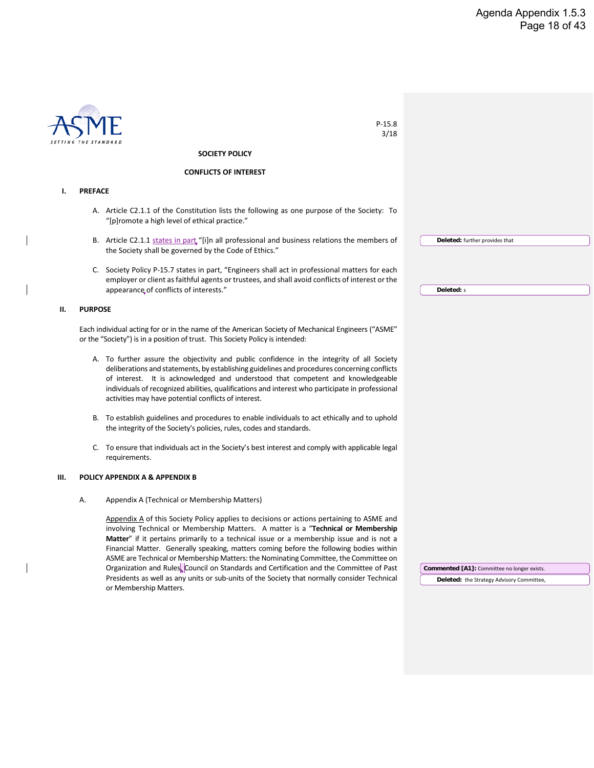P-15.8
3/18

**SOCIETY POLICY**

**CONFLICTS OF INTEREST**

## I. PREFACE

A. Article C2.1.1 of the Constitution lists the following as one purpose of the Society: To "[p]romote a high level of ethical practice."

B. Article C2.1.1 states in part, "[i]n all professional and business relations the members of the Society shall be governed by the Code of Ethics."

C. Society Policy P-15.7 states in part, "Engineers shall act in professional matters for each employer or client as faithful agents or trustees, and shall avoid conflicts of interest or the appearance of conflicts of interests."

Deleted: further provides that

Deleted: s

## II. PURPOSE

Each individual acting for or in the name of the American Society of Mechanical Engineers ("ASME" or the "Society") is in a position of trust. This Society Policy is intended:

A. To further assure the objectivity and public confidence in the integrity of all Society deliberations and statements, by establishing guidelines and procedures concerning conflicts of interest. It is acknowledged and understood that competent and knowledgeable individuals of recognized abilities, qualifications and interest who participate in professional activities may have potential conflicts of interest.

B. To establish guidelines and procedures to enable individuals to act ethically and to uphold the integrity of the Society's policies, rules, codes and standards.

C. To ensure that individuals act in the Society's best interest and comply with applicable legal requirements.

## III. POLICY APPENDIX A & APPENDIX B

A. Appendix A (Technical or Membership Matters)

Appendix A of this Society Policy applies to decisions or actions pertaining to ASME and involving Technical or Membership Matters. A matter is a "**Technical or Membership Matter**" if it pertains primarily to a technical issue or a membership issue and is not a Financial Matter. Generally speaking, matters coming before the following bodies within ASME are Technical or Membership Matters: the Nominating Committee, the Committee on Organization and Rules, Council on Standards and Certification and the Committee of Past Presidents as well as any units or sub-units of the Society that normally consider Technical or Membership Matters.

Commented [A1]: Committee no longer exists.

Deleted: the Strategy Advisory Committee,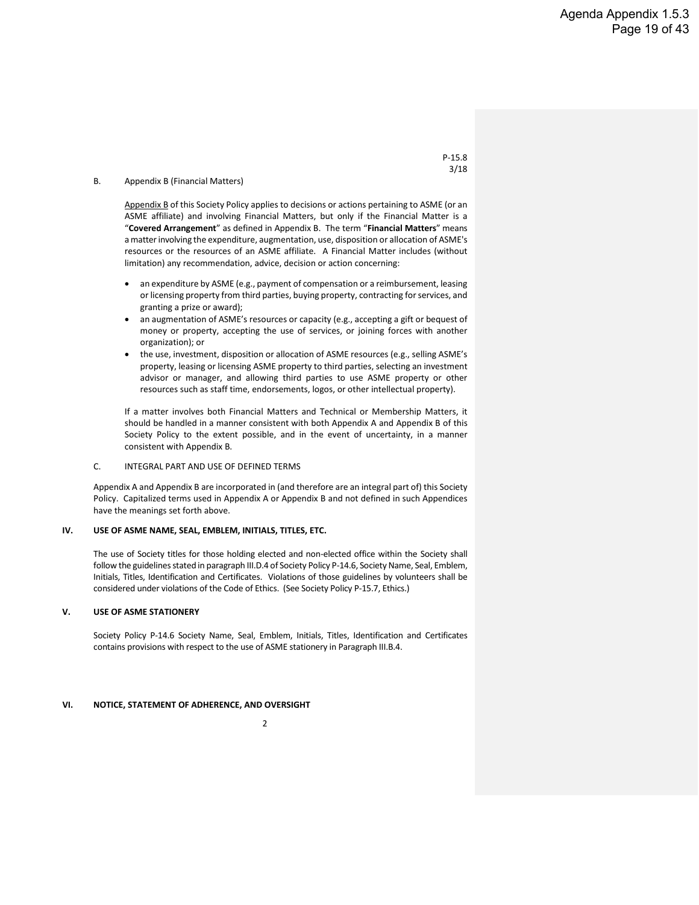B. Appendix B (Financial Matters)

Appendix B of this Society Policy applies to decisions or actions pertaining to ASME (or an ASME affiliate) and involving Financial Matters, but only if the Financial Matter is a "**Covered Arrangement**" as defined in Appendix B. The term "**Financial Matters**" means a matter involving the expenditure, augmentation, use, disposition or allocation of ASME's resources or the resources of an ASME affiliate. A Financial Matter includes (without limitation) any recommendation, advice, decision or action concerning:

- an expenditure by ASME (e.g., payment of compensation or a reimbursement, leasing or licensing property from third parties, buying property, contracting for services, and granting a prize or award);
- an augmentation of ASME's resources or capacity (e.g., accepting a gift or bequest of money or property, accepting the use of services, or joining forces with another organization); or
- the use, investment, disposition or allocation of ASME resources (e.g., selling ASME's property, leasing or licensing ASME property to third parties, selecting an investment advisor or manager, and allowing third parties to use ASME property or other resources such as staff time, endorsements, logos, or other intellectual property).

If a matter involves both Financial Matters and Technical or Membership Matters, it should be handled in a manner consistent with both Appendix A and Appendix B of this Society Policy to the extent possible, and in the event of uncertainty, in a manner consistent with Appendix B.

C. INTEGRAL PART AND USE OF DEFINED TERMS

Appendix A and Appendix B are incorporated in (and therefore are an integral part of) this Society Policy. Capitalized terms used in Appendix A or Appendix B and not defined in such Appendices have the meanings set forth above.

## IV. USE OF ASME NAME, SEAL, EMBLEM, INITIALS, TITLES, ETC.

The use of Society titles for those holding elected and non-elected office within the Society shall follow the guidelines stated in paragraph III.D.4 of Society Policy P-14.6, Society Name, Seal, Emblem, Initials, Titles, Identification and Certificates. Violations of those guidelines by volunteers shall be considered under violations of the Code of Ethics. (See Society Policy P-15.7, Ethics.)

## V. USE OF ASME STATIONERY

Society Policy P-14.6 Society Name, Seal, Emblem, Initials, Titles, Identification and Certificates contains provisions with respect to the use of ASME stationery in Paragraph III.B.4.

## VI. NOTICE, STATEMENT OF ADHERENCE, AND OVERSIGHT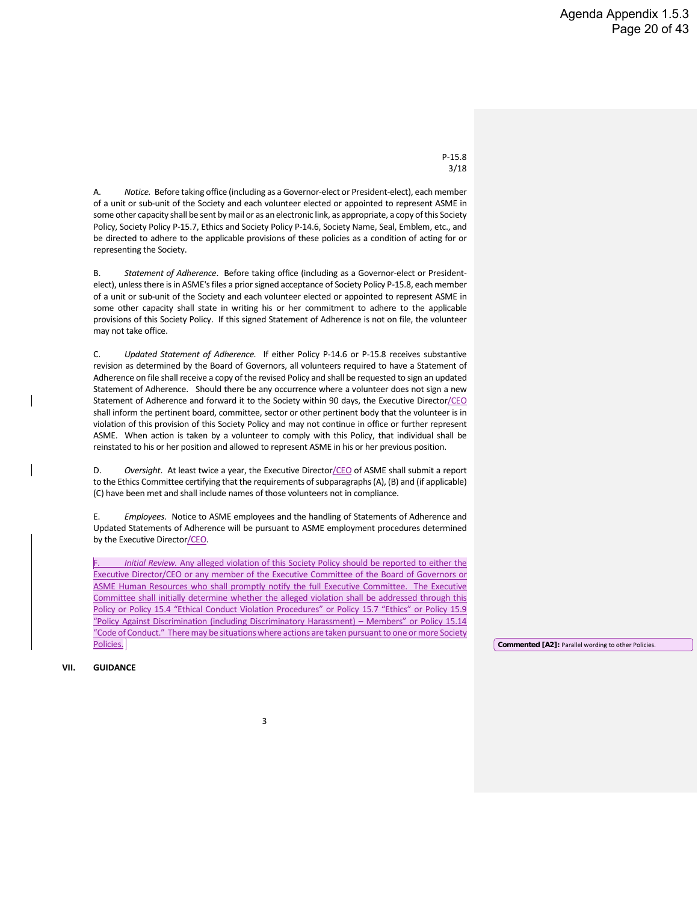P-15.8
3/18

A. *Notice.* Before taking office (including as a Governor-elect or President-elect), each member of a unit or sub-unit of the Society and each volunteer elected or appointed to represent ASME in some other capacity shall be sent by mail or as an electronic link, as appropriate, a copy of this Society Policy, Society Policy P-15.7, Ethics and Society Policy P-14.6, Society Name, Seal, Emblem, etc., and be directed to adhere to the applicable provisions of these policies as a condition of acting for or representing the Society.

B. *Statement of Adherence*. Before taking office (including as a Governor-elect or President-elect), unless there is in ASME's files a prior signed acceptance of Society Policy P-15.8, each member of a unit or sub-unit of the Society and each volunteer elected or appointed to represent ASME in some other capacity shall state in writing his or her commitment to adhere to the applicable provisions of this Society Policy. If this signed Statement of Adherence is not on file, the volunteer may not take office.

C. *Updated Statement of Adherence.* If either Policy P-14.6 or P-15.8 receives substantive revision as determined by the Board of Governors, all volunteers required to have a Statement of Adherence on file shall receive a copy of the revised Policy and shall be requested to sign an updated Statement of Adherence. Should there be any occurrence where a volunteer does not sign a new Statement of Adherence and forward it to the Society within 90 days, the Executive Director/CEO shall inform the pertinent board, committee, sector or other pertinent body that the volunteer is in violation of this provision of this Society Policy and may not continue in office or further represent ASME. When action is taken by a volunteer to comply with this Policy, that individual shall be reinstated to his or her position and allowed to represent ASME in his or her previous position.

D. *Oversight*. At least twice a year, the Executive Director/CEO of ASME shall submit a report to the Ethics Committee certifying that the requirements of subparagraphs (A), (B) and (if applicable) (C) have been met and shall include names of those volunteers not in compliance.

E. *Employees*. Notice to ASME employees and the handling of Statements of Adherence and Updated Statements of Adherence will be pursuant to ASME employment procedures determined by the Executive Director/CEO.

F. *Initial Review.* Any alleged violation of this Society Policy should be reported to either the Executive Director/CEO or any member of the Executive Committee of the Board of Governors or ASME Human Resources who shall promptly notify the full Executive Committee. The Executive Committee shall initially determine whether the alleged violation shall be addressed through this Policy or Policy 15.4 "Ethical Conduct Violation Procedures" or Policy 15.7 "Ethics" or Policy 15.9 "Policy Against Discrimination (including Discriminatory Harassment) – Members" or Policy 15.14 "Code of Conduct." There may be situations where actions are taken pursuant to one or more Society Policies.

**Commented [A2]:** Parallel wording to other Policies.

## VII. GUIDANCE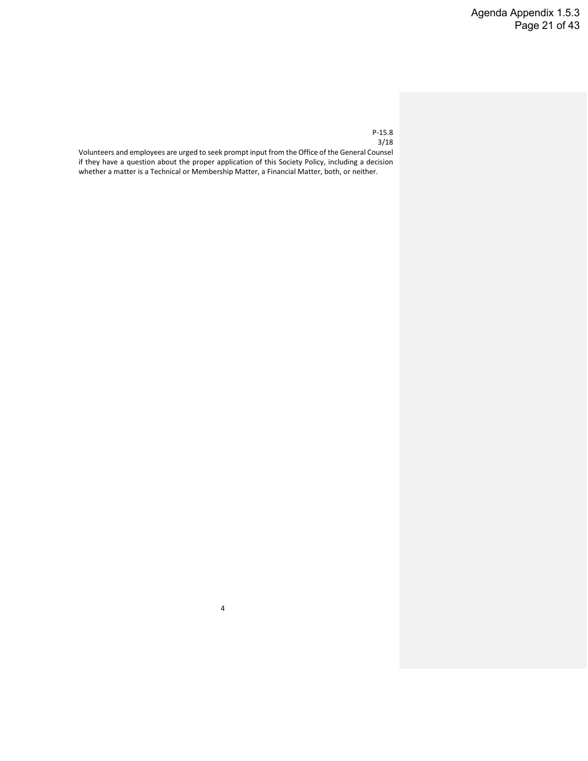P-15.8
3/18

Volunteers and employees are urged to seek prompt input from the Office of the General Counsel if they have a question about the proper application of this Society Policy, including a decision whether a matter is a Technical or Membership Matter, a Financial Matter, both, or neither.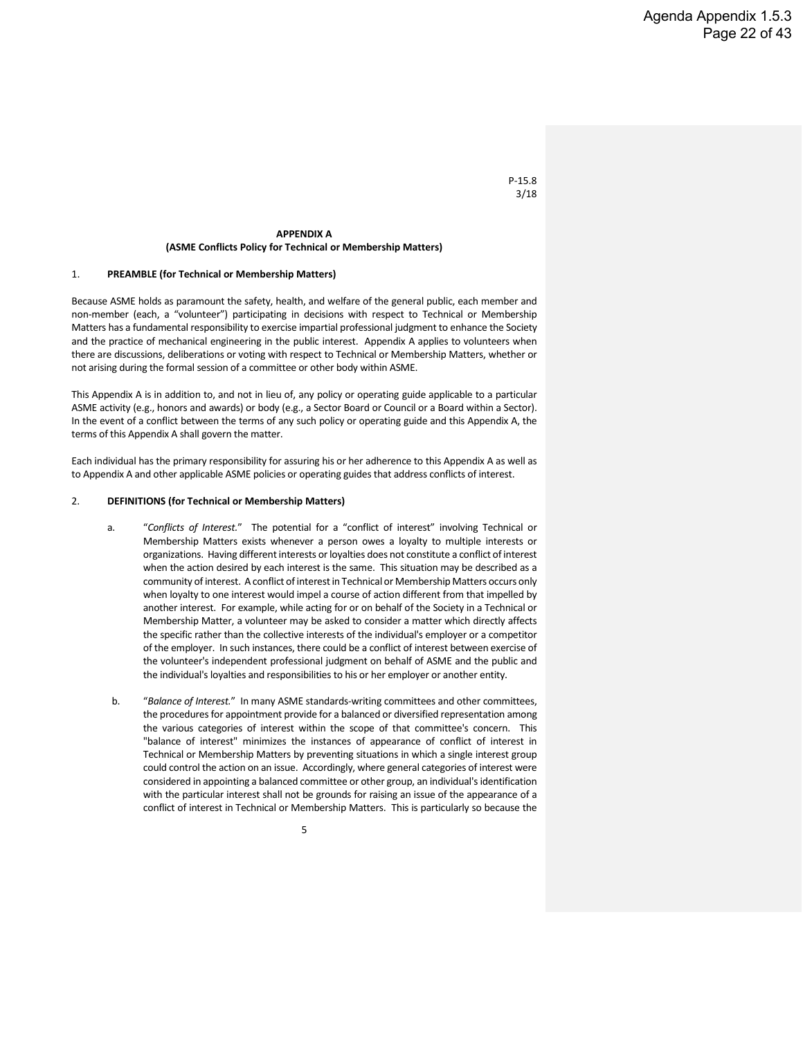P-15.8
3/18

**APPENDIX A**
**(ASME Conflicts Policy for Technical or Membership Matters)**

1. **PREAMBLE (for Technical or Membership Matters)**

Because ASME holds as paramount the safety, health, and welfare of the general public, each member and non-member (each, a "volunteer") participating in decisions with respect to Technical or Membership Matters has a fundamental responsibility to exercise impartial professional judgment to enhance the Society and the practice of mechanical engineering in the public interest. Appendix A applies to volunteers when there are discussions, deliberations or voting with respect to Technical or Membership Matters, whether or not arising during the formal session of a committee or other body within ASME.

This Appendix A is in addition to, and not in lieu of, any policy or operating guide applicable to a particular ASME activity (e.g., honors and awards) or body (e.g., a Sector Board or Council or a Board within a Sector). In the event of a conflict between the terms of any such policy or operating guide and this Appendix A, the terms of this Appendix A shall govern the matter.

Each individual has the primary responsibility for assuring his or her adherence to this Appendix A as well as to Appendix A and other applicable ASME policies or operating guides that address conflicts of interest.

2. **DEFINITIONS (for Technical or Membership Matters)**

   a. "*Conflicts of Interest.*" The potential for a "conflict of interest" involving Technical or Membership Matters exists whenever a person owes a loyalty to multiple interests or organizations. Having different interests or loyalties does not constitute a conflict of interest when the action desired by each interest is the same. This situation may be described as a community of interest. A conflict of interest in Technical or Membership Matters occurs only when loyalty to one interest would impel a course of action different from that impelled by another interest. For example, while acting for or on behalf of the Society in a Technical or Membership Matter, a volunteer may be asked to consider a matter which directly affects the specific rather than the collective interests of the individual's employer or a competitor of the employer. In such instances, there could be a conflict of interest between exercise of the volunteer's independent professional judgment on behalf of ASME and the public and the individual's loyalties and responsibilities to his or her employer or another entity.

   b. "*Balance of Interest.*" In many ASME standards-writing committees and other committees, the procedures for appointment provide for a balanced or diversified representation among the various categories of interest within the scope of that committee's concern. This "balance of interest" minimizes the instances of appearance of conflict of interest in Technical or Membership Matters by preventing situations in which a single interest group could control the action on an issue. Accordingly, where general categories of interest were considered in appointing a balanced committee or other group, an individual's identification with the particular interest shall not be grounds for raising an issue of the appearance of a conflict of interest in Technical or Membership Matters. This is particularly so because the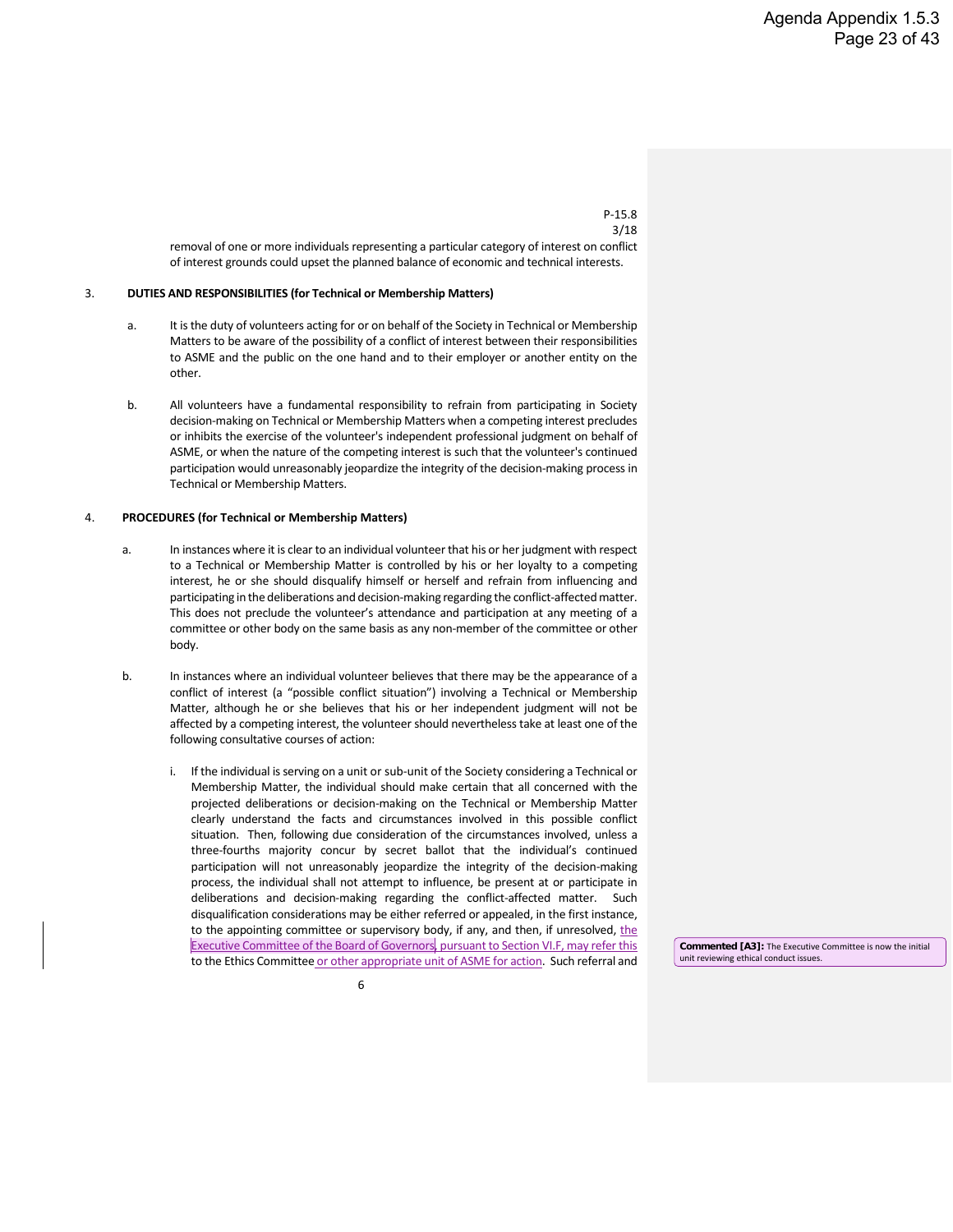removal of one or more individuals representing a particular category of interest on conflict of interest grounds could upset the planned balance of economic and technical interests.

3. **DUTIES AND RESPONSIBILITIES (for Technical or Membership Matters)**

   a. It is the duty of volunteers acting for or on behalf of the Society in Technical or Membership Matters to be aware of the possibility of a conflict of interest between their responsibilities to ASME and the public on the one hand and to their employer or another entity on the other.

   b. All volunteers have a fundamental responsibility to refrain from participating in Society decision-making on Technical or Membership Matters when a competing interest precludes or inhibits the exercise of the volunteer's independent professional judgment on behalf of ASME, or when the nature of the competing interest is such that the volunteer's continued participation would unreasonably jeopardize the integrity of the decision-making process in Technical or Membership Matters.

4. **PROCEDURES (for Technical or Membership Matters)**

   a. In instances where it is clear to an individual volunteer that his or her judgment with respect to a Technical or Membership Matter is controlled by his or her loyalty to a competing interest, he or she should disqualify himself or herself and refrain from influencing and participating in the deliberations and decision-making regarding the conflict-affected matter. This does not preclude the volunteer's attendance and participation at any meeting of a committee or other body on the same basis as any non-member of the committee or other body.

   b. In instances where an individual volunteer believes that there may be the appearance of a conflict of interest (a "possible conflict situation") involving a Technical or Membership Matter, although he or she believes that his or her independent judgment will not be affected by a competing interest, the volunteer should nevertheless take at least one of the following consultative courses of action:

      i. If the individual is serving on a unit or sub-unit of the Society considering a Technical or Membership Matter, the individual should make certain that all concerned with the projected deliberations or decision-making on the Technical or Membership Matter clearly understand the facts and circumstances involved in this possible conflict situation. Then, following due consideration of the circumstances involved, unless a three-fourths majority concur by secret ballot that the individual's continued participation will not unreasonably jeopardize the integrity of the decision-making process, the individual shall not attempt to influence, be present at or participate in deliberations and decision-making regarding the conflict-affected matter. Such disqualification considerations may be either referred or appealed, in the first instance, to the appointing committee or supervisory body, if any, and then, if unresolved, the Executive Committee of the Board of Governors, pursuant to Section VI.F, may refer this to the Ethics Committee or other appropriate unit of ASME for action. Such referral and

Commented [A3]: The Executive Committee is now the initial unit reviewing ethical conduct issues.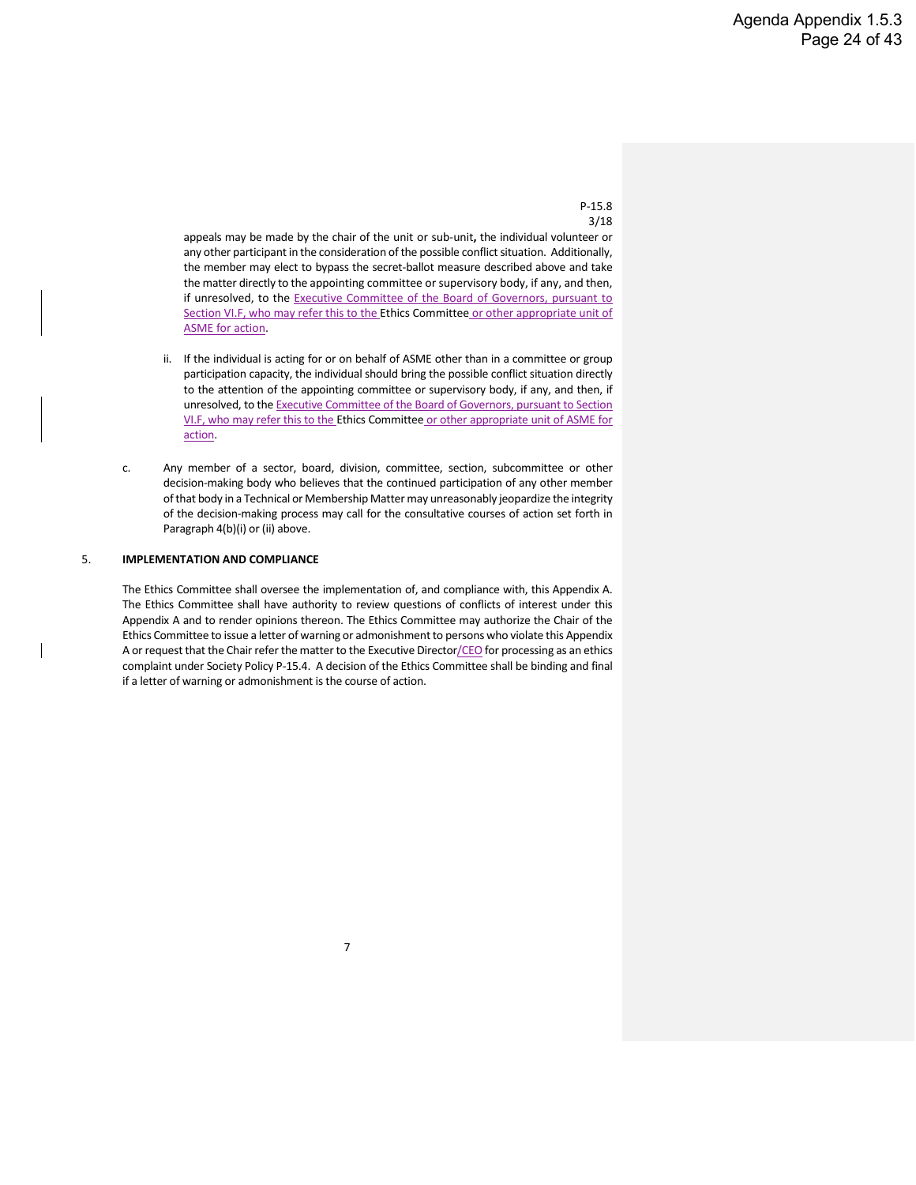appeals may be made by the chair of the unit or sub-unit**,** the individual volunteer or any other participant in the consideration of the possible conflict situation. Additionally, the member may elect to bypass the secret-ballot measure described above and take the matter directly to the appointing committee or supervisory body, if any, and then, if unresolved, to the Executive Committee of the Board of Governors, pursuant to Section VI.F, who may refer this to the Ethics Committee or other appropriate unit of ASME for action.

ii. If the individual is acting for or on behalf of ASME other than in a committee or group participation capacity, the individual should bring the possible conflict situation directly to the attention of the appointing committee or supervisory body, if any, and then, if unresolved, to the Executive Committee of the Board of Governors, pursuant to Section VI.F, who may refer this to the Ethics Committee or other appropriate unit of ASME for action.

c. Any member of a sector, board, division, committee, section, subcommittee or other decision-making body who believes that the continued participation of any other member of that body in a Technical or Membership Matter may unreasonably jeopardize the integrity of the decision-making process may call for the consultative courses of action set forth in Paragraph 4(b)(i) or (ii) above.

## 5. IMPLEMENTATION AND COMPLIANCE

The Ethics Committee shall oversee the implementation of, and compliance with, this Appendix A. The Ethics Committee shall have authority to review questions of conflicts of interest under this Appendix A and to render opinions thereon. The Ethics Committee may authorize the Chair of the Ethics Committee to issue a letter of warning or admonishment to persons who violate this Appendix A or request that the Chair refer the matter to the Executive Director/CEO for processing as an ethics complaint under Society Policy P-15.4. A decision of the Ethics Committee shall be binding and final if a letter of warning or admonishment is the course of action.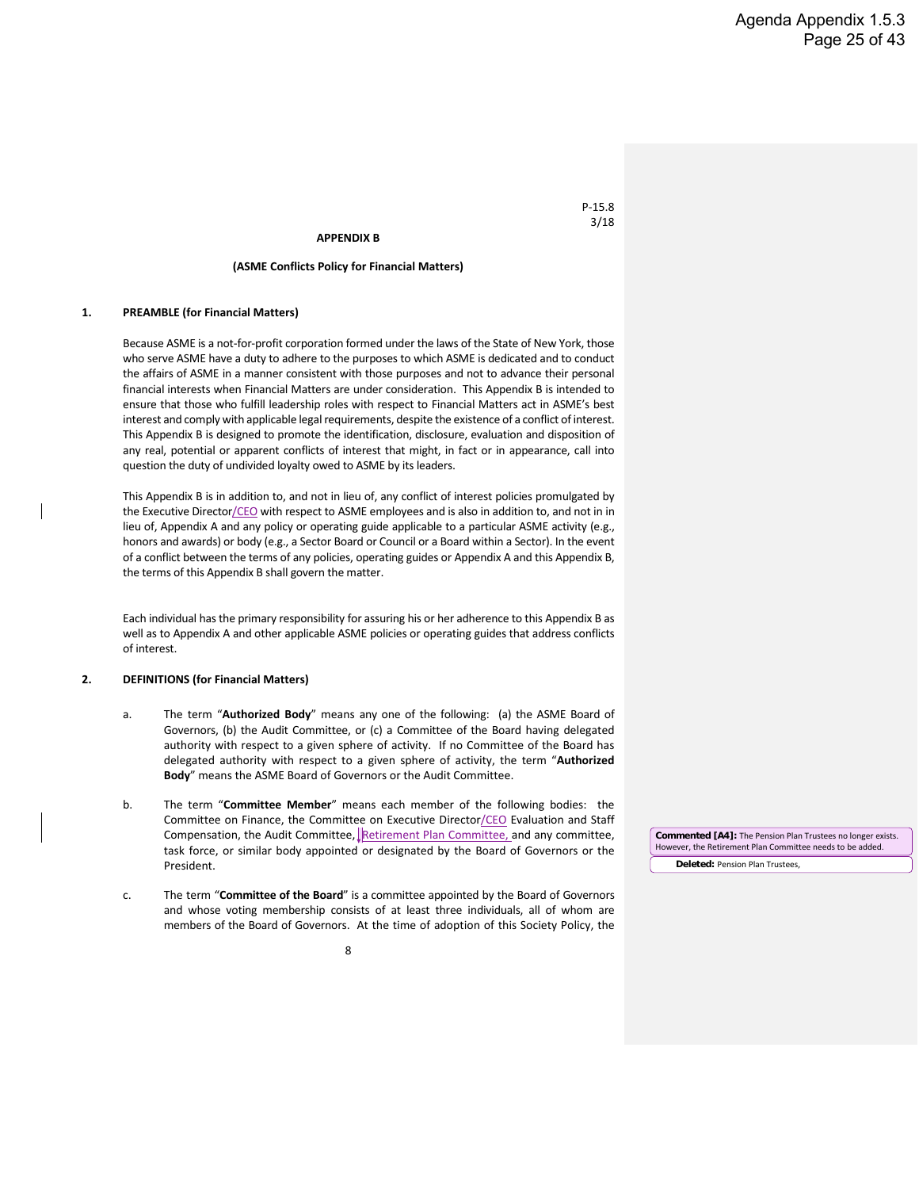P-15.8
3/18

**APPENDIX B**

**(ASME Conflicts Policy for Financial Matters)**

## 1. PREAMBLE (for Financial Matters)

Because ASME is a not-for-profit corporation formed under the laws of the State of New York, those who serve ASME have a duty to adhere to the purposes to which ASME is dedicated and to conduct the affairs of ASME in a manner consistent with those purposes and not to advance their personal financial interests when Financial Matters are under consideration. This Appendix B is intended to ensure that those who fulfill leadership roles with respect to Financial Matters act in ASME's best interest and comply with applicable legal requirements, despite the existence of a conflict of interest. This Appendix B is designed to promote the identification, disclosure, evaluation and disposition of any real, potential or apparent conflicts of interest that might, in fact or in appearance, call into question the duty of undivided loyalty owed to ASME by its leaders.

This Appendix B is in addition to, and not in lieu of, any conflict of interest policies promulgated by the Executive Director/CEO with respect to ASME employees and is also in addition to, and not in in lieu of, Appendix A and any policy or operating guide applicable to a particular ASME activity (e.g., honors and awards) or body (e.g., a Sector Board or Council or a Board within a Sector). In the event of a conflict between the terms of any policies, operating guides or Appendix A and this Appendix B, the terms of this Appendix B shall govern the matter.

Each individual has the primary responsibility for assuring his or her adherence to this Appendix B as well as to Appendix A and other applicable ASME policies or operating guides that address conflicts of interest.

## 2. DEFINITIONS (for Financial Matters)

a. The term "**Authorized Body**" means any one of the following: (a) the ASME Board of Governors, (b) the Audit Committee, or (c) a Committee of the Board having delegated authority with respect to a given sphere of activity. If no Committee of the Board has delegated authority with respect to a given sphere of activity, the term "**Authorized Body**" means the ASME Board of Governors or the Audit Committee.

b. The term "**Committee Member**" means each member of the following bodies: the Committee on Finance, the Committee on Executive Director/CEO Evaluation and Staff Compensation, the Audit Committee, Retirement Plan Committee, and any committee, task force, or similar body appointed or designated by the Board of Governors or the President.

c. The term "**Committee of the Board**" is a committee appointed by the Board of Governors and whose voting membership consists of at least three individuals, all of whom are members of the Board of Governors. At the time of adoption of this Society Policy, the

**Commented [A4]:** The Pension Plan Trustees no longer exists. However, the Retirement Plan Committee needs to be added.

**Deleted:** Pension Plan Trustees,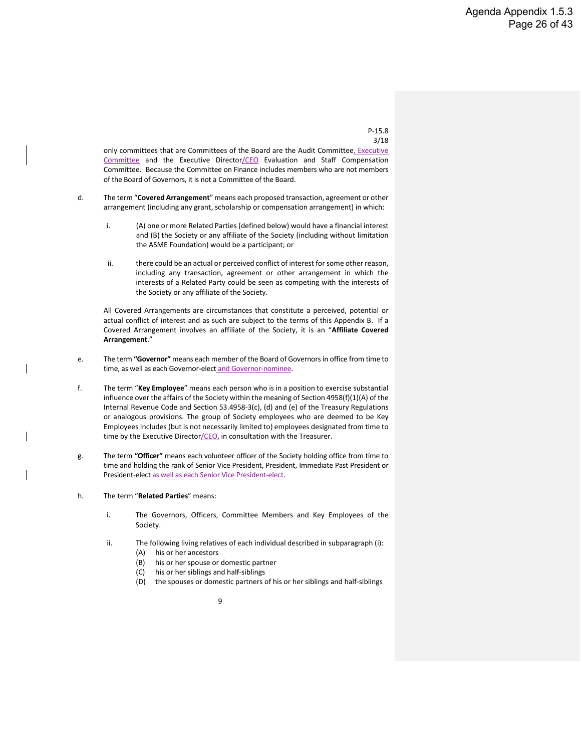only committees that are Committees of the Board are the Audit Committee, Executive Committee and the Executive Director/CEO Evaluation and Staff Compensation Committee. Because the Committee on Finance includes members who are not members of the Board of Governors, it is not a Committee of the Board.

d. The term "**Covered Arrangement**" means each proposed transaction, agreement or other arrangement (including any grant, scholarship or compensation arrangement) in which:

   i. (A) one or more Related Parties (defined below) would have a financial interest and (B) the Society or any affiliate of the Society (including without limitation the ASME Foundation) would be a participant; or

   ii. there could be an actual or perceived conflict of interest for some other reason, including any transaction, agreement or other arrangement in which the interests of a Related Party could be seen as competing with the interests of the Society or any affiliate of the Society.

   All Covered Arrangements are circumstances that constitute a perceived, potential or actual conflict of interest and as such are subject to the terms of this Appendix B. If a Covered Arrangement involves an affiliate of the Society, it is an "**Affiliate Covered Arrangement**."

e. The term **"Governor"** means each member of the Board of Governors in office from time to time, as well as each Governor-elect and Governor-nominee.

f. The term "**Key Employee**" means each person who is in a position to exercise substantial influence over the affairs of the Society within the meaning of Section 4958(f)(1)(A) of the Internal Revenue Code and Section 53.4958-3(c), (d) and (e) of the Treasury Regulations or analogous provisions. The group of Society employees who are deemed to be Key Employees includes (but is not necessarily limited to) employees designated from time to time by the Executive Director/CEO, in consultation with the Treasurer.

g. The term **"Officer"** means each volunteer officer of the Society holding office from time to time and holding the rank of Senior Vice President, President, Immediate Past President or President-elect as well as each Senior Vice President-elect.

h. The term "**Related Parties**" means:

   i. The Governors, Officers, Committee Members and Key Employees of the Society.

   ii. The following living relatives of each individual described in subparagraph (i):
      (A) his or her ancestors
      (B) his or her spouse or domestic partner
      (C) his or her siblings and half-siblings
      (D) the spouses or domestic partners of his or her siblings and half-siblings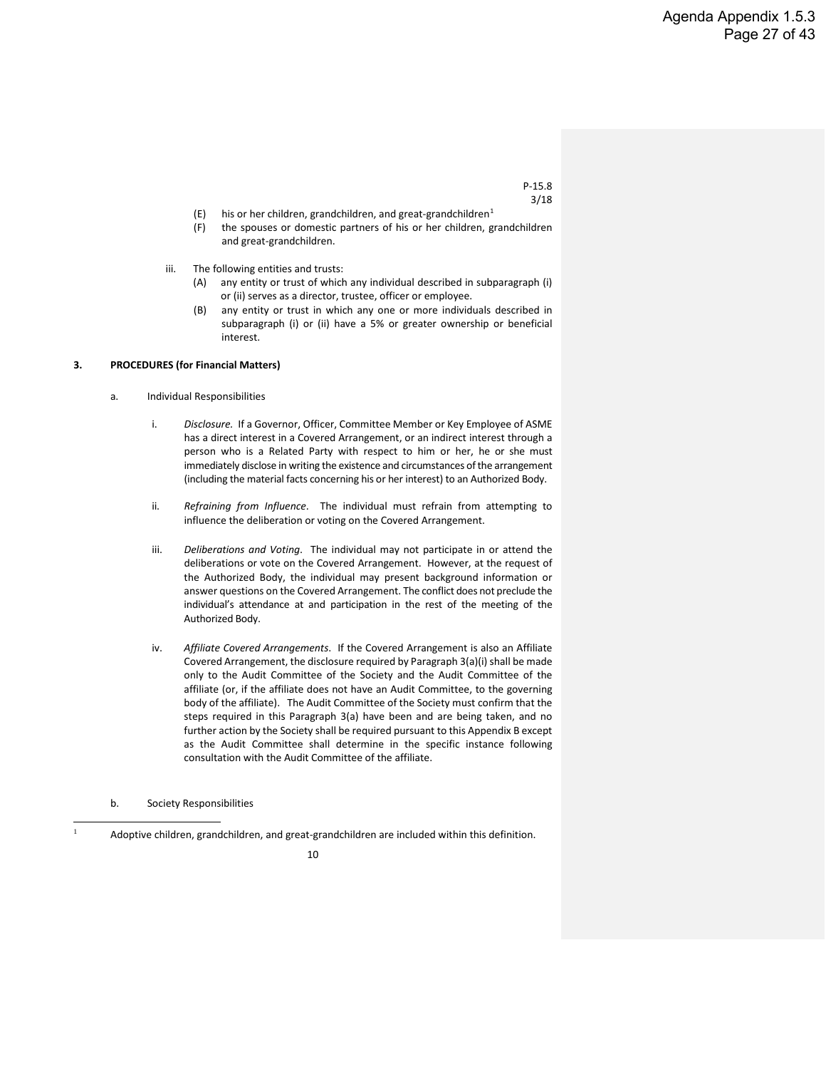P-15.8
3/18

(E) his or her children, grandchildren, and great-grandchildren[1]

(F) the spouses or domestic partners of his or her children, grandchildren and great-grandchildren.

iii. The following entities and trusts:

(A) any entity or trust of which any individual described in subparagraph (i) or (ii) serves as a director, trustee, officer or employee.

(B) any entity or trust in which any one or more individuals described in subparagraph (i) or (ii) have a 5% or greater ownership or beneficial interest.

**3. PROCEDURES (for Financial Matters)**

a. Individual Responsibilities

i. *Disclosure.* If a Governor, Officer, Committee Member or Key Employee of ASME has a direct interest in a Covered Arrangement, or an indirect interest through a person who is a Related Party with respect to him or her, he or she must immediately disclose in writing the existence and circumstances of the arrangement (including the material facts concerning his or her interest) to an Authorized Body.

ii. *Refraining from Influence*. The individual must refrain from attempting to influence the deliberation or voting on the Covered Arrangement.

iii. *Deliberations and Voting*. The individual may not participate in or attend the deliberations or vote on the Covered Arrangement. However, at the request of the Authorized Body, the individual may present background information or answer questions on the Covered Arrangement. The conflict does not preclude the individual's attendance at and participation in the rest of the meeting of the Authorized Body.

iv. *Affiliate Covered Arrangements*. If the Covered Arrangement is also an Affiliate Covered Arrangement, the disclosure required by Paragraph 3(a)(i) shall be made only to the Audit Committee of the Society and the Audit Committee of the affiliate (or, if the affiliate does not have an Audit Committee, to the governing body of the affiliate). The Audit Committee of the Society must confirm that the steps required in this Paragraph 3(a) have been and are being taken, and no further action by the Society shall be required pursuant to this Appendix B except as the Audit Committee shall determine in the specific instance following consultation with the Audit Committee of the affiliate.

b. Society Responsibilities

[1] Adoptive children, grandchildren, and great-grandchildren are included within this definition.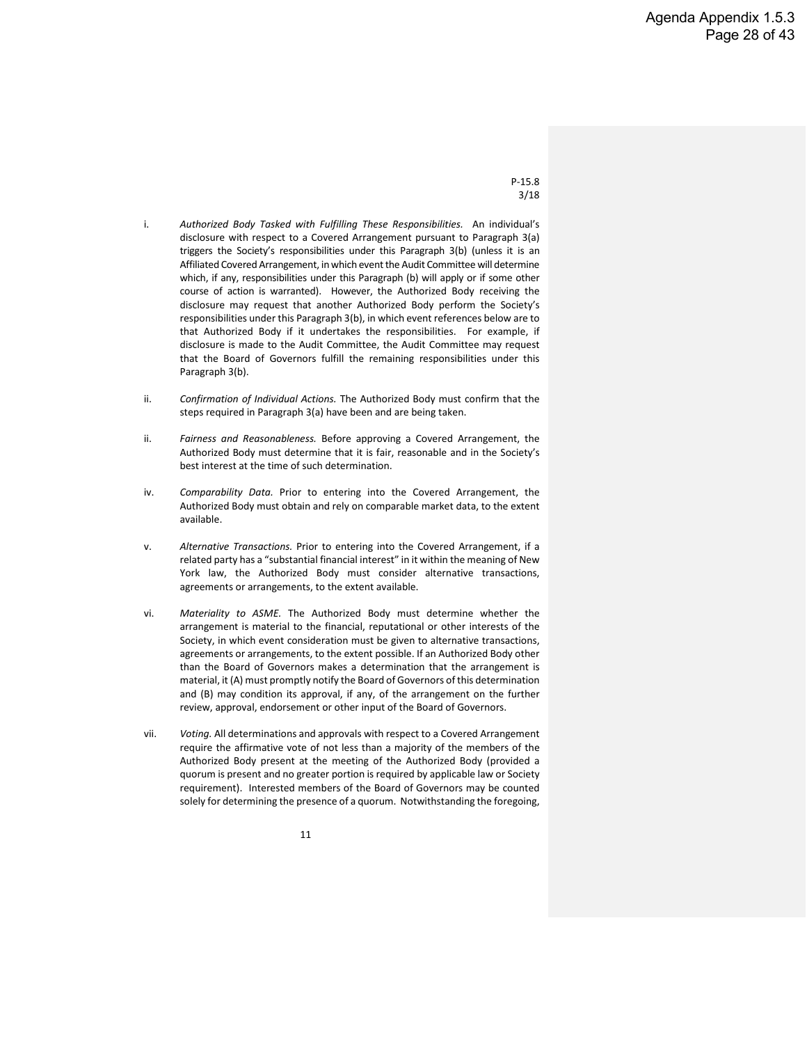P-15.8
3/18

i. *Authorized Body Tasked with Fulfilling These Responsibilities.* An individual's disclosure with respect to a Covered Arrangement pursuant to Paragraph 3(a) triggers the Society's responsibilities under this Paragraph 3(b) (unless it is an Affiliated Covered Arrangement, in which event the Audit Committee will determine which, if any, responsibilities under this Paragraph (b) will apply or if some other course of action is warranted). However, the Authorized Body receiving the disclosure may request that another Authorized Body perform the Society's responsibilities under this Paragraph 3(b), in which event references below are to that Authorized Body if it undertakes the responsibilities. For example, if disclosure is made to the Audit Committee, the Audit Committee may request that the Board of Governors fulfill the remaining responsibilities under this Paragraph 3(b).

ii. *Confirmation of Individual Actions.* The Authorized Body must confirm that the steps required in Paragraph 3(a) have been and are being taken.

ii. *Fairness and Reasonableness.* Before approving a Covered Arrangement, the Authorized Body must determine that it is fair, reasonable and in the Society's best interest at the time of such determination.

iv. *Comparability Data.* Prior to entering into the Covered Arrangement, the Authorized Body must obtain and rely on comparable market data, to the extent available.

v. *Alternative Transactions.* Prior to entering into the Covered Arrangement, if a related party has a "substantial financial interest" in it within the meaning of New York law, the Authorized Body must consider alternative transactions, agreements or arrangements, to the extent available.

vi. *Materiality to ASME.* The Authorized Body must determine whether the arrangement is material to the financial, reputational or other interests of the Society, in which event consideration must be given to alternative transactions, agreements or arrangements, to the extent possible. If an Authorized Body other than the Board of Governors makes a determination that the arrangement is material, it (A) must promptly notify the Board of Governors of this determination and (B) may condition its approval, if any, of the arrangement on the further review, approval, endorsement or other input of the Board of Governors.

vii. *Voting.* All determinations and approvals with respect to a Covered Arrangement require the affirmative vote of not less than a majority of the members of the Authorized Body present at the meeting of the Authorized Body (provided a quorum is present and no greater portion is required by applicable law or Society requirement). Interested members of the Board of Governors may be counted solely for determining the presence of a quorum. Notwithstanding the foregoing,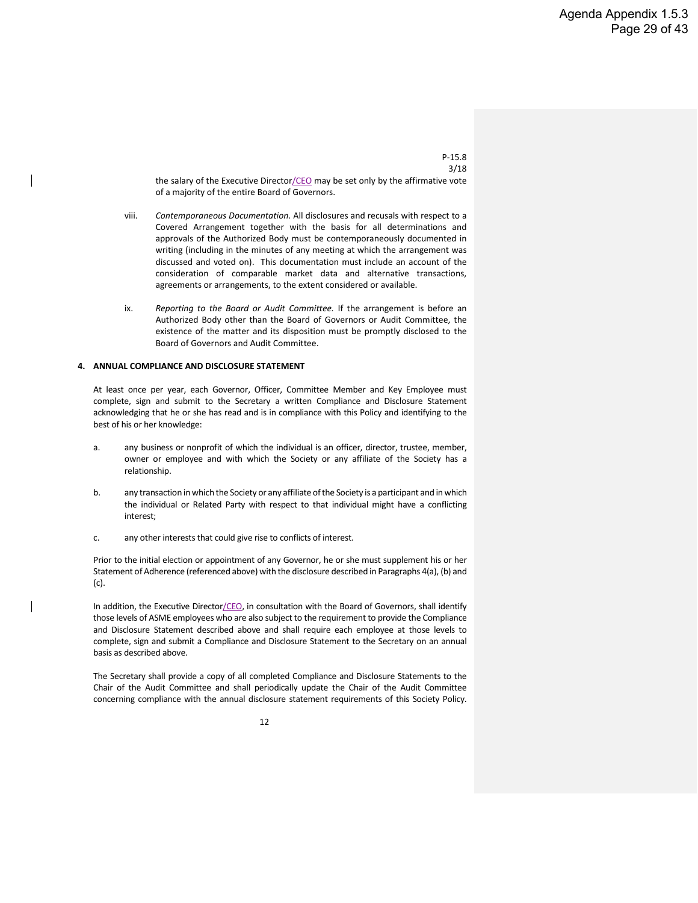the salary of the Executive Director/CEO may be set only by the affirmative vote of a majority of the entire Board of Governors.

viii. *Contemporaneous Documentation.* All disclosures and recusals with respect to a Covered Arrangement together with the basis for all determinations and approvals of the Authorized Body must be contemporaneously documented in writing (including in the minutes of any meeting at which the arrangement was discussed and voted on). This documentation must include an account of the consideration of comparable market data and alternative transactions, agreements or arrangements, to the extent considered or available.

ix. *Reporting to the Board or Audit Committee.* If the arrangement is before an Authorized Body other than the Board of Governors or Audit Committee, the existence of the matter and its disposition must be promptly disclosed to the Board of Governors and Audit Committee.

## 4. ANNUAL COMPLIANCE AND DISCLOSURE STATEMENT

At least once per year, each Governor, Officer, Committee Member and Key Employee must complete, sign and submit to the Secretary a written Compliance and Disclosure Statement acknowledging that he or she has read and is in compliance with this Policy and identifying to the best of his or her knowledge:

a. any business or nonprofit of which the individual is an officer, director, trustee, member, owner or employee and with which the Society or any affiliate of the Society has a relationship.

b. any transaction in which the Society or any affiliate of the Society is a participant and in which the individual or Related Party with respect to that individual might have a conflicting interest;

c. any other interests that could give rise to conflicts of interest.

Prior to the initial election or appointment of any Governor, he or she must supplement his or her Statement of Adherence (referenced above) with the disclosure described in Paragraphs 4(a), (b) and (c).

In addition, the Executive Director/CEO, in consultation with the Board of Governors, shall identify those levels of ASME employees who are also subject to the requirement to provide the Compliance and Disclosure Statement described above and shall require each employee at those levels to complete, sign and submit a Compliance and Disclosure Statement to the Secretary on an annual basis as described above.

The Secretary shall provide a copy of all completed Compliance and Disclosure Statements to the Chair of the Audit Committee and shall periodically update the Chair of the Audit Committee concerning compliance with the annual disclosure statement requirements of this Society Policy.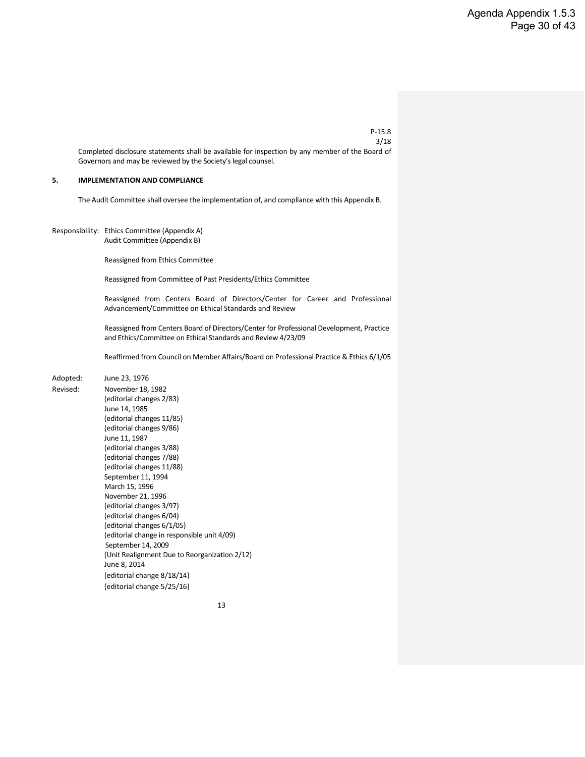P-15.8
3/18

Completed disclosure statements shall be available for inspection by any member of the Board of Governors and may be reviewed by the Society's legal counsel.

## 5. IMPLEMENTATION AND COMPLIANCE

The Audit Committee shall oversee the implementation of, and compliance with this Appendix B.

Responsibility: Ethics Committee (Appendix A)
Audit Committee (Appendix B)

Reassigned from Ethics Committee

Reassigned from Committee of Past Presidents/Ethics Committee

Reassigned from Centers Board of Directors/Center for Career and Professional Advancement/Committee on Ethical Standards and Review

Reassigned from Centers Board of Directors/Center for Professional Development, Practice and Ethics/Committee on Ethical Standards and Review 4/23/09

Reaffirmed from Council on Member Affairs/Board on Professional Practice & Ethics 6/1/05

Adopted: June 23, 1976

Revised: November 18, 1982
(editorial changes 2/83)
June 14, 1985
(editorial changes 11/85)
(editorial changes 9/86)
June 11, 1987
(editorial changes 3/88)
(editorial changes 7/88)
(editorial changes 11/88)
September 11, 1994
March 15, 1996
November 21, 1996
(editorial changes 3/97)
(editorial changes 6/04)
(editorial changes 6/1/05)
(editorial change in responsible unit 4/09)
September 14, 2009
(Unit Realignment Due to Reorganization 2/12)
June 8, 2014
(editorial change 8/18/14)
(editorial change 5/25/16)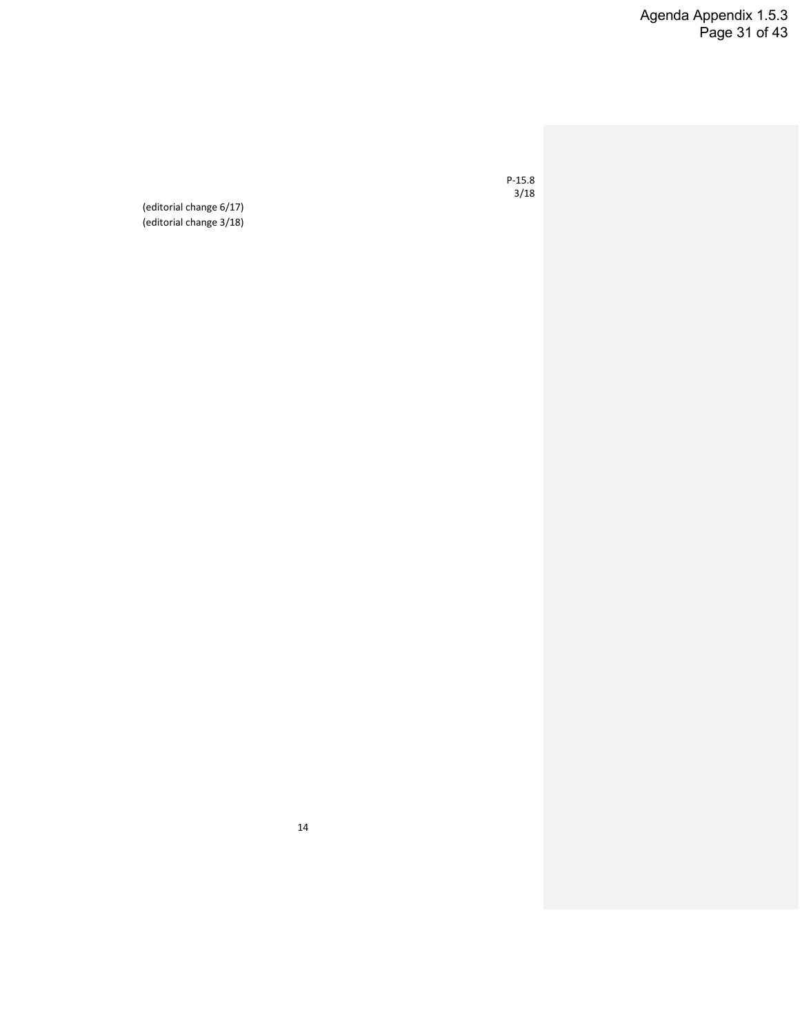P-15.8
3/18

(editorial change 6/17)
(editorial change 3/18)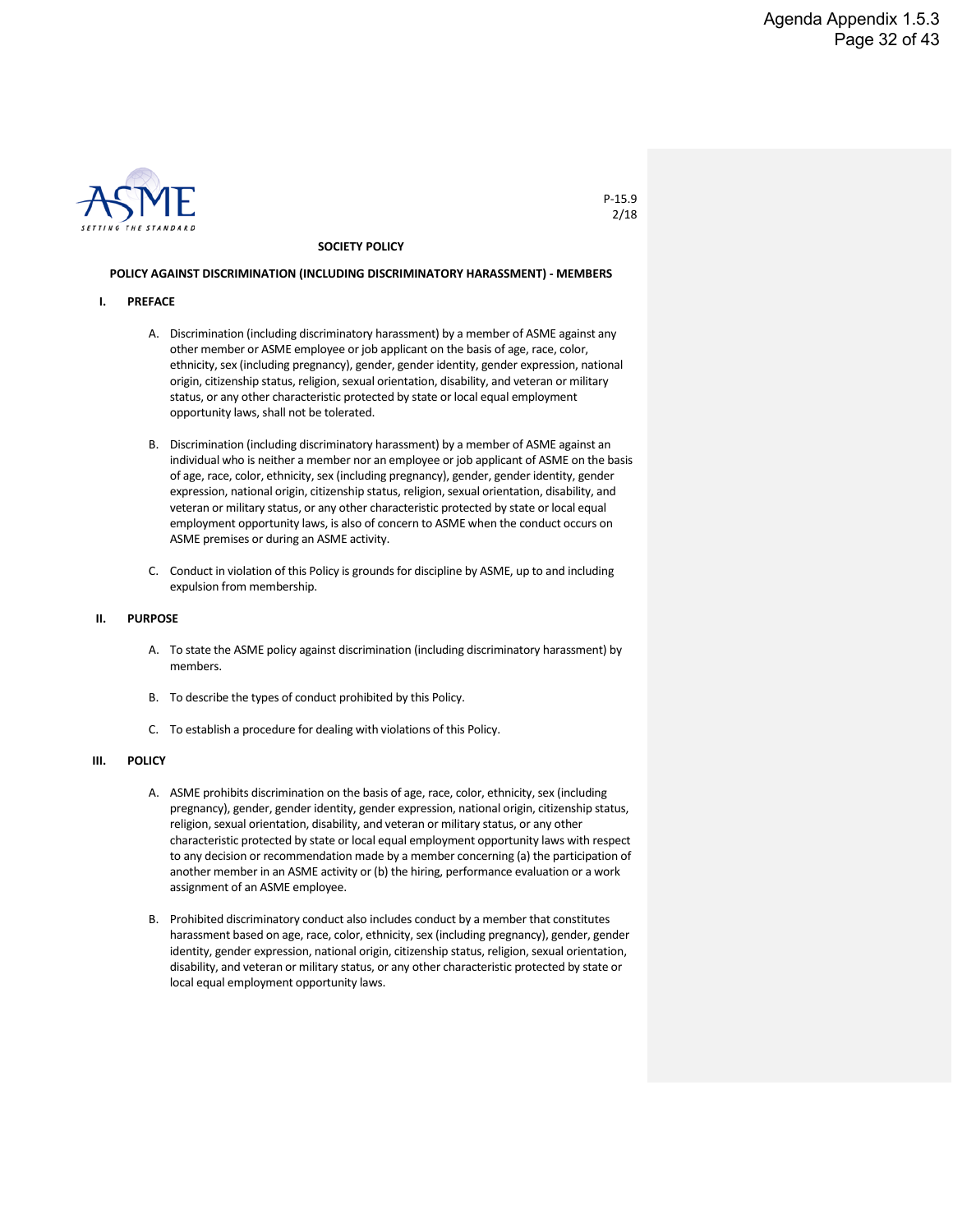P-15.9
2/18

**SOCIETY POLICY**

**POLICY AGAINST DISCRIMINATION (INCLUDING DISCRIMINATORY HARASSMENT) - MEMBERS**

## I. PREFACE

A. Discrimination (including discriminatory harassment) by a member of ASME against any other member or ASME employee or job applicant on the basis of age, race, color, ethnicity, sex (including pregnancy), gender, gender identity, gender expression, national origin, citizenship status, religion, sexual orientation, disability, and veteran or military status, or any other characteristic protected by state or local equal employment opportunity laws, shall not be tolerated.

B. Discrimination (including discriminatory harassment) by a member of ASME against an individual who is neither a member nor an employee or job applicant of ASME on the basis of age, race, color, ethnicity, sex (including pregnancy), gender, gender identity, gender expression, national origin, citizenship status, religion, sexual orientation, disability, and veteran or military status, or any other characteristic protected by state or local equal employment opportunity laws, is also of concern to ASME when the conduct occurs on ASME premises or during an ASME activity.

C. Conduct in violation of this Policy is grounds for discipline by ASME, up to and including expulsion from membership.

## II. PURPOSE

A. To state the ASME policy against discrimination (including discriminatory harassment) by members.

B. To describe the types of conduct prohibited by this Policy.

C. To establish a procedure for dealing with violations of this Policy.

## III. POLICY

A. ASME prohibits discrimination on the basis of age, race, color, ethnicity, sex (including pregnancy), gender, gender identity, gender expression, national origin, citizenship status, religion, sexual orientation, disability, and veteran or military status, or any other characteristic protected by state or local equal employment opportunity laws with respect to any decision or recommendation made by a member concerning (a) the participation of another member in an ASME activity or (b) the hiring, performance evaluation or a work assignment of an ASME employee.

B. Prohibited discriminatory conduct also includes conduct by a member that constitutes harassment based on age, race, color, ethnicity, sex (including pregnancy), gender, gender identity, gender expression, national origin, citizenship status, religion, sexual orientation, disability, and veteran or military status, or any other characteristic protected by state or local equal employment opportunity laws.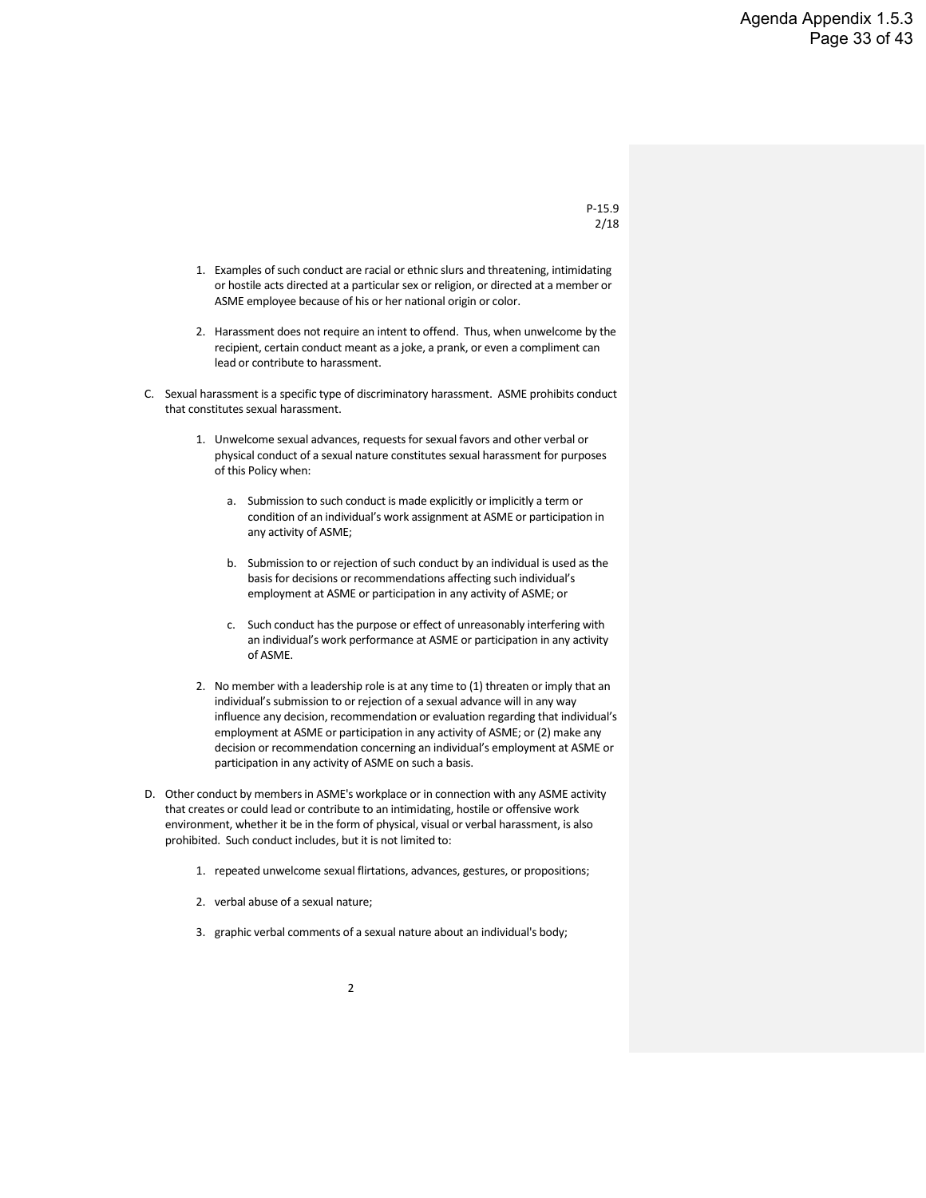P-15.9
2/18

1. Examples of such conduct are racial or ethnic slurs and threatening, intimidating or hostile acts directed at a particular sex or religion, or directed at a member or ASME employee because of his or her national origin or color.

2. Harassment does not require an intent to offend. Thus, when unwelcome by the recipient, certain conduct meant as a joke, a prank, or even a compliment can lead or contribute to harassment.

C. Sexual harassment is a specific type of discriminatory harassment. ASME prohibits conduct that constitutes sexual harassment.

1. Unwelcome sexual advances, requests for sexual favors and other verbal or physical conduct of a sexual nature constitutes sexual harassment for purposes of this Policy when:

    a. Submission to such conduct is made explicitly or implicitly a term or condition of an individual's work assignment at ASME or participation in any activity of ASME;

    b. Submission to or rejection of such conduct by an individual is used as the basis for decisions or recommendations affecting such individual's employment at ASME or participation in any activity of ASME; or

    c. Such conduct has the purpose or effect of unreasonably interfering with an individual's work performance at ASME or participation in any activity of ASME.

2. No member with a leadership role is at any time to (1) threaten or imply that an individual's submission to or rejection of a sexual advance will in any way influence any decision, recommendation or evaluation regarding that individual's employment at ASME or participation in any activity of ASME; or (2) make any decision or recommendation concerning an individual's employment at ASME or participation in any activity of ASME on such a basis.

D. Other conduct by members in ASME's workplace or in connection with any ASME activity that creates or could lead or contribute to an intimidating, hostile or offensive work environment, whether it be in the form of physical, visual or verbal harassment, is also prohibited. Such conduct includes, but it is not limited to:

1. repeated unwelcome sexual flirtations, advances, gestures, or propositions;

2. verbal abuse of a sexual nature;

3. graphic verbal comments of a sexual nature about an individual's body;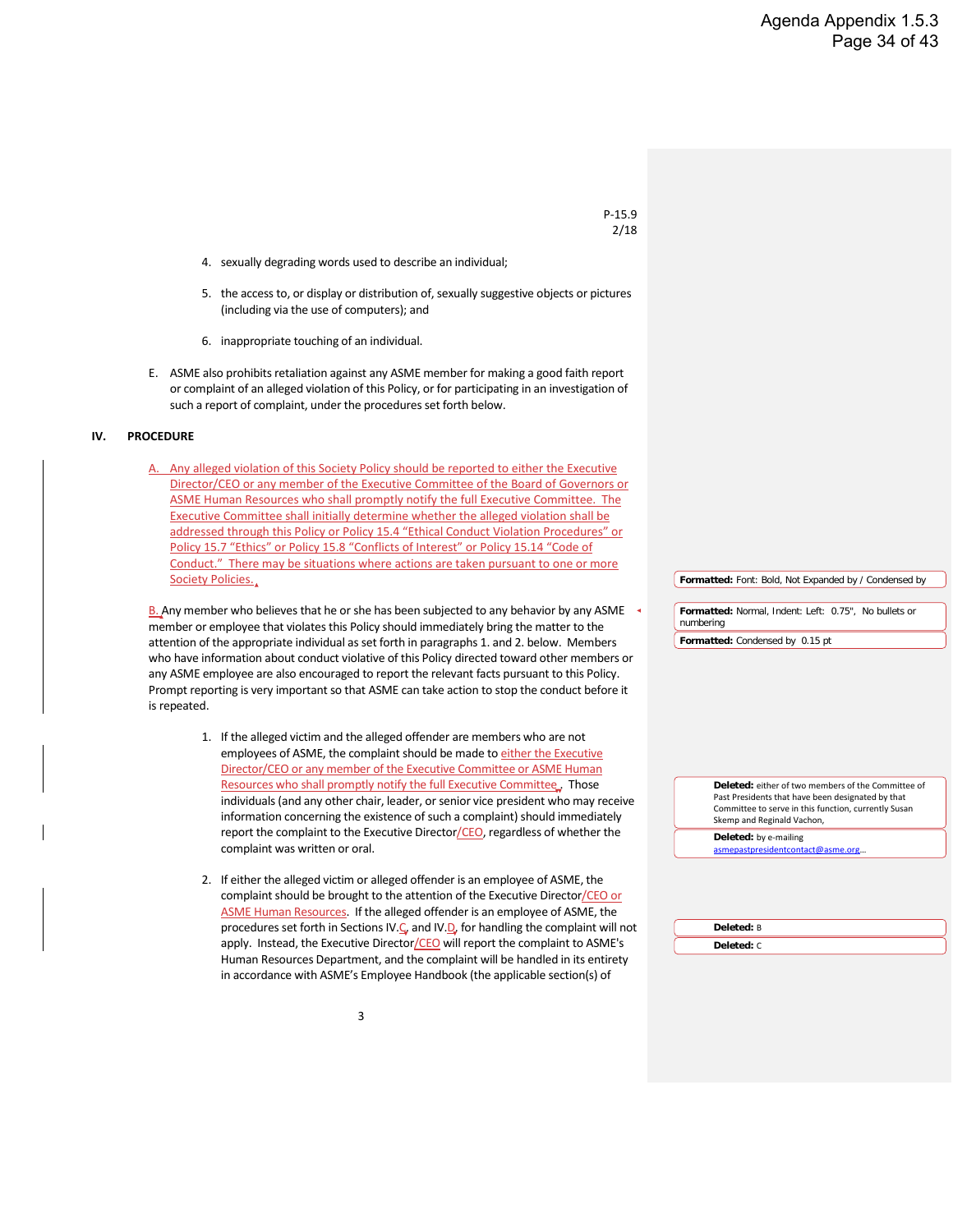P-15.9
2/18

4. sexually degrading words used to describe an individual;

5. the access to, or display or distribution of, sexually suggestive objects or pictures (including via the use of computers); and

6. inappropriate touching of an individual.

E. ASME also prohibits retaliation against any ASME member for making a good faith report or complaint of an alleged violation of this Policy, or for participating in an investigation of such a report of complaint, under the procedures set forth below.

## IV. PROCEDURE

A. Any alleged violation of this Society Policy should be reported to either the Executive Director/CEO or any member of the Executive Committee of the Board of Governors or ASME Human Resources who shall promptly notify the full Executive Committee. The Executive Committee shall initially determine whether the alleged violation shall be addressed through this Policy or Policy 15.4 "Ethical Conduct Violation Procedures" or Policy 15.7 "Ethics" or Policy 15.8 "Conflicts of Interest" or Policy 15.14 "Code of Conduct." There may be situations where actions are taken pursuant to one or more Society Policies.

B. Any member who believes that he or she has been subjected to any behavior by any ASME member or employee that violates this Policy should immediately bring the matter to the attention of the appropriate individual as set forth in paragraphs 1. and 2. below. Members who have information about conduct violative of this Policy directed toward other members or any ASME employee are also encouraged to report the relevant facts pursuant to this Policy. Prompt reporting is very important so that ASME can take action to stop the conduct before it is repeated.

1. If the alleged victim and the alleged offender are members who are not employees of ASME, the complaint should be made to either the Executive Director/CEO or any member of the Executive Committee or ASME Human Resources who shall promptly notify the full Executive Committee. Those individuals (and any other chair, leader, or senior vice president who may receive information concerning the existence of such a complaint) should immediately report the complaint to the Executive Director/CEO, regardless of whether the complaint was written or oral.

2. If either the alleged victim or alleged offender is an employee of ASME, the complaint should be brought to the attention of the Executive Director/CEO or ASME Human Resources. If the alleged offender is an employee of ASME, the procedures set forth in Sections IV.C and IV.D for handling the complaint will not apply. Instead, the Executive Director/CEO will report the complaint to ASME's Human Resources Department, and the complaint will be handled in its entirety in accordance with ASME's Employee Handbook (the applicable section(s) of

Formatted: Font: Bold, Not Expanded by / Condensed by

Formatted: Normal, Indent: Left: 0.75", No bullets or numbering

Formatted: Condensed by 0.15 pt

Deleted: either of two members of the Committee of Past Presidents that have been designated by that Committee to serve in this function, currently Susan Skemp and Reginald Vachon,

Deleted: by e-mailing asmepastpresidentcontact@asme.org...

Deleted: B

Deleted: C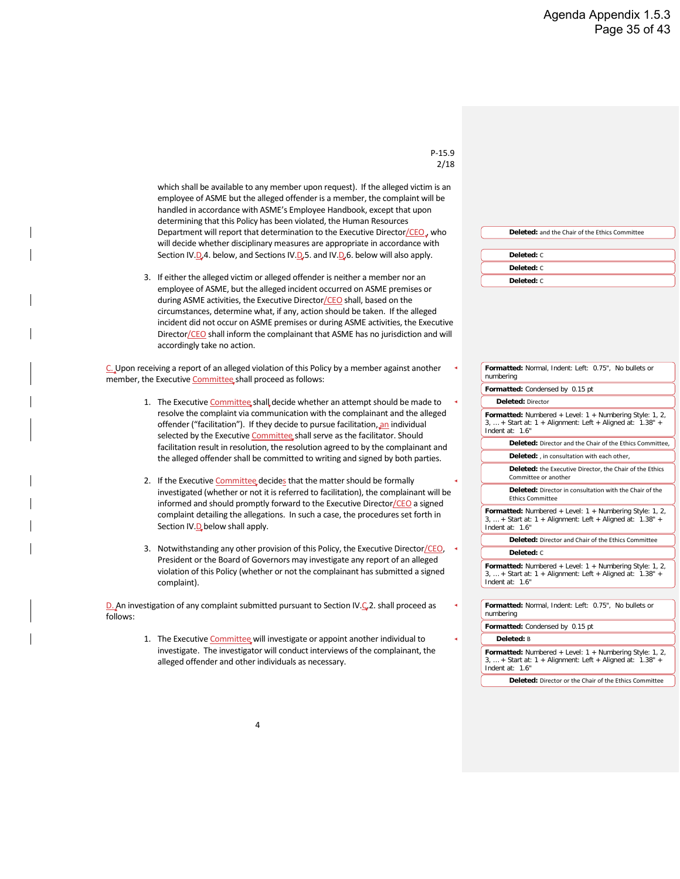P-15.9
2/18

which shall be available to any member upon request). If the alleged victim is an employee of ASME but the alleged offender is a member, the complaint will be handled in accordance with ASME's Employee Handbook, except that upon determining that this Policy has been violated, the Human Resources Department will report that determination to the Executive Director/CEO, who will decide whether disciplinary measures are appropriate in accordance with Section IV.D.4. below, and Sections IV.D.5. and IV.D.6. below will also apply.

3. If either the alleged victim or alleged offender is neither a member nor an employee of ASME, but the alleged incident occurred on ASME premises or during ASME activities, the Executive Director/CEO shall, based on the circumstances, determine what, if any, action should be taken. If the alleged incident did not occur on ASME premises or during ASME activities, the Executive Director/CEO shall inform the complainant that ASME has no jurisdiction and will accordingly take no action.

C. Upon receiving a report of an alleged violation of this Policy by a member against another member, the Executive Committee shall proceed as follows:

1. The Executive Committee shall decide whether an attempt should be made to resolve the complaint via communication with the complainant and the alleged offender ("facilitation"). If they decide to pursue facilitation, an individual selected by the Executive Committee shall serve as the facilitator. Should facilitation result in resolution, the resolution agreed to by the complainant and the alleged offender shall be committed to writing and signed by both parties.

2. If the Executive Committee decides that the matter should be formally investigated (whether or not it is referred to facilitation), the complainant will be informed and should promptly forward to the Executive Director/CEO a signed complaint detailing the allegations. In such a case, the procedures set forth in Section IV.D below shall apply.

3. Notwithstanding any other provision of this Policy, the Executive Director/CEO, President or the Board of Governors may investigate any report of an alleged violation of this Policy (whether or not the complainant has submitted a signed complaint).

D. An investigation of any complaint submitted pursuant to Section IV.C.2. shall proceed as follows:

1. The Executive Committee will investigate or appoint another individual to investigate. The investigator will conduct interviews of the complainant, the alleged offender and other individuals as necessary.

Deleted: and the Chair of the Ethics Committee

Deleted: C

Deleted: C

Deleted: C

Formatted: Normal, Indent: Left: 0.75", No bullets or numbering

Formatted: Condensed by 0.15 pt

Deleted: Director

Formatted: Numbered + Level: 1 + Numbering Style: 1, 2, 3, … + Start at: 1 + Alignment: Left + Aligned at: 1.38" + Indent at: 1.6"

Deleted: Director and the Chair of the Ethics Committee,

Deleted: , in consultation with each other,

Deleted: the Executive Director, the Chair of the Ethics Committee or another

Deleted: Director in consultation with the Chair of the Ethics Committee

Formatted: Numbered + Level: 1 + Numbering Style: 1, 2, 3, … + Start at: 1 + Alignment: Left + Aligned at: 1.38" + Indent at: 1.6"

Deleted: Director and Chair of the Ethics Committee

Deleted: C

Formatted: Numbered + Level: 1 + Numbering Style: 1, 2, 3, … + Start at: 1 + Alignment: Left + Aligned at: 1.38" + Indent at: 1.6"

Formatted: Normal, Indent: Left: 0.75", No bullets or numbering

Formatted: Condensed by 0.15 pt

Deleted: B

Formatted: Numbered + Level: 1 + Numbering Style: 1, 2, 3, … + Start at: 1 + Alignment: Left + Aligned at: 1.38" + Indent at: 1.6"

Deleted: Director or the Chair of the Ethics Committee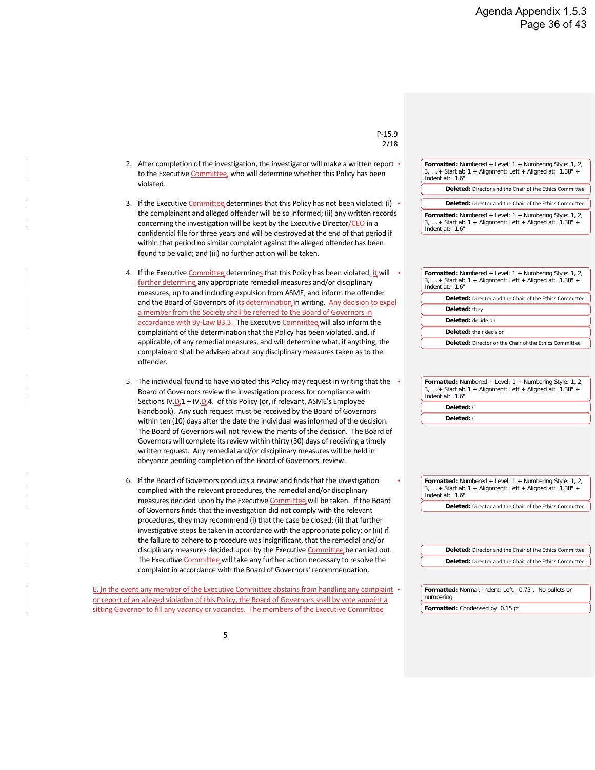P-15.9
2/18

2. After completion of the investigation, the investigator will make a written report to the Executive Committee, who will determine whether this Policy has been violated.

3. If the Executive Committee determines that this Policy has not been violated: (i) the complainant and alleged offender will be so informed; (ii) any written records concerning the investigation will be kept by the Executive Director/CEO in a confidential file for three years and will be destroyed at the end of that period if within that period no similar complaint against the alleged offender has been found to be valid; and (iii) no further action will be taken.

4. If the Executive Committee determines that this Policy has been violated, it will further determine any appropriate remedial measures and/or disciplinary measures, up to and including expulsion from ASME, and inform the offender and the Board of Governors of its determination in writing. Any decision to expel a member from the Society shall be referred to the Board of Governors in accordance with By-Law B3.3. The Executive Committee will also inform the complainant of the determination that the Policy has been violated, and, if applicable, of any remedial measures, and will determine what, if anything, the complainant shall be advised about any disciplinary measures taken as to the offender.

5. The individual found to have violated this Policy may request in writing that the Board of Governors review the investigation process for compliance with Sections IV.D.1 – IV.D.4. of this Policy (or, if relevant, ASME's Employee Handbook). Any such request must be received by the Board of Governors within ten (10) days after the date the individual was informed of the decision. The Board of Governors will not review the merits of the decision. The Board of Governors will complete its review within thirty (30) days of receiving a timely written request. Any remedial and/or disciplinary measures will be held in abeyance pending completion of the Board of Governors' review.

6. If the Board of Governors conducts a review and finds that the investigation complied with the relevant procedures, the remedial and/or disciplinary measures decided upon by the Executive Committee will be taken. If the Board of Governors finds that the investigation did not comply with the relevant procedures, they may recommend (i) that the case be closed; (ii) that further investigative steps be taken in accordance with the appropriate policy; or (iii) if the failure to adhere to procedure was insignificant, that the remedial and/or disciplinary measures decided upon by the Executive Committee be carried out. The Executive Committee will take any further action necessary to resolve the complaint in accordance with the Board of Governors' recommendation.

E. In the event any member of the Executive Committee abstains from handling any complaint or report of an alleged violation of this Policy, the Board of Governors shall by vote appoint a sitting Governor to fill any vacancy or vacancies. The members of the Executive Committee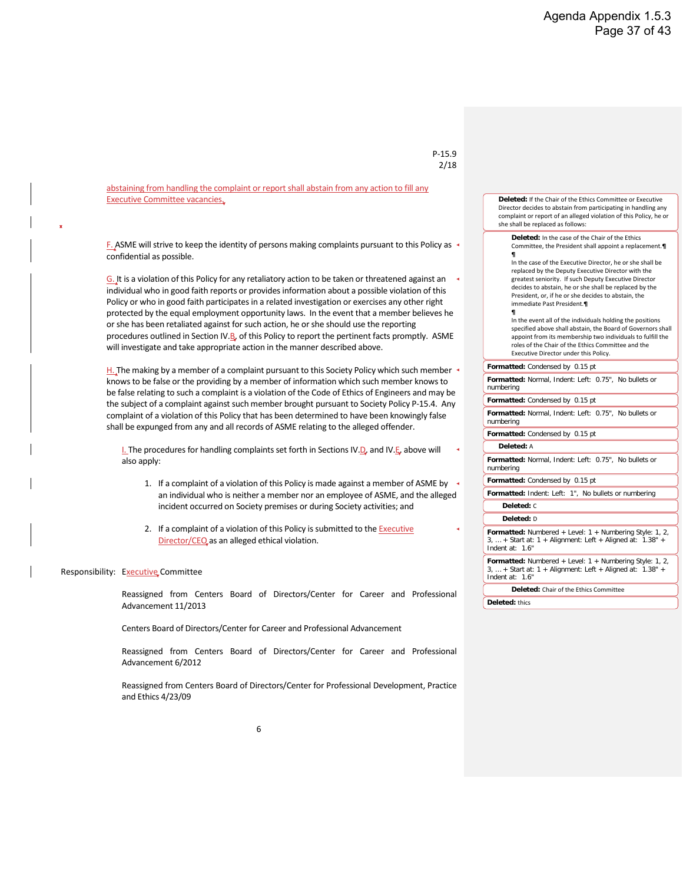P-15.9
2/18

abstaining from handling the complaint or report shall abstain from any action to fill any Executive Committee vacancies.

F. ASME will strive to keep the identity of persons making complaints pursuant to this Policy as confidential as possible.

G. It is a violation of this Policy for any retaliatory action to be taken or threatened against an individual who in good faith reports or provides information about a possible violation of this Policy or who in good faith participates in a related investigation or exercises any other right protected by the equal employment opportunity laws. In the event that a member believes he or she has been retaliated against for such action, he or she should use the reporting procedures outlined in Section IV.B. of this Policy to report the pertinent facts promptly. ASME will investigate and take appropriate action in the manner described above.

H. The making by a member of a complaint pursuant to this Society Policy which such member knows to be false or the providing by a member of information which such member knows to be false relating to such a complaint is a violation of the Code of Ethics of Engineers and may be the subject of a complaint against such member brought pursuant to Society Policy P-15.4. Any complaint of a violation of this Policy that has been determined to have been knowingly false shall be expunged from any and all records of ASME relating to the alleged offender.

I. The procedures for handling complaints set forth in Sections IV.D. and IV.E. above will also apply:

1. If a complaint of a violation of this Policy is made against a member of ASME by an individual who is neither a member nor an employee of ASME, and the alleged incident occurred on Society premises or during Society activities; and
2. If a complaint of a violation of this Policy is submitted to the Executive Director/CEO as an alleged ethical violation.

Responsibility: Executive Committee

Reassigned from Centers Board of Directors/Center for Career and Professional Advancement 11/2013

Centers Board of Directors/Center for Career and Professional Advancement

Reassigned from Centers Board of Directors/Center for Career and Professional Advancement 6/2012

Reassigned from Centers Board of Directors/Center for Professional Development, Practice and Ethics 4/23/09

**Deleted:** If the Chair of the Ethics Committee or Executive Director decides to abstain from participating in handling any complaint or report of an alleged violation of this Policy, he or she shall be replaced as follows:

**Deleted:** In the case of the Chair of the Ethics Committee, the President shall appoint a replacement.

In the case of the Executive Director, he or she shall be replaced by the Deputy Executive Director with the greatest seniority. If such Deputy Executive Director decides to abstain, he or she shall be replaced by the President, or, if he or she decides to abstain, the immediate Past President.

In the event all of the individuals holding the positions specified above shall abstain, the Board of Governors shall appoint from its membership two individuals to fulfill the roles of the Chair of the Ethics Committee and the Executive Director under this Policy.

**Formatted:** Condensed by 0.15 pt

**Formatted:** Normal, Indent: Left: 0.75", No bullets or numbering

**Formatted:** Condensed by 0.15 pt

**Formatted:** Normal, Indent: Left: 0.75", No bullets or numbering

**Formatted:** Condensed by 0.15 pt

**Deleted:** A

**Formatted:** Normal, Indent: Left: 0.75", No bullets or numbering

**Formatted:** Condensed by 0.15 pt

**Formatted:** Indent: Left: 1", No bullets or numbering

**Deleted:** C

**Deleted:** D

**Formatted:** Numbered + Level: 1 + Numbering Style: 1, 2, 3, … + Start at: 1 + Alignment: Left + Aligned at: 1.38" + Indent at: 1.6"

**Formatted:** Numbered + Level: 1 + Numbering Style: 1, 2, 3, … + Start at: 1 + Alignment: Left + Aligned at: 1.38" + Indent at: 1.6"

**Deleted:** Chair of the Ethics Committee

**Deleted:** thics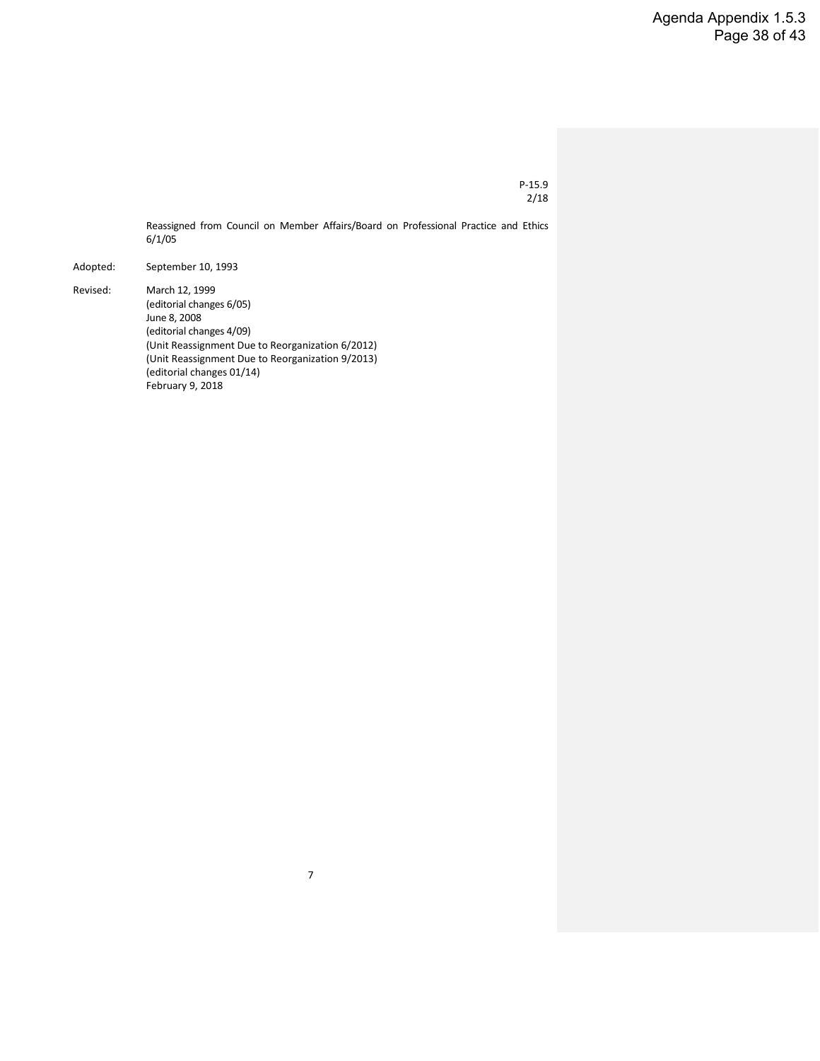P-15.9
2/18

Reassigned from Council on Member Affairs/Board on Professional Practice and Ethics 6/1/05

Adopted: September 10, 1993

Revised: March 12, 1999
(editorial changes 6/05)
June 8, 2008
(editorial changes 4/09)
(Unit Reassignment Due to Reorganization 6/2012)
(Unit Reassignment Due to Reorganization 9/2013)
(editorial changes 01/14)
February 9, 2018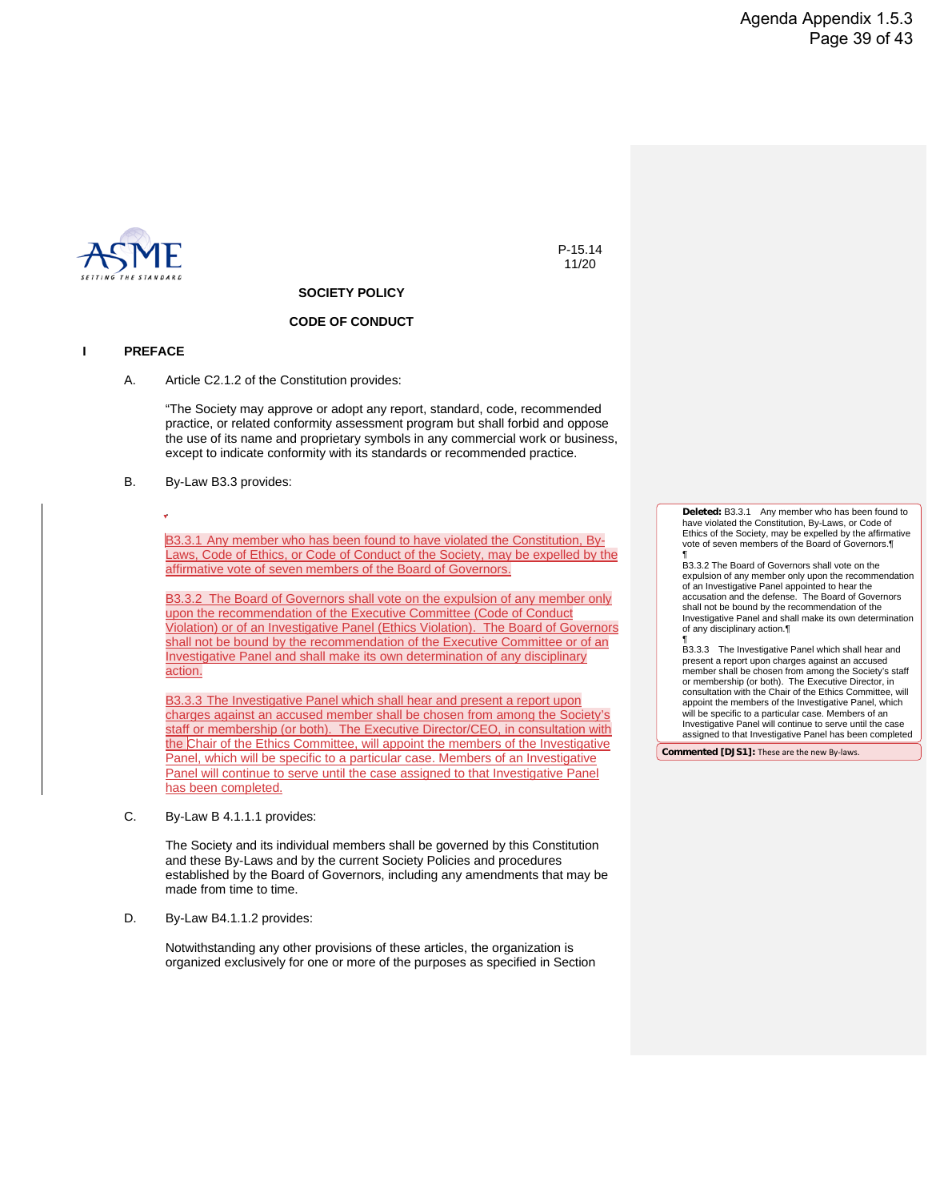P-15.14
11/20

**SOCIETY POLICY**

**CODE OF CONDUCT**

## I PREFACE

A. Article C2.1.2 of the Constitution provides:

"The Society may approve or adopt any report, standard, code, recommended practice, or related conformity assessment program but shall forbid and oppose the use of its name and proprietary symbols in any commercial work or business, except to indicate conformity with its standards or recommended practice.

B. By-Law B3.3 provides:

B3.3.1 Any member who has been found to have violated the Constitution, By-Laws, Code of Ethics, or Code of Conduct of the Society, may be expelled by the affirmative vote of seven members of the Board of Governors.

B3.3.2 The Board of Governors shall vote on the expulsion of any member only upon the recommendation of the Executive Committee (Code of Conduct Violation) or of an Investigative Panel (Ethics Violation). The Board of Governors shall not be bound by the recommendation of the Executive Committee or of an Investigative Panel and shall make its own determination of any disciplinary action.

B3.3.3 The Investigative Panel which shall hear and present a report upon charges against an accused member shall be chosen from among the Society's staff or membership (or both). The Executive Director/CEO, in consultation with the Chair of the Ethics Committee, will appoint the members of the Investigative Panel, which will be specific to a particular case. Members of an Investigative Panel will continue to serve until the case assigned to that Investigative Panel has been completed.

C. By-Law B 4.1.1.1 provides:

The Society and its individual members shall be governed by this Constitution and these By-Laws and by the current Society Policies and procedures established by the Board of Governors, including any amendments that may be made from time to time.

D. By-Law B4.1.1.2 provides:

Notwithstanding any other provisions of these articles, the organization is organized exclusively for one or more of the purposes as specified in Section

**Deleted:** B3.3.1 Any member who has been found to have violated the Constitution, By-Laws, or Code of Ethics of the Society, may be expelled by the affirmative vote of seven members of the Board of Governors.

B3.3.2 The Board of Governors shall vote on the expulsion of any member only upon the recommendation of an Investigative Panel appointed to hear the accusation and the defense. The Board of Governors shall not be bound by the recommendation of the Investigative Panel and shall make its own determination of any disciplinary action.

B3.3.3 The Investigative Panel which shall hear and present a report upon charges against an accused member shall be chosen from among the Society's staff or membership (or both). The Executive Director, in consultation with the Chair of the Ethics Committee, will appoint the members of the Investigative Panel, which will be specific to a particular case. Members of an Investigative Panel will continue to serve until the case assigned to that Investigative Panel has been completed

**Commented [DJS1]:** These are the new By-laws.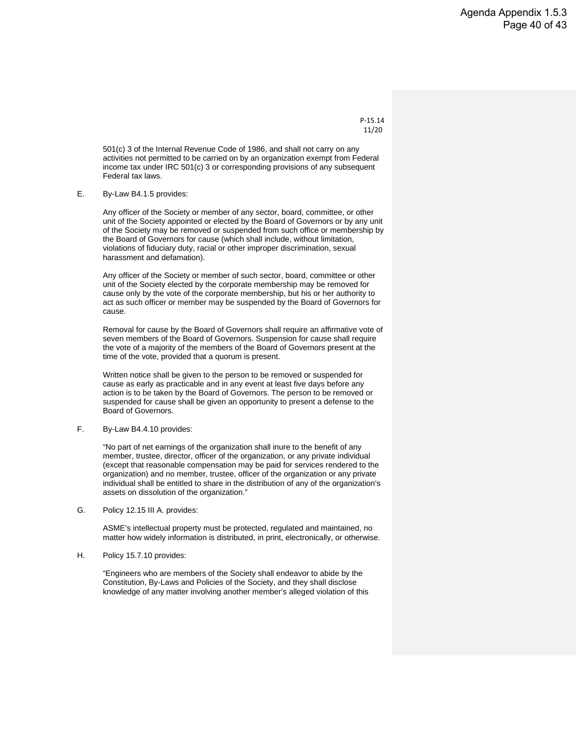P-15.14
11/20

501(c) 3 of the Internal Revenue Code of 1986, and shall not carry on any activities not permitted to be carried on by an organization exempt from Federal income tax under IRC 501(c) 3 or corresponding provisions of any subsequent Federal tax laws.

E. By-Law B4.1.5 provides:

Any officer of the Society or member of any sector, board, committee, or other unit of the Society appointed or elected by the Board of Governors or by any unit of the Society may be removed or suspended from such office or membership by the Board of Governors for cause (which shall include, without limitation, violations of fiduciary duty, racial or other improper discrimination, sexual harassment and defamation).

Any officer of the Society or member of such sector, board, committee or other unit of the Society elected by the corporate membership may be removed for cause only by the vote of the corporate membership, but his or her authority to act as such officer or member may be suspended by the Board of Governors for cause.

Removal for cause by the Board of Governors shall require an affirmative vote of seven members of the Board of Governors. Suspension for cause shall require the vote of a majority of the members of the Board of Governors present at the time of the vote, provided that a quorum is present.

Written notice shall be given to the person to be removed or suspended for cause as early as practicable and in any event at least five days before any action is to be taken by the Board of Governors. The person to be removed or suspended for cause shall be given an opportunity to present a defense to the Board of Governors.

F. By-Law B4.4.10 provides:

"No part of net earnings of the organization shall inure to the benefit of any member, trustee, director, officer of the organization, or any private individual (except that reasonable compensation may be paid for services rendered to the organization) and no member, trustee, officer of the organization or any private individual shall be entitled to share in the distribution of any of the organization's assets on dissolution of the organization."

G. Policy 12.15 III A. provides:

ASME's intellectual property must be protected, regulated and maintained, no matter how widely information is distributed, in print, electronically, or otherwise.

H. Policy 15.7.10 provides:

"Engineers who are members of the Society shall endeavor to abide by the Constitution, By-Laws and Policies of the Society, and they shall disclose knowledge of any matter involving another member's alleged violation of this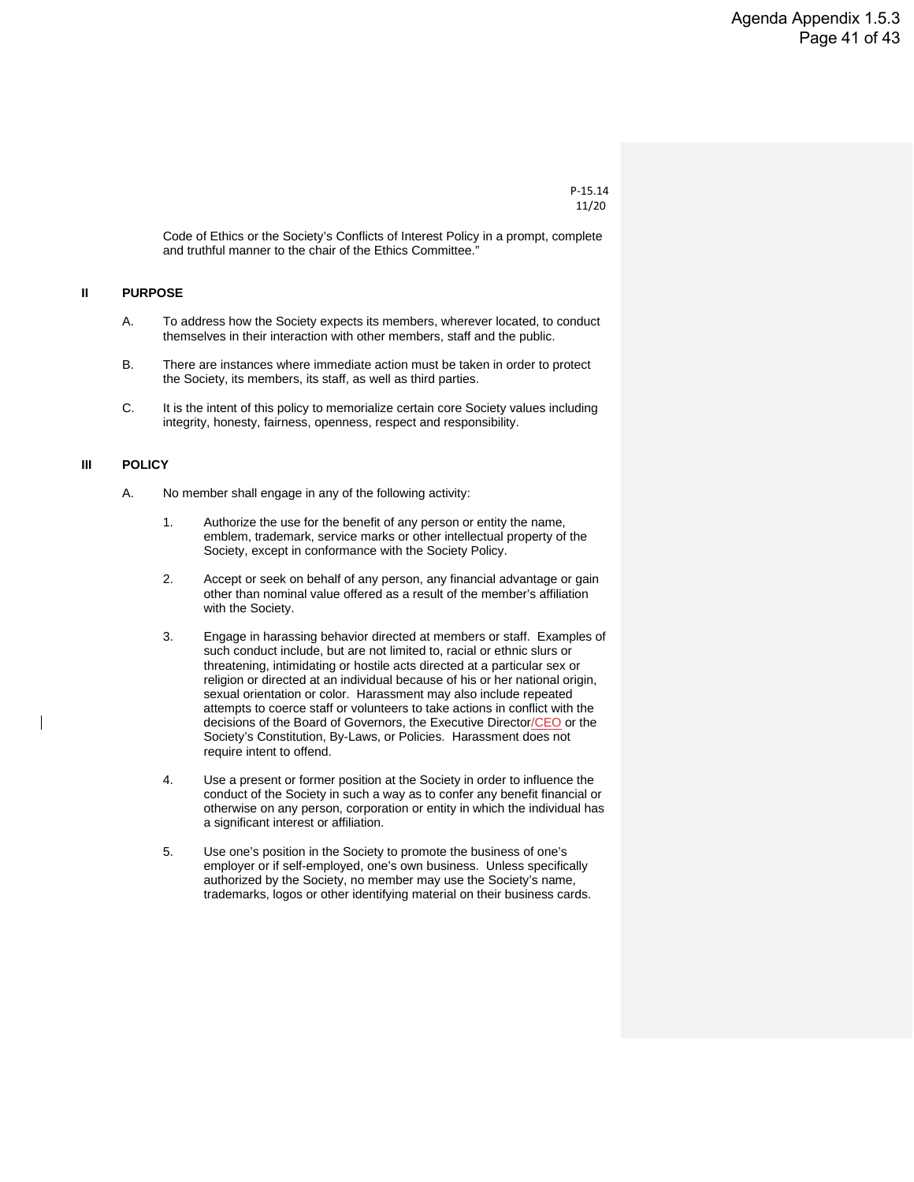P-15.14
11/20

Code of Ethics or the Society's Conflicts of Interest Policy in a prompt, complete and truthful manner to the chair of the Ethics Committee."

## II PURPOSE

A. To address how the Society expects its members, wherever located, to conduct themselves in their interaction with other members, staff and the public.

B. There are instances where immediate action must be taken in order to protect the Society, its members, its staff, as well as third parties.

C. It is the intent of this policy to memorialize certain core Society values including integrity, honesty, fairness, openness, respect and responsibility.

## III POLICY

A. No member shall engage in any of the following activity:

1. Authorize the use for the benefit of any person or entity the name, emblem, trademark, service marks or other intellectual property of the Society, except in conformance with the Society Policy.

2. Accept or seek on behalf of any person, any financial advantage or gain other than nominal value offered as a result of the member's affiliation with the Society.

3. Engage in harassing behavior directed at members or staff. Examples of such conduct include, but are not limited to, racial or ethnic slurs or threatening, intimidating or hostile acts directed at a particular sex or religion or directed at an individual because of his or her national origin, sexual orientation or color. Harassment may also include repeated attempts to coerce staff or volunteers to take actions in conflict with the decisions of the Board of Governors, the Executive Director/CEO or the Society's Constitution, By-Laws, or Policies. Harassment does not require intent to offend.

4. Use a present or former position at the Society in order to influence the conduct of the Society in such a way as to confer any benefit financial or otherwise on any person, corporation or entity in which the individual has a significant interest or affiliation.

5. Use one's position in the Society to promote the business of one's employer or if self-employed, one's own business. Unless specifically authorized by the Society, no member may use the Society's name, trademarks, logos or other identifying material on their business cards.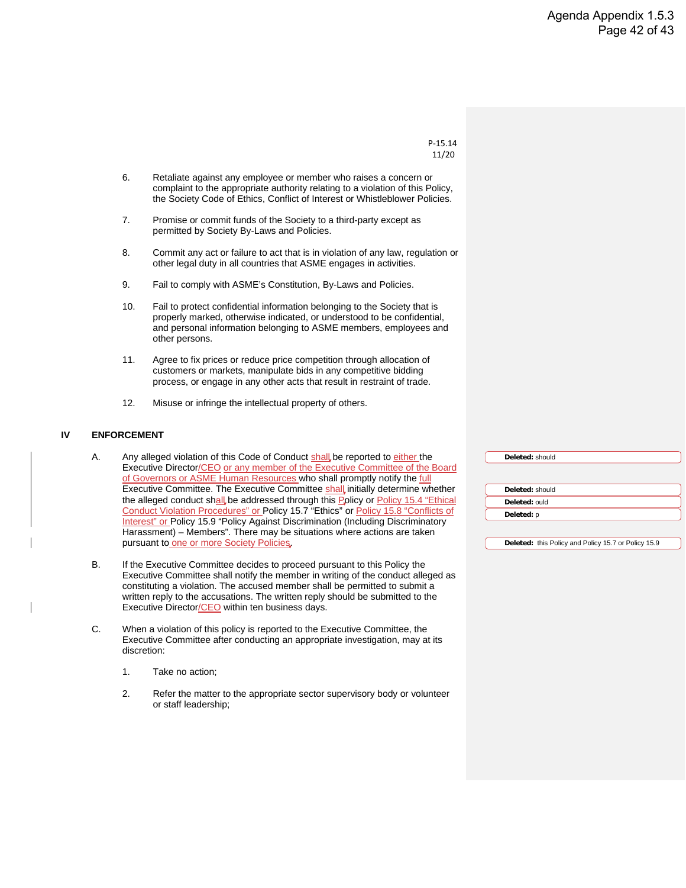P-15.14
11/20

6. Retaliate against any employee or member who raises a concern or complaint to the appropriate authority relating to a violation of this Policy, the Society Code of Ethics, Conflict of Interest or Whistleblower Policies.

7. Promise or commit funds of the Society to a third-party except as permitted by Society By-Laws and Policies.

8. Commit any act or failure to act that is in violation of any law, regulation or other legal duty in all countries that ASME engages in activities.

9. Fail to comply with ASME's Constitution, By-Laws and Policies.

10. Fail to protect confidential information belonging to the Society that is properly marked, otherwise indicated, or understood to be confidential, and personal information belonging to ASME members, employees and other persons.

11. Agree to fix prices or reduce price competition through allocation of customers or markets, manipulate bids in any competitive bidding process, or engage in any other acts that result in restraint of trade.

12. Misuse or infringe the intellectual property of others.

## IV ENFORCEMENT

A. Any alleged violation of this Code of Conduct shall be reported to either the Executive Director/CEO or any member of the Executive Committee of the Board of Governors or ASME Human Resources who shall promptly notify the full Executive Committee. The Executive Committee shall initially determine whether the alleged conduct shall be addressed through this Policy or Policy 15.4 "Ethical Conduct Violation Procedures" or Policy 15.7 "Ethics" or Policy 15.8 "Conflicts of Interest" or Policy 15.9 "Policy Against Discrimination (Including Discriminatory Harassment) – Members". There may be situations where actions are taken pursuant to one or more Society Policies.

B. If the Executive Committee decides to proceed pursuant to this Policy the Executive Committee shall notify the member in writing of the conduct alleged as constituting a violation. The accused member shall be permitted to submit a written reply to the accusations. The written reply should be submitted to the Executive Director/CEO within ten business days.

C. When a violation of this policy is reported to the Executive Committee, the Executive Committee after conducting an appropriate investigation, may at its discretion:

   1. Take no action;

   2. Refer the matter to the appropriate sector supervisory body or volunteer or staff leadership;

**Deleted:** should

**Deleted:** should

**Deleted:** ould

**Deleted:** p

**Deleted:** this Policy and Policy 15.7 or Policy 15.9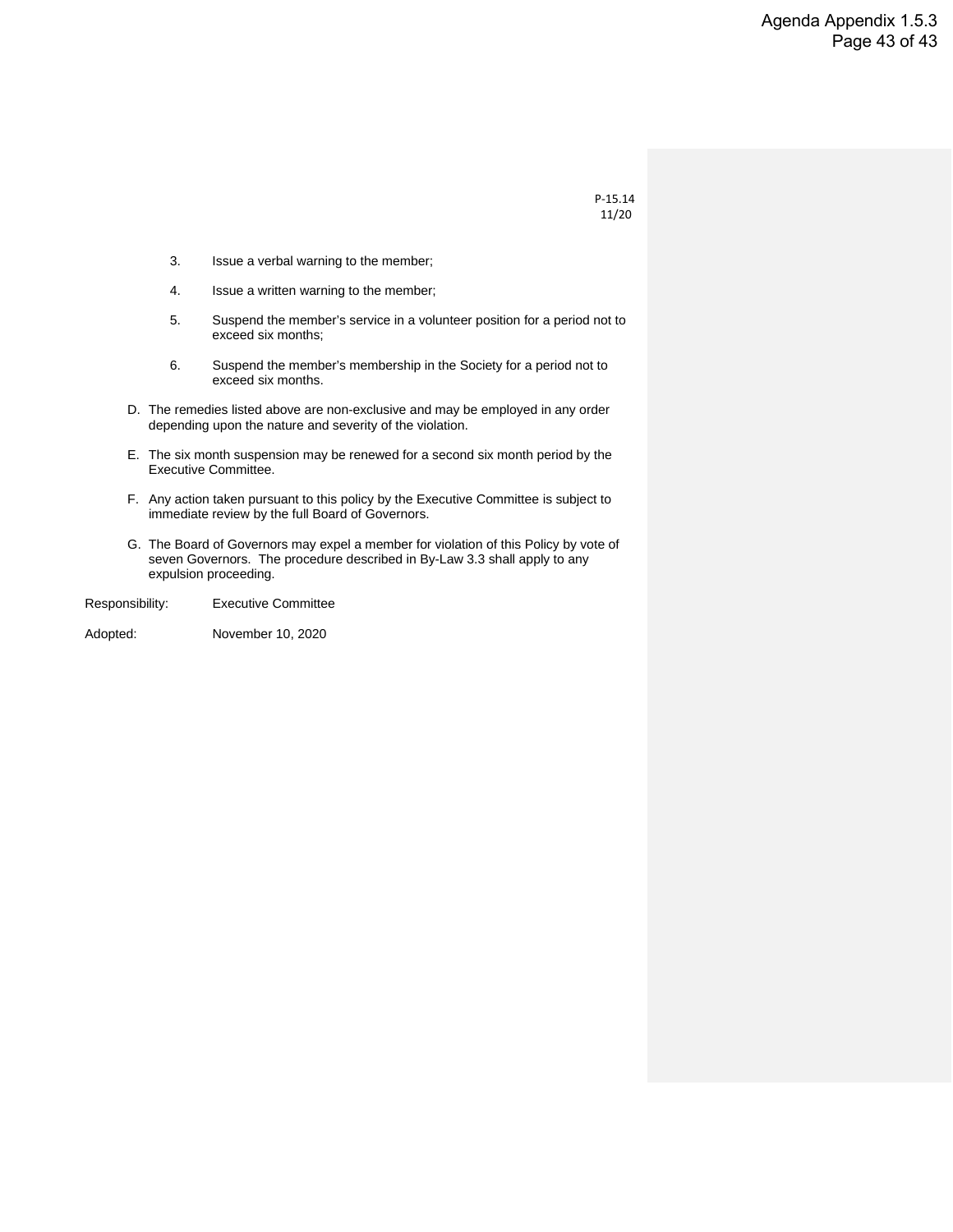P-15.14
11/20

3. Issue a verbal warning to the member;

4. Issue a written warning to the member;

5. Suspend the member's service in a volunteer position for a period not to exceed six months;

6. Suspend the member's membership in the Society for a period not to exceed six months.

D. The remedies listed above are non-exclusive and may be employed in any order depending upon the nature and severity of the violation.

E. The six month suspension may be renewed for a second six month period by the Executive Committee.

F. Any action taken pursuant to this policy by the Executive Committee is subject to immediate review by the full Board of Governors.

G. The Board of Governors may expel a member for violation of this Policy by vote of seven Governors. The procedure described in By-Law 3.3 shall apply to any expulsion proceeding.

Responsibility: Executive Committee

Adopted: November 10, 2020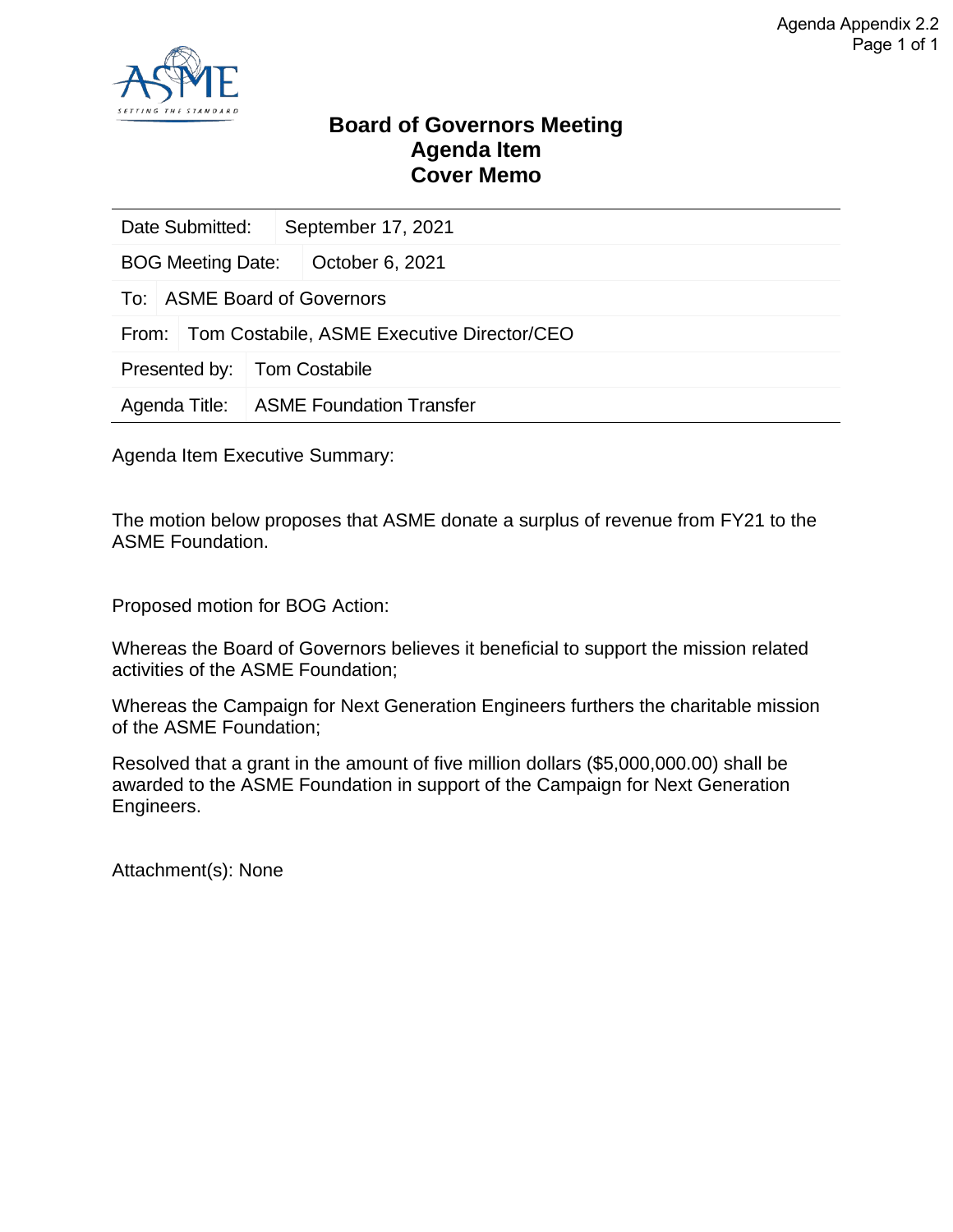# Board of Governors Meeting
# Agenda Item
# Cover Memo

| | |
|---|---|
| Date Submitted: | September 17, 2021 |
| BOG Meeting Date: | October 6, 2021 |
| To: | ASME Board of Governors |
| From: | Tom Costabile, ASME Executive Director/CEO |
| Presented by: | Tom Costabile |
| Agenda Title: | ASME Foundation Transfer |

Agenda Item Executive Summary:

The motion below proposes that ASME donate a surplus of revenue from FY21 to the ASME Foundation.

Proposed motion for BOG Action:

Whereas the Board of Governors believes it beneficial to support the mission related activities of the ASME Foundation;

Whereas the Campaign for Next Generation Engineers furthers the charitable mission of the ASME Foundation;

Resolved that a grant in the amount of five million dollars ($5,000,000.00) shall be awarded to the ASME Foundation in support of the Campaign for Next Generation Engineers.

Attachment(s): None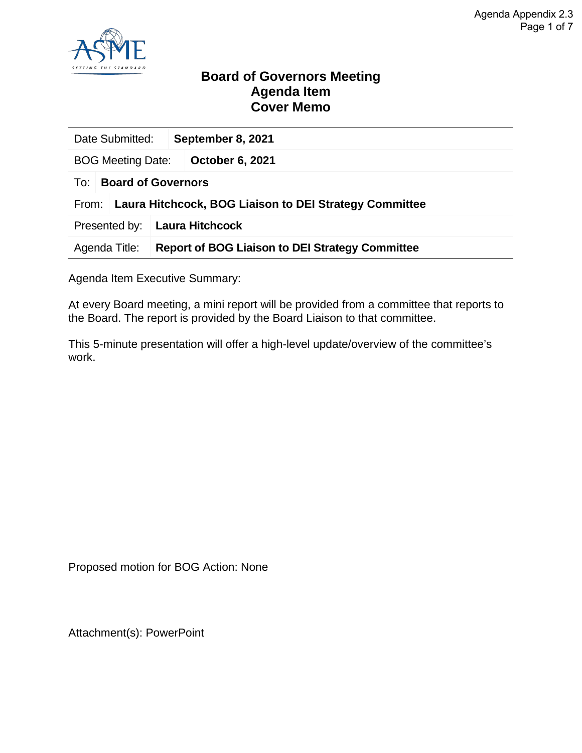# Board of Governors Meeting
## Agenda Item
## Cover Memo

| Date Submitted: | **September 8, 2021** |
|---|---|
| BOG Meeting Date: | **October 6, 2021** |
| To: | **Board of Governors** |
| From: | **Laura Hitchcock, BOG Liaison to DEI Strategy Committee** |
| Presented by: | **Laura Hitchcock** |
| Agenda Title: | **Report of BOG Liaison to DEI Strategy Committee** |

Agenda Item Executive Summary:

At every Board meeting, a mini report will be provided from a committee that reports to the Board. The report is provided by the Board Liaison to that committee.

This 5-minute presentation will offer a high-level update/overview of the committee's work.

Proposed motion for BOG Action: None

Attachment(s): PowerPoint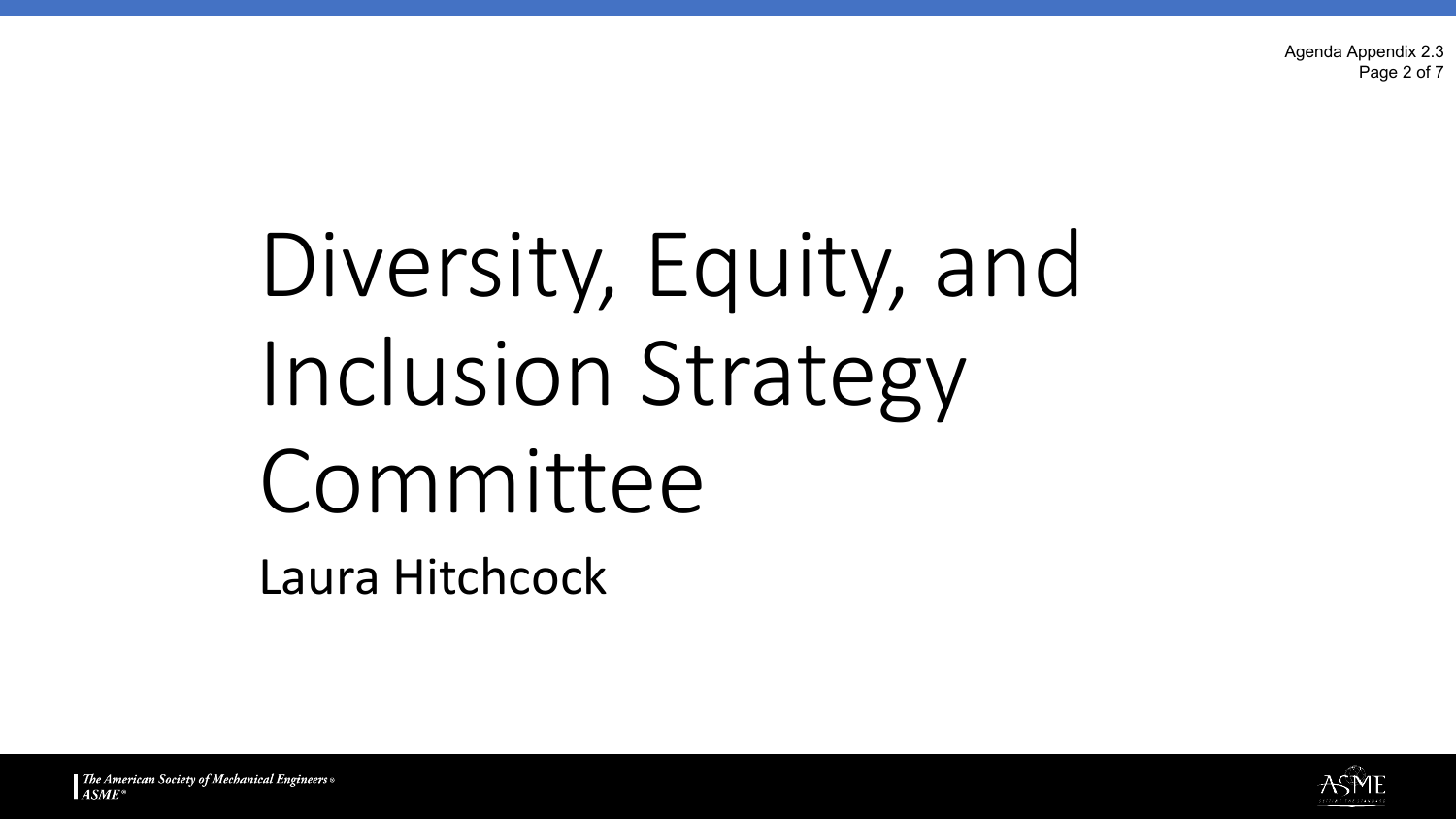# Diversity, Equity, and Inclusion Strategy Committee

Laura Hitchcock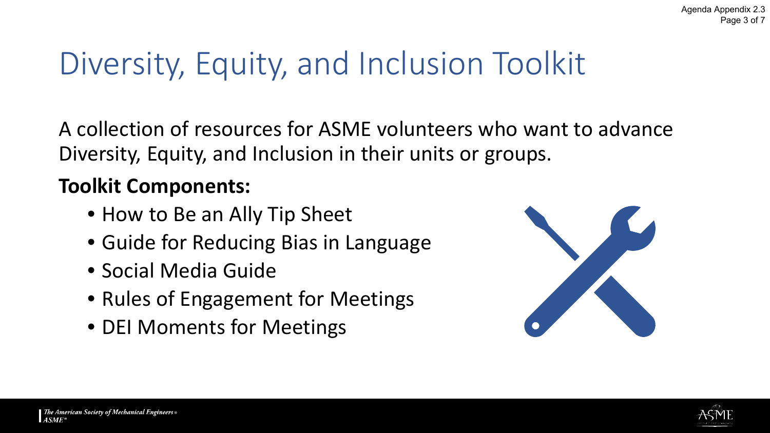# Diversity, Equity, and Inclusion Toolkit

A collection of resources for ASME volunteers who want to advance Diversity, Equity, and Inclusion in their units or groups.

**Toolkit Components:**

- How to Be an Ally Tip Sheet
- Guide for Reducing Bias in Language
- Social Media Guide
- Rules of Engagement for Meetings
- DEI Moments for Meetings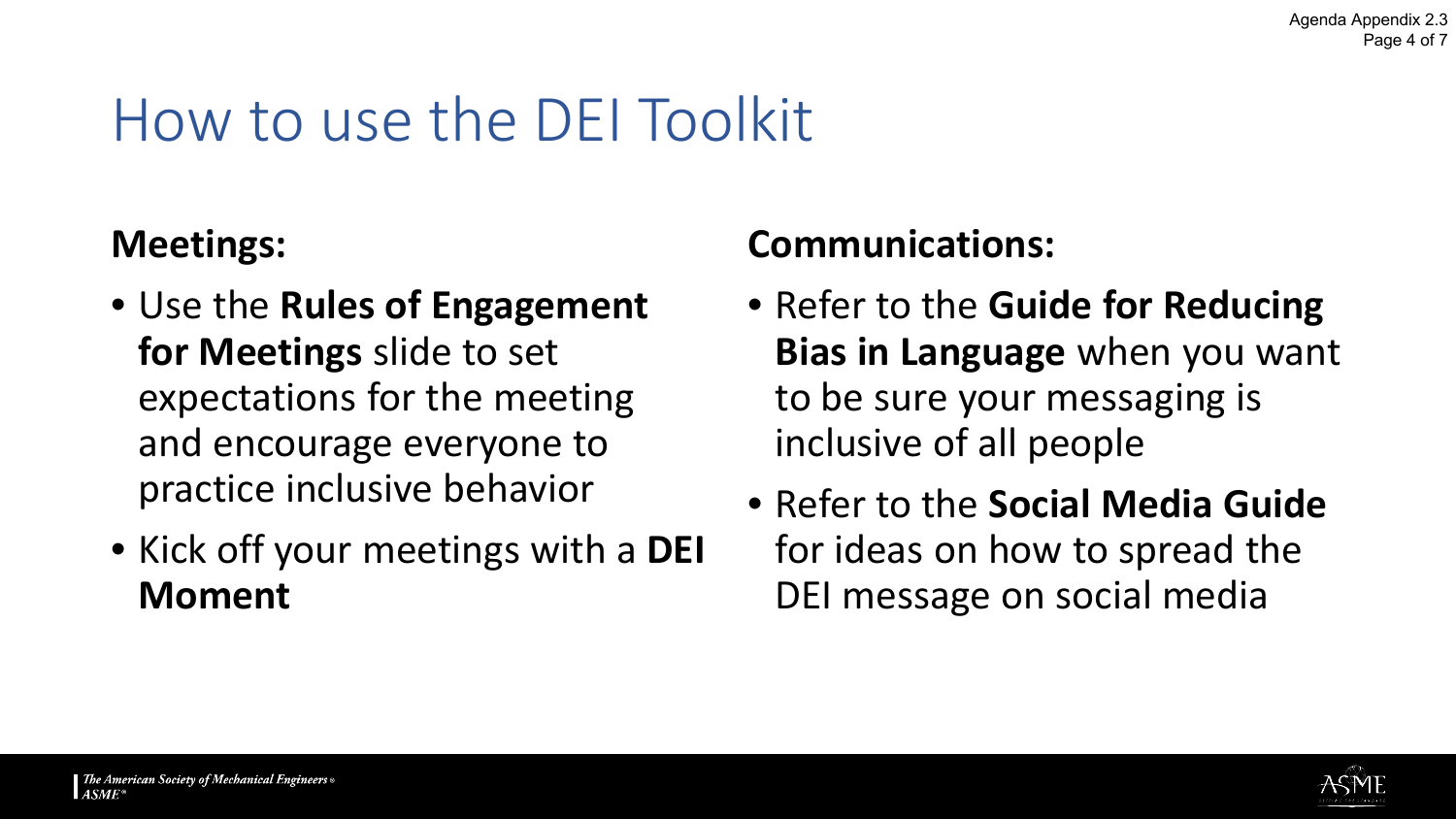# How to use the DEI Toolkit

**Meetings:**

- Use the **Rules of Engagement for Meetings** slide to set expectations for the meeting and encourage everyone to practice inclusive behavior
- Kick off your meetings with a **DEI Moment**

**Communications:**

- Refer to the **Guide for Reducing Bias in Language** when you want to be sure your messaging is inclusive of all people
- Refer to the **Social Media Guide** for ideas on how to spread the DEI message on social media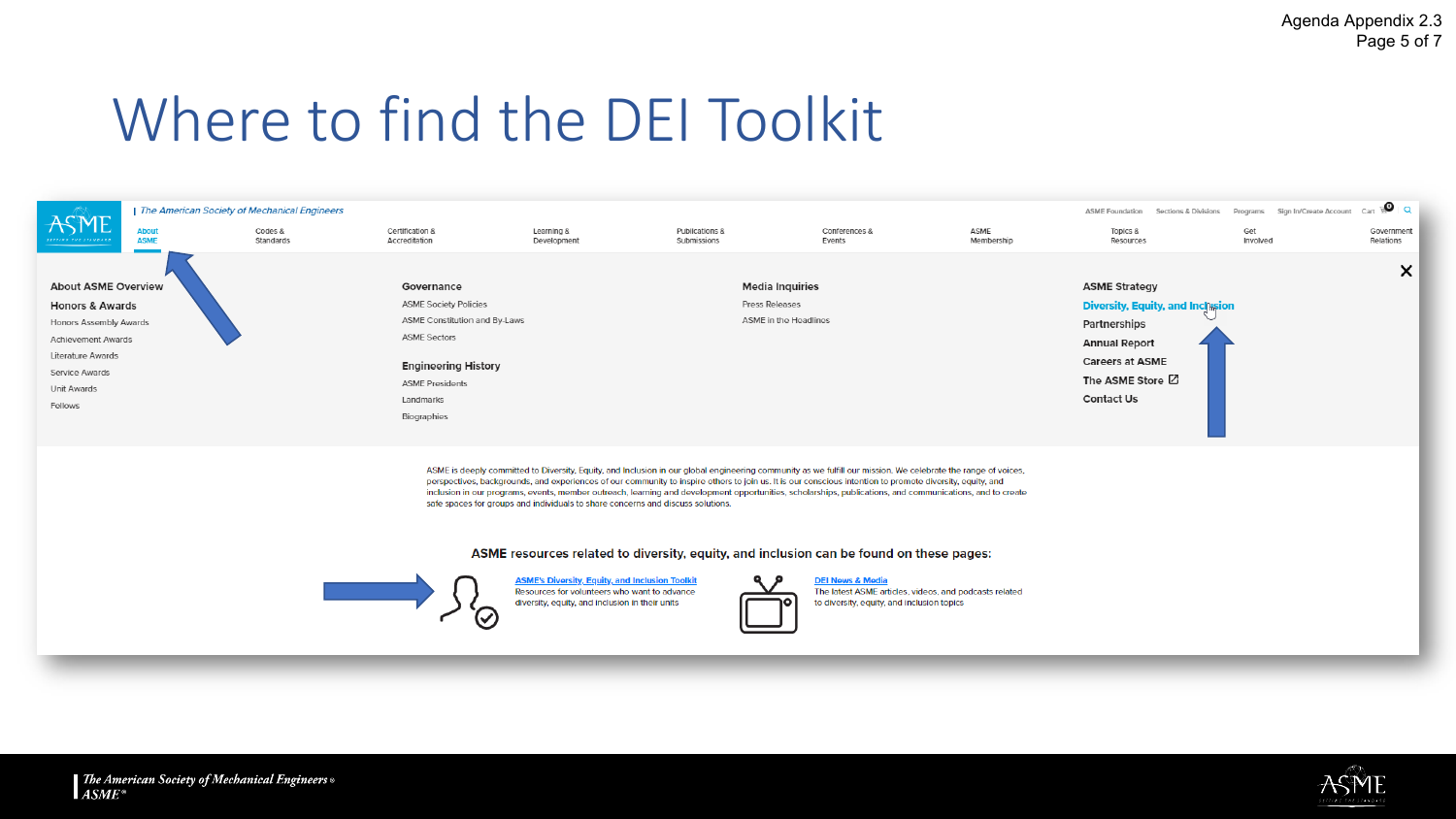# Where to find the DEI Toolkit

| The American Society of Mechanical Engineers

ASME Foundation | Sections & Divisions | Programs | Sign In/Create Account | Cart

About ASME | Codes & Standards | Certification & Accreditation | Learning & Development | Publications & Submissions | Conferences & Events | ASME Membership | Topics & Resources | Get Involved | Government Relations

**About ASME Overview**

**Honors & Awards**

- Honors Assembly Awards
- Achievement Awards
- Literature Awards
- Service Awards
- Unit Awards
- Fellows

**Governance**

- ASME Society Policies
- ASME Constitution and By-Laws
- ASME Sectors

**Engineering History**

- ASME Presidents
- Landmarks
- Biographies

**Media Inquiries**

- Press Releases
- ASME in the Headlines

**ASME Strategy**

**Diversity, Equity, and Inclusion**

**Partnerships**

**Annual Report**

**Careers at ASME**

**The ASME Store**

**Contact Us**

ASME is deeply committed to Diversity, Equity, and Inclusion in our global engineering community as we fulfill our mission. We celebrate the range of voices, perspectives, backgrounds, and experiences of our community to inspire others to join us. It is our conscious intention to promote diversity, equity, and inclusion in our programs, events, member outreach, learning and development opportunities, scholarships, publications, and communications, and to create safe spaces for groups and individuals to share concerns and discuss solutions.

**ASME resources related to diversity, equity, and inclusion can be found on these pages:**

**ASME's Diversity, Equity, and Inclusion Toolkit**
Resources for volunteers who want to advance diversity, equity, and inclusion in their units

**DEI News & Media**
The latest ASME articles, videos, and podcasts related to diversity, equity, and inclusion topics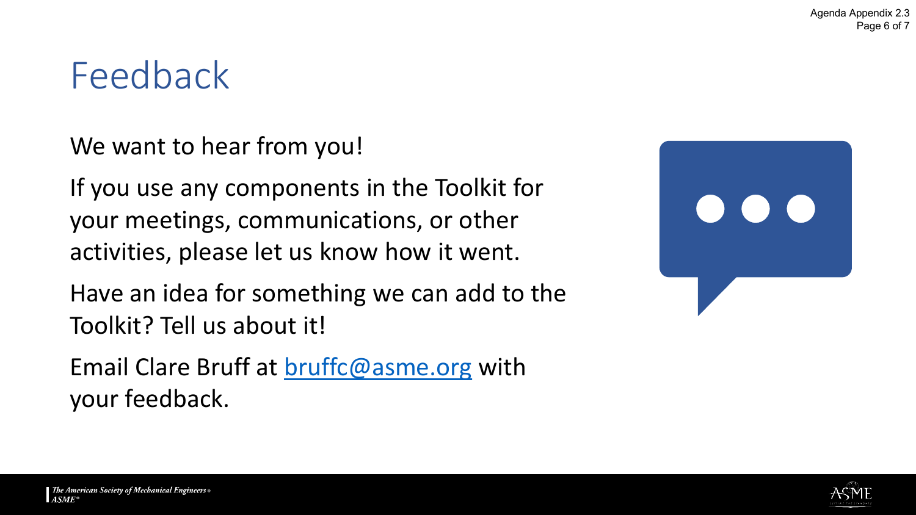# Feedback

We want to hear from you!

If you use any components in the Toolkit for your meetings, communications, or other activities, please let us know how it went.

Have an idea for something we can add to the Toolkit? Tell us about it!

Email Clare Bruff at [bruffc@asme.org](mailto:bruffc@asme.org) with your feedback.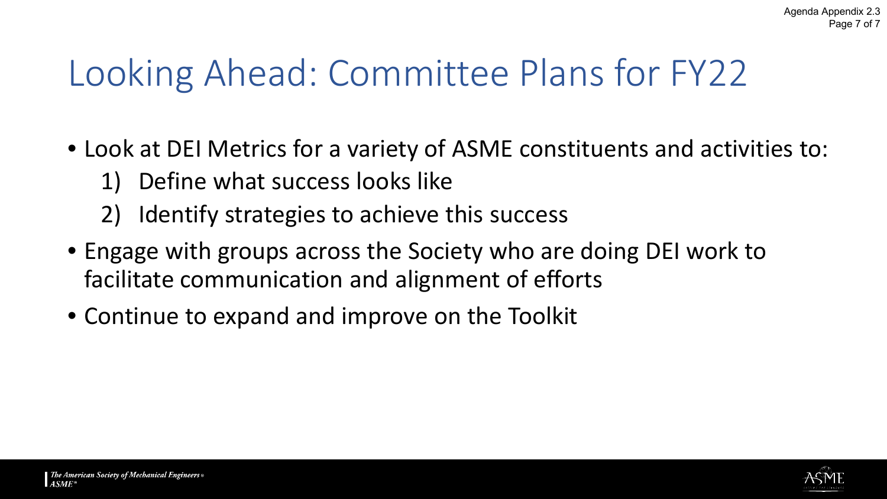# Looking Ahead: Committee Plans for FY22

- Look at DEI Metrics for a variety of ASME constituents and activities to:
  1) Define what success looks like
  2) Identify strategies to achieve this success
- Engage with groups across the Society who are doing DEI work to facilitate communication and alignment of efforts
- Continue to expand and improve on the Toolkit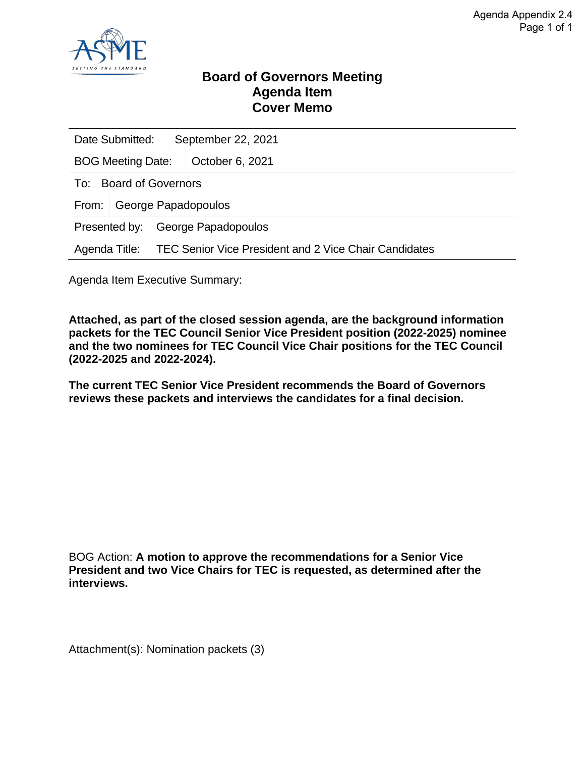# Board of Governors Meeting
# Agenda Item
# Cover Memo

| | |
|---|---|
| Date Submitted: | September 22, 2021 |
| BOG Meeting Date: | October 6, 2021 |
| To: | Board of Governors |
| From: | George Papadopoulos |
| Presented by: | George Papadopoulos |
| Agenda Title: | TEC Senior Vice President and 2 Vice Chair Candidates |

Agenda Item Executive Summary:

**Attached, as part of the closed session agenda, are the background information packets for the TEC Council Senior Vice President position (2022-2025) nominee and the two nominees for TEC Council Vice Chair positions for the TEC Council (2022-2025 and 2022-2024).**

**The current TEC Senior Vice President recommends the Board of Governors reviews these packets and interviews the candidates for a final decision.**

BOG Action: **A motion to approve the recommendations for a Senior Vice President and two Vice Chairs for TEC is requested, as determined after the interviews.**

Attachment(s): Nomination packets (3)